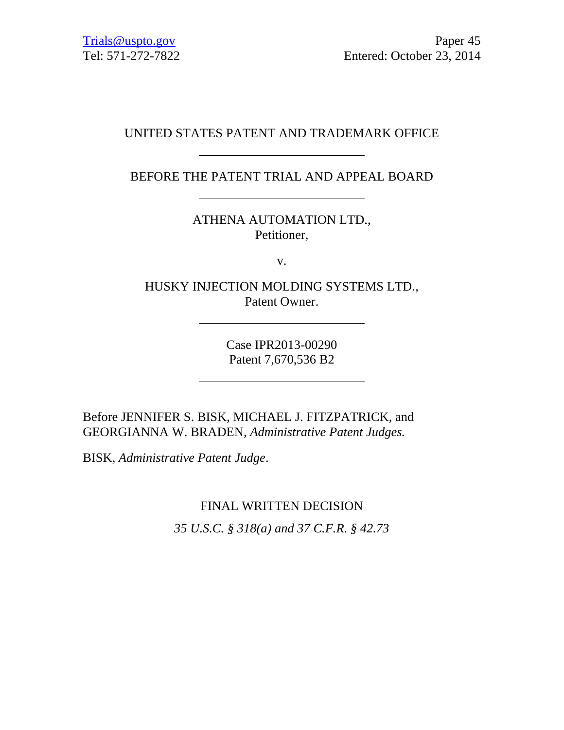Trials@uspto.gov
Tel: 571-272-7822

Paper 45
Entered: October 23, 2014

UNITED STATES PATENT AND TRADEMARK OFFICE

---

BEFORE THE PATENT TRIAL AND APPEAL BOARD

---

ATHENA AUTOMATION LTD.,
Petitioner,

v.

HUSKY INJECTION MOLDING SYSTEMS LTD.,
Patent Owner.

---

Case IPR2013-00290
Patent 7,670,536 B2

---

Before JENNIFER S. BISK, MICHAEL J. FITZPATRICK, and GEORGIANNA W. BRADEN, *Administrative Patent Judges.*

BISK, *Administrative Patent Judge*.

FINAL WRITTEN DECISION

*35 U.S.C. § 318(a) and 37 C.F.R. § 42.73*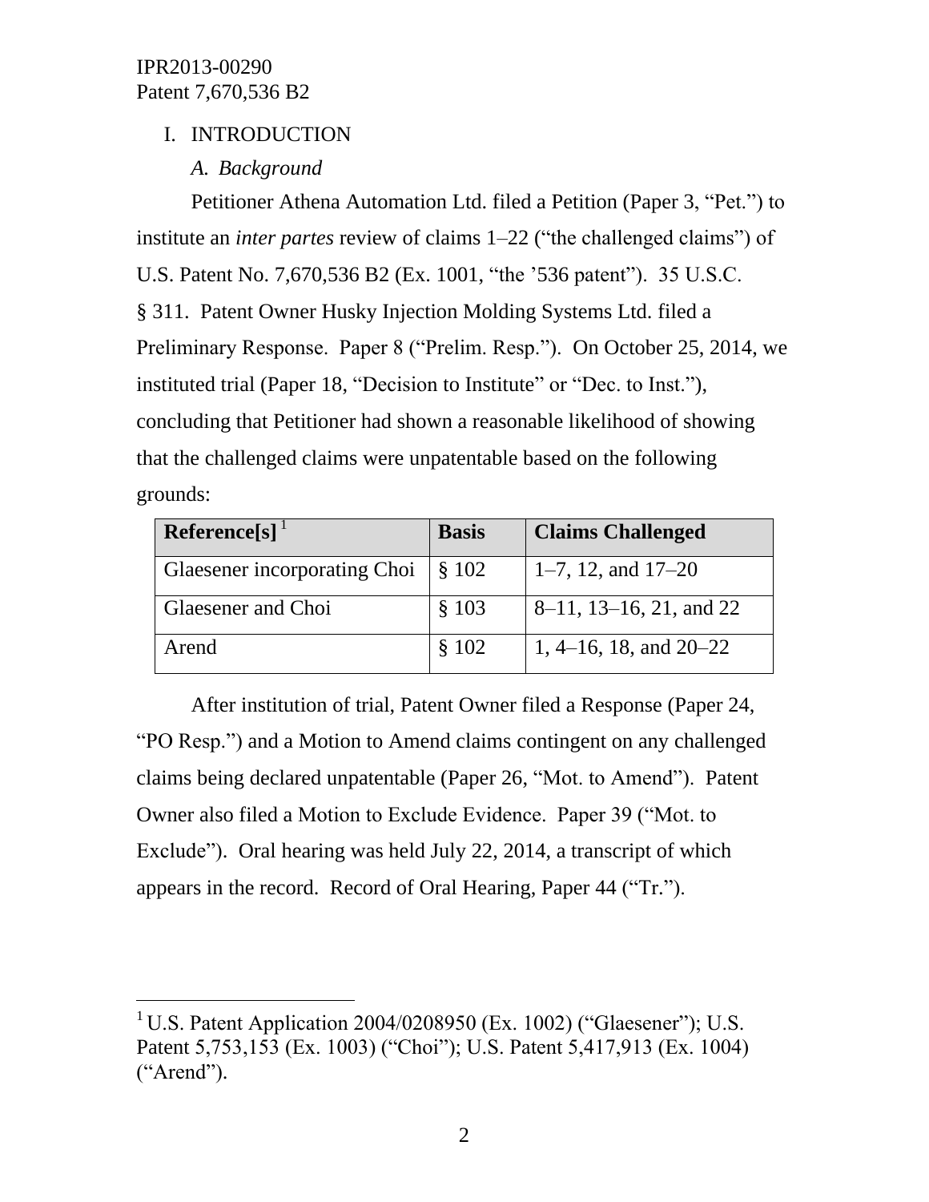## I. INTRODUCTION

### *A. Background*

Petitioner Athena Automation Ltd. filed a Petition (Paper 3, "Pet.") to institute an *inter partes* review of claims 1–22 ("the challenged claims") of U.S. Patent No. 7,670,536 B2 (Ex. 1001, "the '536 patent"). 35 U.S.C. § 311. Patent Owner Husky Injection Molding Systems Ltd. filed a Preliminary Response. Paper 8 ("Prelim. Resp."). On October 25, 2014, we instituted trial (Paper 18, "Decision to Institute" or "Dec. to Inst."), concluding that Petitioner had shown a reasonable likelihood of showing that the challenged claims were unpatentable based on the following grounds:

| Reference[s][1] | Basis | Claims Challenged |
|---|---|---|
| Glaesener incorporating Choi | § 102 | 1–7, 12, and 17–20 |
| Glaesener and Choi | § 103 | 8–11, 13–16, 21, and 22 |
| Arend | § 102 | 1, 4–16, 18, and 20–22 |

After institution of trial, Patent Owner filed a Response (Paper 24, "PO Resp.") and a Motion to Amend claims contingent on any challenged claims being declared unpatentable (Paper 26, "Mot. to Amend"). Patent Owner also filed a Motion to Exclude Evidence. Paper 39 ("Mot. to Exclude"). Oral hearing was held July 22, 2014, a transcript of which appears in the record. Record of Oral Hearing, Paper 44 ("Tr.").

[1] U.S. Patent Application 2004/0208950 (Ex. 1002) ("Glaesener"); U.S. Patent 5,753,153 (Ex. 1003) ("Choi"); U.S. Patent 5,417,913 (Ex. 1004) ("Arend").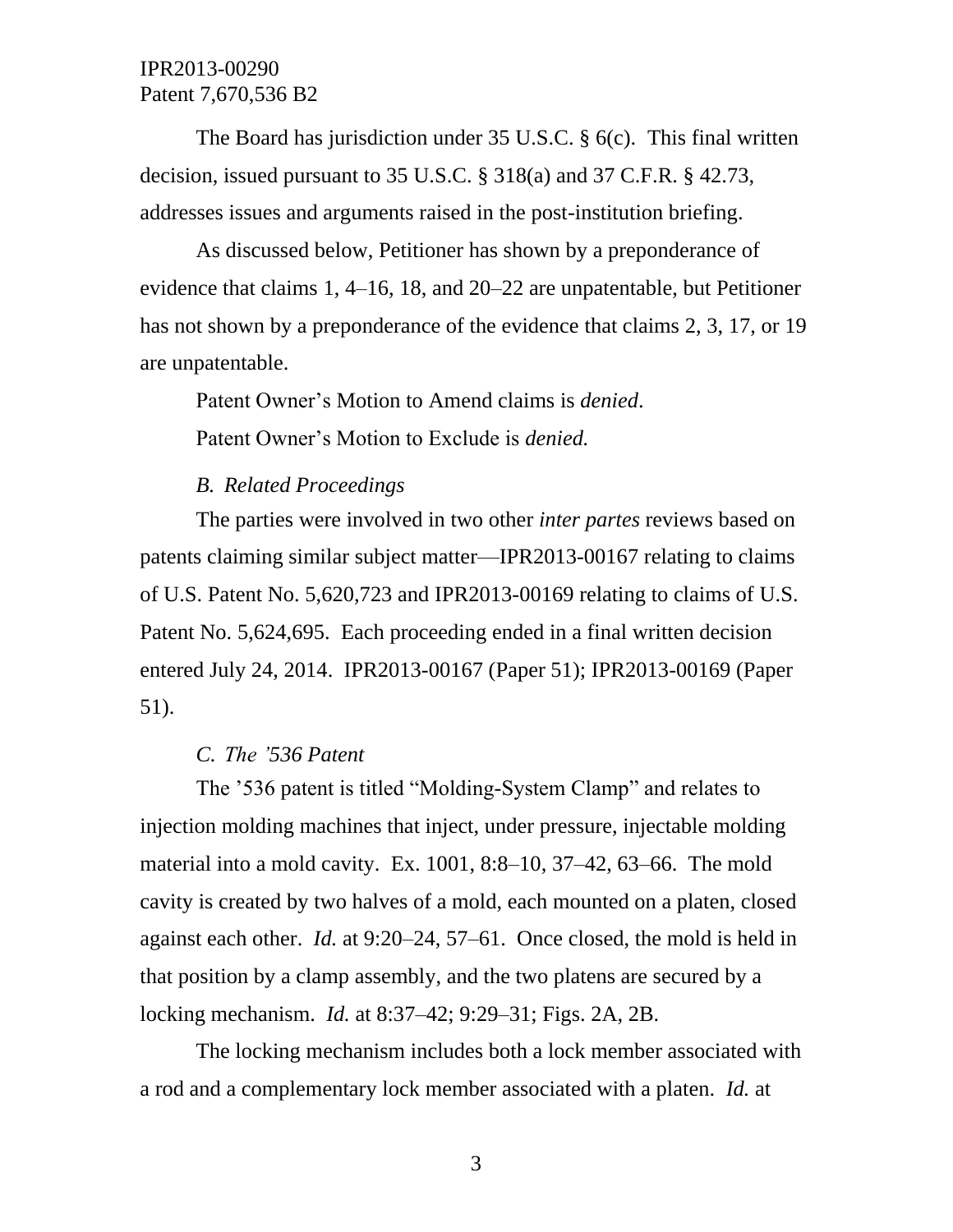The Board has jurisdiction under 35 U.S.C. § 6(c). This final written decision, issued pursuant to 35 U.S.C. § 318(a) and 37 C.F.R. § 42.73, addresses issues and arguments raised in the post-institution briefing.

As discussed below, Petitioner has shown by a preponderance of evidence that claims 1, 4–16, 18, and 20–22 are unpatentable, but Petitioner has not shown by a preponderance of the evidence that claims 2, 3, 17, or 19 are unpatentable.

Patent Owner's Motion to Amend claims is *denied*.

Patent Owner's Motion to Exclude is *denied.*

### *B. Related Proceedings*

The parties were involved in two other *inter partes* reviews based on patents claiming similar subject matter—IPR2013-00167 relating to claims of U.S. Patent No. 5,620,723 and IPR2013-00169 relating to claims of U.S. Patent No. 5,624,695. Each proceeding ended in a final written decision entered July 24, 2014. IPR2013-00167 (Paper 51); IPR2013-00169 (Paper 51).

### *C. The '536 Patent*

The '536 patent is titled "Molding-System Clamp" and relates to injection molding machines that inject, under pressure, injectable molding material into a mold cavity. Ex. 1001, 8:8–10, 37–42, 63–66. The mold cavity is created by two halves of a mold, each mounted on a platen, closed against each other. *Id.* at 9:20–24, 57–61. Once closed, the mold is held in that position by a clamp assembly, and the two platens are secured by a locking mechanism. *Id.* at 8:37–42; 9:29–31; Figs. 2A, 2B.

The locking mechanism includes both a lock member associated with a rod and a complementary lock member associated with a platen. *Id.* at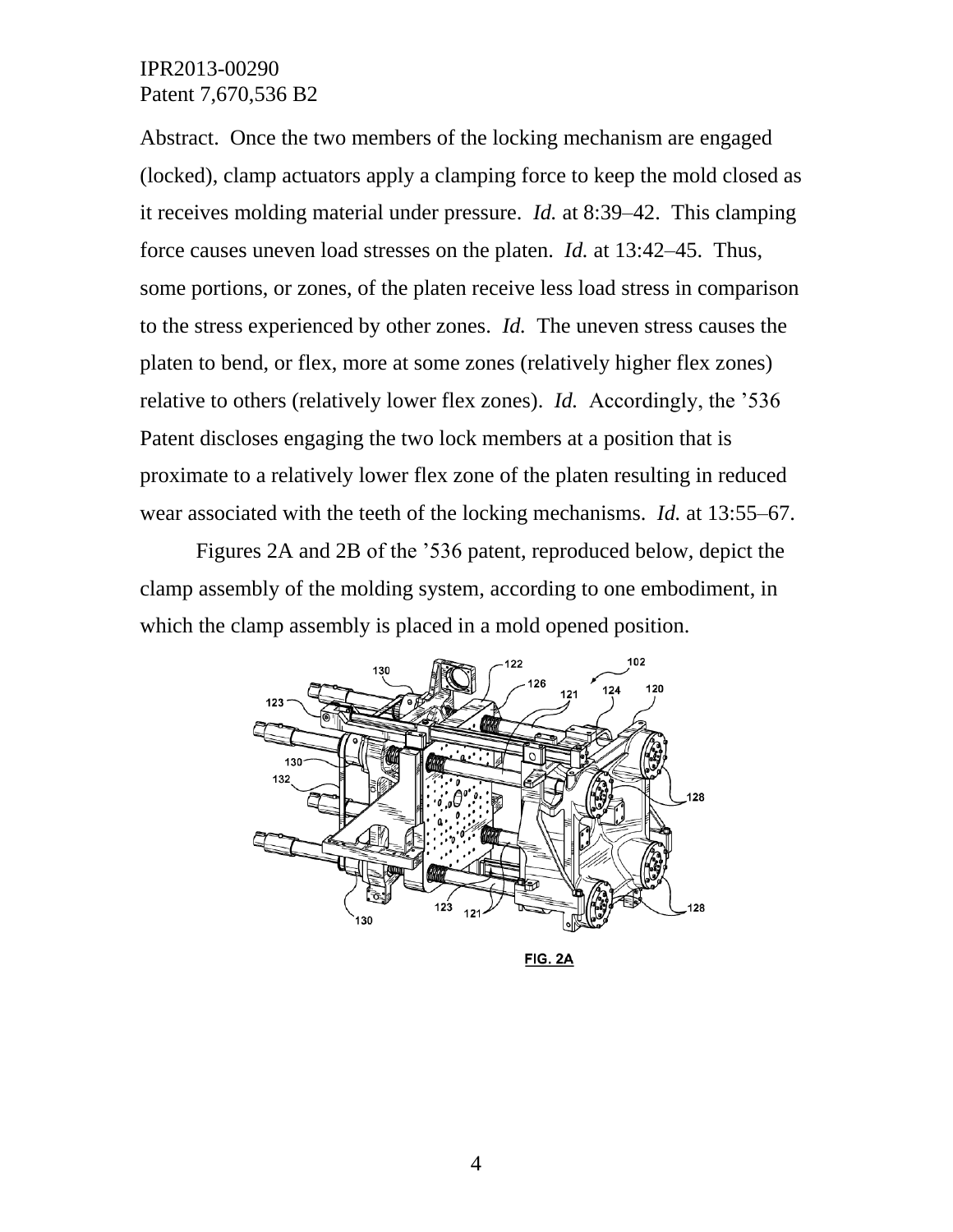Abstract. Once the two members of the locking mechanism are engaged (locked), clamp actuators apply a clamping force to keep the mold closed as it receives molding material under pressure. *Id.* at 8:39–42. This clamping force causes uneven load stresses on the platen. *Id.* at 13:42–45. Thus, some portions, or zones, of the platen receive less load stress in comparison to the stress experienced by other zones. *Id.* The uneven stress causes the platen to bend, or flex, more at some zones (relatively higher flex zones) relative to others (relatively lower flex zones). *Id.* Accordingly, the '536 Patent discloses engaging the two lock members at a position that is proximate to a relatively lower flex zone of the platen resulting in reduced wear associated with the teeth of the locking mechanisms. *Id.* at 13:55–67.

Figures 2A and 2B of the '536 patent, reproduced below, depict the clamp assembly of the molding system, according to one embodiment, in which the clamp assembly is placed in a mold opened position.

FIG. 2A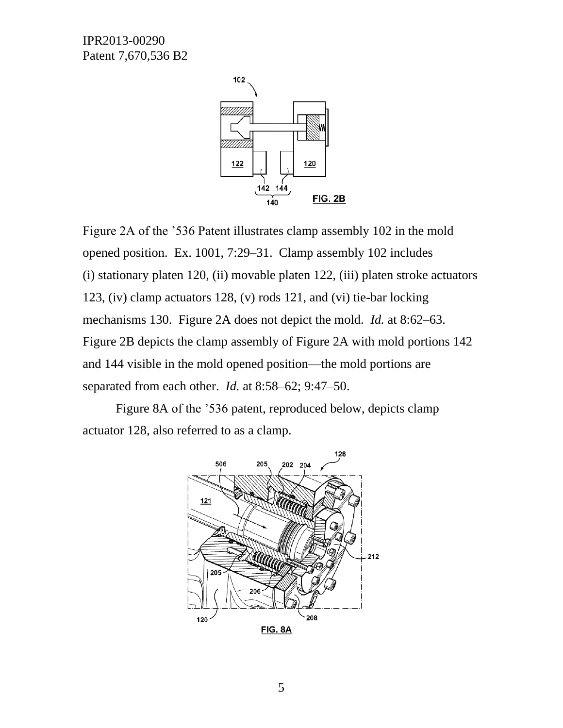Figure 2A of the '536 Patent illustrates clamp assembly 102 in the mold opened position. Ex. 1001, 7:29–31. Clamp assembly 102 includes (i) stationary platen 120, (ii) movable platen 122, (iii) platen stroke actuators 123, (iv) clamp actuators 128, (v) rods 121, and (vi) tie-bar locking mechanisms 130. Figure 2A does not depict the mold. *Id.* at 8:62–63. Figure 2B depicts the clamp assembly of Figure 2A with mold portions 142 and 144 visible in the mold opened position—the mold portions are separated from each other. *Id.* at 8:58–62; 9:47–50.

Figure 8A of the '536 patent, reproduced below, depicts clamp actuator 128, also referred to as a clamp.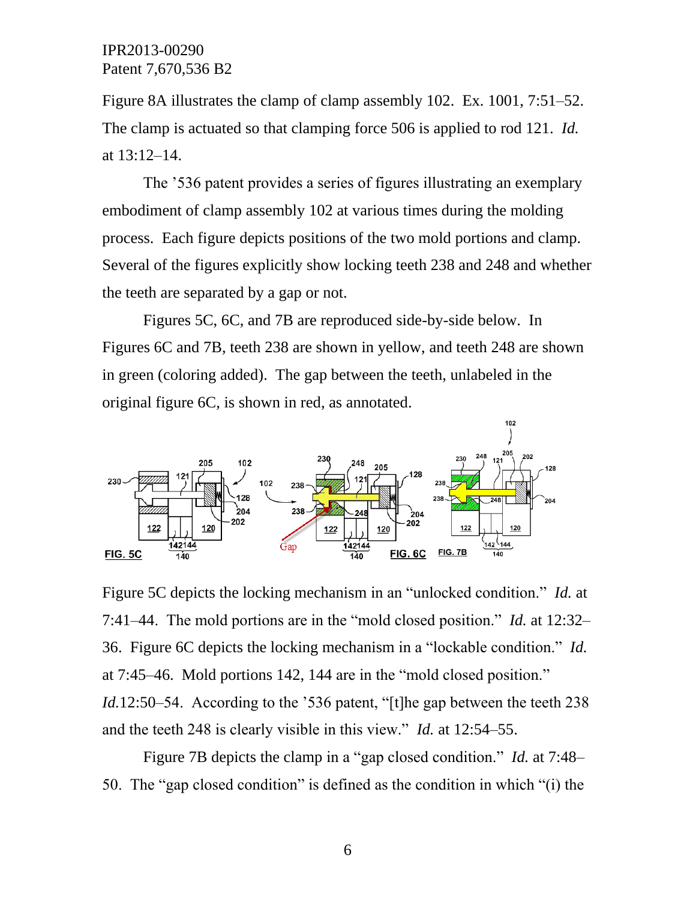Figure 8A illustrates the clamp of clamp assembly 102. Ex. 1001, 7:51–52. The clamp is actuated so that clamping force 506 is applied to rod 121. *Id.* at 13:12–14.

The ’536 patent provides a series of figures illustrating an exemplary embodiment of clamp assembly 102 at various times during the molding process. Each figure depicts positions of the two mold portions and clamp. Several of the figures explicitly show locking teeth 238 and 248 and whether the teeth are separated by a gap or not.

Figures 5C, 6C, and 7B are reproduced side-by-side below. In Figures 6C and 7B, teeth 238 are shown in yellow, and teeth 248 are shown in green (coloring added). The gap between the teeth, unlabeled in the original figure 6C, is shown in red, as annotated.

Figure 5C depicts the locking mechanism in an “unlocked condition.” *Id.* at 7:41–44. The mold portions are in the “mold closed position.” *Id.* at 12:32–36. Figure 6C depicts the locking mechanism in a “lockable condition.” *Id.* at 7:45–46. Mold portions 142, 144 are in the “mold closed position.” *Id.*12:50–54. According to the ’536 patent, “[t]he gap between the teeth 238 and the teeth 248 is clearly visible in this view.” *Id.* at 12:54–55.

Figure 7B depicts the clamp in a “gap closed condition.” *Id.* at 7:48–50. The “gap closed condition” is defined as the condition in which “(i) the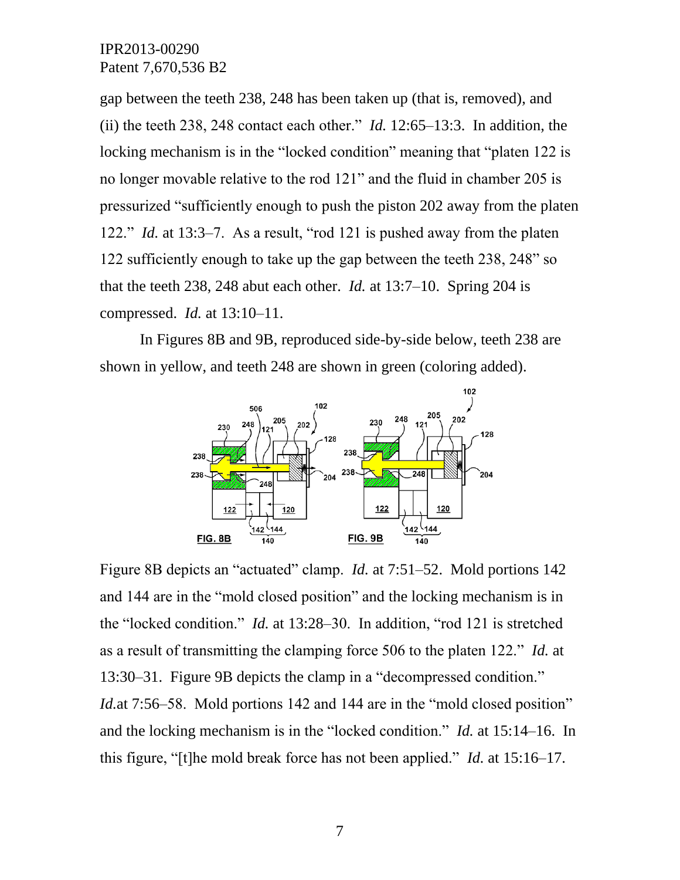gap between the teeth 238, 248 has been taken up (that is, removed), and (ii) the teeth 238, 248 contact each other." *Id.* 12:65–13:3. In addition, the locking mechanism is in the "locked condition" meaning that "platen 122 is no longer movable relative to the rod 121" and the fluid in chamber 205 is pressurized "sufficiently enough to push the piston 202 away from the platen 122." *Id.* at 13:3–7. As a result, "rod 121 is pushed away from the platen 122 sufficiently enough to take up the gap between the teeth 238, 248" so that the teeth 238, 248 abut each other. *Id.* at 13:7–10. Spring 204 is compressed. *Id.* at 13:10–11.

In Figures 8B and 9B, reproduced side-by-side below, teeth 238 are shown in yellow, and teeth 248 are shown in green (coloring added).

Figure 8B depicts an "actuated" clamp. *Id.* at 7:51–52. Mold portions 142 and 144 are in the "mold closed position" and the locking mechanism is in the "locked condition." *Id.* at 13:28–30. In addition, "rod 121 is stretched as a result of transmitting the clamping force 506 to the platen 122." *Id.* at 13:30–31. Figure 9B depicts the clamp in a "decompressed condition." *Id.*at 7:56–58. Mold portions 142 and 144 are in the "mold closed position" and the locking mechanism is in the "locked condition." *Id.* at 15:14–16. In this figure, "[t]he mold break force has not been applied." *Id.* at 15:16–17.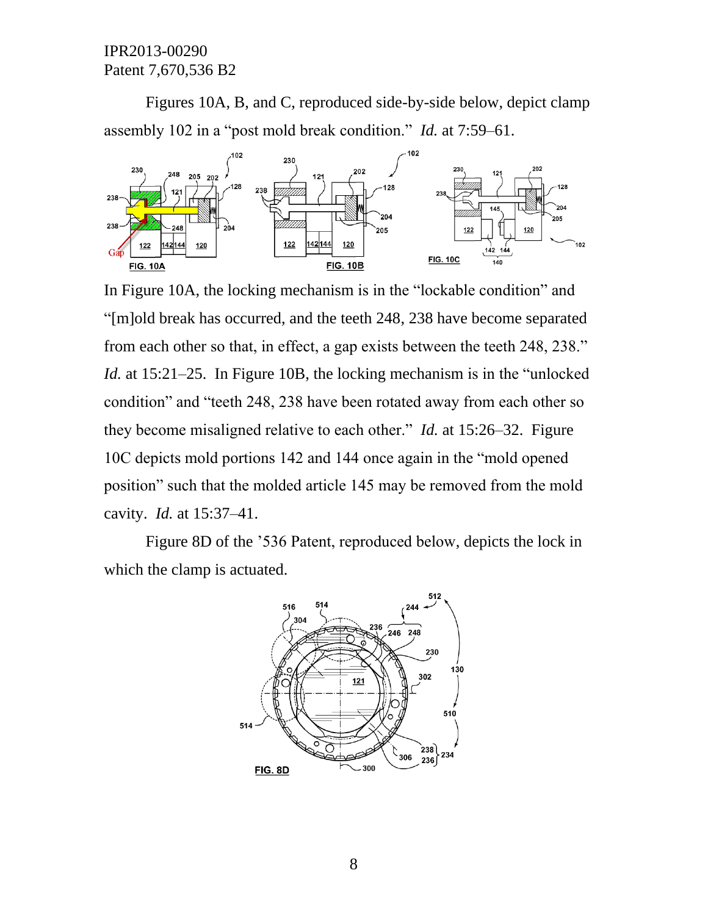Figures 10A, B, and C, reproduced side-by-side below, depict clamp assembly 102 in a "post mold break condition." *Id.* at 7:59–61.

In Figure 10A, the locking mechanism is in the "lockable condition" and "[m]old break has occurred, and the teeth 248, 238 have become separated from each other so that, in effect, a gap exists between the teeth 248, 238." *Id.* at 15:21–25. In Figure 10B, the locking mechanism is in the "unlocked condition" and "teeth 248, 238 have been rotated away from each other so they become misaligned relative to each other." *Id.* at 15:26–32. Figure 10C depicts mold portions 142 and 144 once again in the "mold opened position" such that the molded article 145 may be removed from the mold cavity. *Id.* at 15:37–41.

Figure 8D of the '536 Patent, reproduced below, depicts the lock in which the clamp is actuated.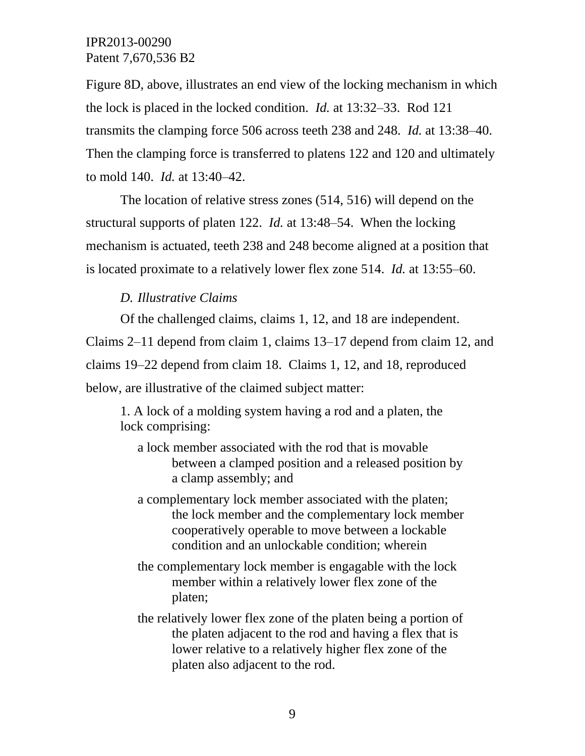Figure 8D, above, illustrates an end view of the locking mechanism in which the lock is placed in the locked condition. *Id.* at 13:32–33. Rod 121 transmits the clamping force 506 across teeth 238 and 248. *Id.* at 13:38–40. Then the clamping force is transferred to platens 122 and 120 and ultimately to mold 140. *Id.* at 13:40–42.

The location of relative stress zones (514, 516) will depend on the structural supports of platen 122. *Id.* at 13:48–54. When the locking mechanism is actuated, teeth 238 and 248 become aligned at a position that is located proximate to a relatively lower flex zone 514. *Id.* at 13:55–60.

### *D. Illustrative Claims*

Of the challenged claims, claims 1, 12, and 18 are independent. Claims 2–11 depend from claim 1, claims 13–17 depend from claim 12, and claims 19–22 depend from claim 18. Claims 1, 12, and 18, reproduced below, are illustrative of the claimed subject matter:

> 1. A lock of a molding system having a rod and a platen, the lock comprising:
>
> a lock member associated with the rod that is movable between a clamped position and a released position by a clamp assembly; and
>
> a complementary lock member associated with the platen; the lock member and the complementary lock member cooperatively operable to move between a lockable condition and an unlockable condition; wherein
>
> the complementary lock member is engagable with the lock member within a relatively lower flex zone of the platen;
>
> the relatively lower flex zone of the platen being a portion of the platen adjacent to the rod and having a flex that is lower relative to a relatively higher flex zone of the platen also adjacent to the rod.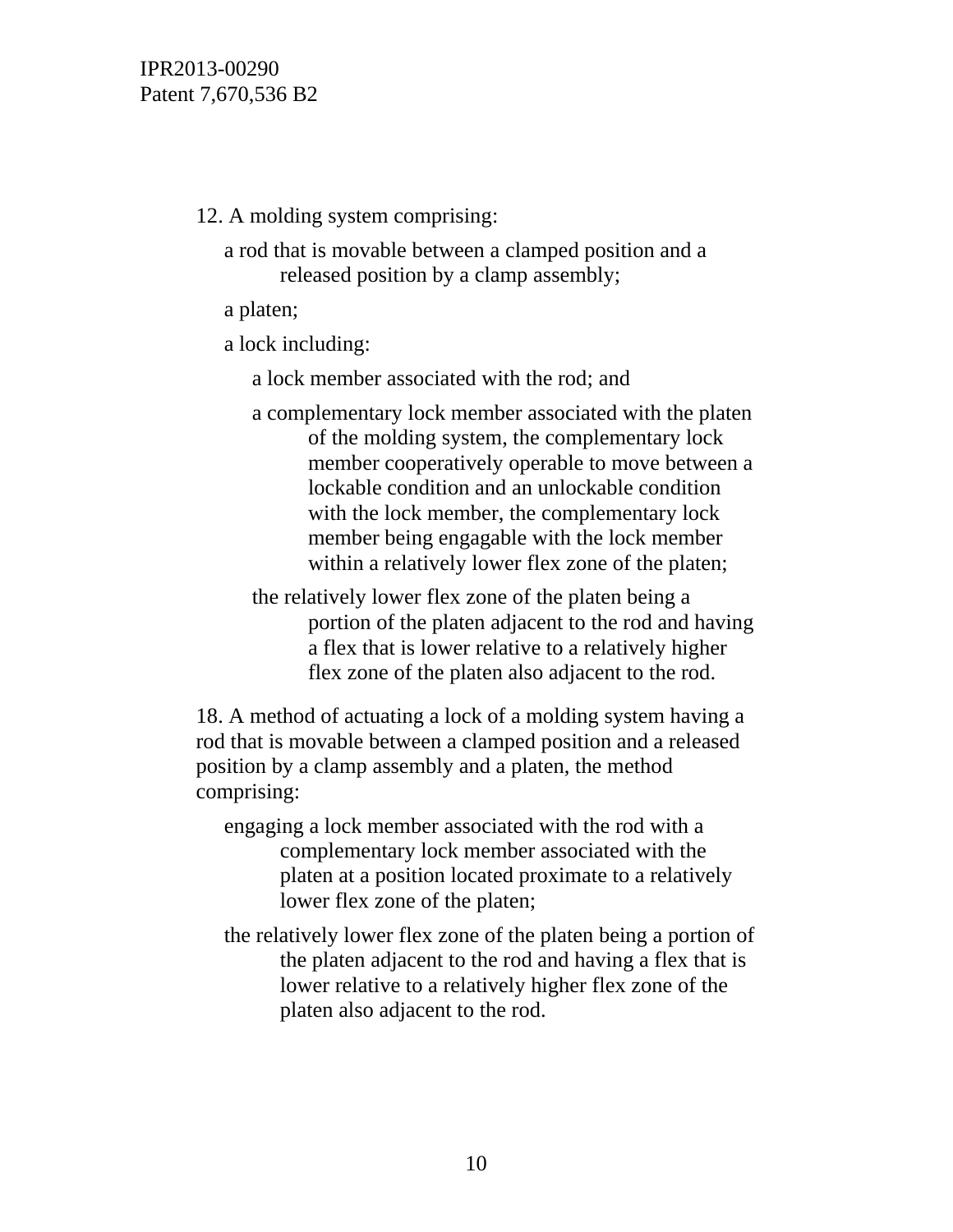12. A molding system comprising:

> a rod that is movable between a clamped position and a released position by a clamp assembly;
>
> a platen;
>
> a lock including:
>
> > a lock member associated with the rod; and
> >
> > a complementary lock member associated with the platen of the molding system, the complementary lock member cooperatively operable to move between a lockable condition and an unlockable condition with the lock member, the complementary lock member being engagable with the lock member within a relatively lower flex zone of the platen;
> >
> > the relatively lower flex zone of the platen being a portion of the platen adjacent to the rod and having a flex that is lower relative to a relatively higher flex zone of the platen also adjacent to the rod.

18. A method of actuating a lock of a molding system having a rod that is movable between a clamped position and a released position by a clamp assembly and a platen, the method comprising:

> engaging a lock member associated with the rod with a complementary lock member associated with the platen at a position located proximate to a relatively lower flex zone of the platen;
>
> the relatively lower flex zone of the platen being a portion of the platen adjacent to the rod and having a flex that is lower relative to a relatively higher flex zone of the platen also adjacent to the rod.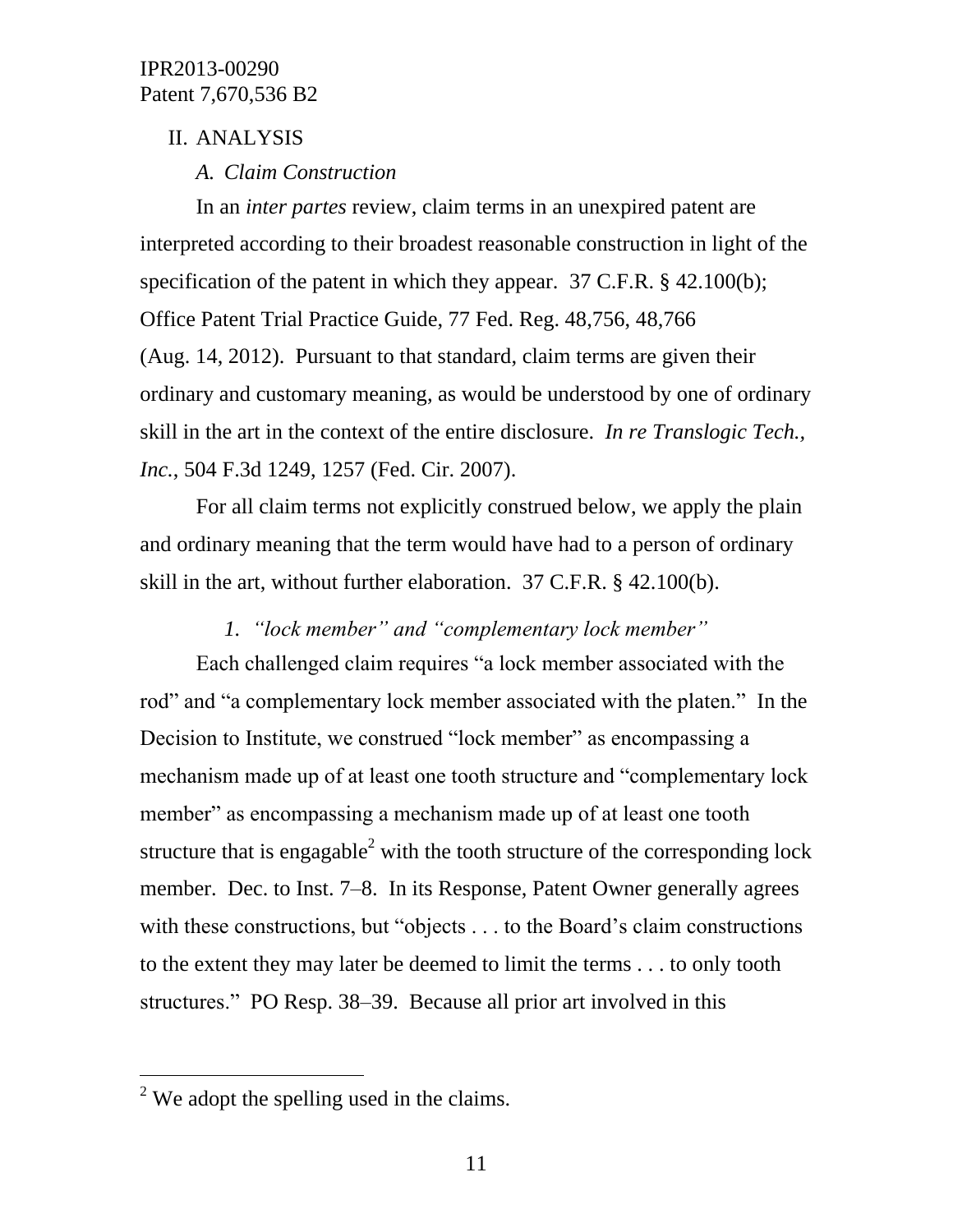II. ANALYSIS

*A. Claim Construction*

In an *inter partes* review, claim terms in an unexpired patent are interpreted according to their broadest reasonable construction in light of the specification of the patent in which they appear. 37 C.F.R. § 42.100(b); Office Patent Trial Practice Guide, 77 Fed. Reg. 48,756, 48,766 (Aug. 14, 2012). Pursuant to that standard, claim terms are given their ordinary and customary meaning, as would be understood by one of ordinary skill in the art in the context of the entire disclosure. *In re Translogic Tech., Inc.*, 504 F.3d 1249, 1257 (Fed. Cir. 2007).

For all claim terms not explicitly construed below, we apply the plain and ordinary meaning that the term would have had to a person of ordinary skill in the art, without further elaboration. 37 C.F.R. § 42.100(b).

*1. "lock member" and "complementary lock member"*

Each challenged claim requires "a lock member associated with the rod" and "a complementary lock member associated with the platen." In the Decision to Institute, we construed "lock member" as encompassing a mechanism made up of at least one tooth structure and "complementary lock member" as encompassing a mechanism made up of at least one tooth structure that is engagable[2] with the tooth structure of the corresponding lock member. Dec. to Inst. 7–8. In its Response, Patent Owner generally agrees with these constructions, but "objects . . . to the Board's claim constructions to the extent they may later be deemed to limit the terms . . . to only tooth structures." PO Resp. 38–39. Because all prior art involved in this

[2] We adopt the spelling used in the claims.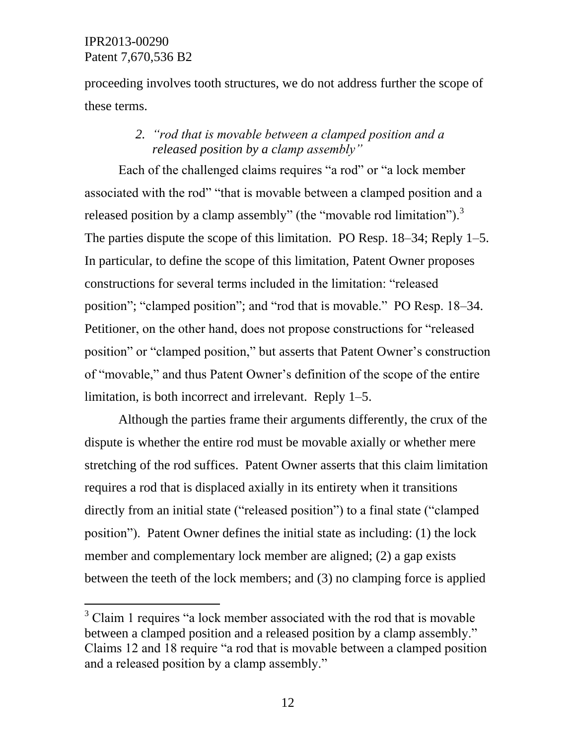proceeding involves tooth structures, we do not address further the scope of these terms.

### 2. *"rod that is movable between a clamped position and a released position by a clamp assembly"*

Each of the challenged claims requires "a rod" or "a lock member associated with the rod" "that is movable between a clamped position and a released position by a clamp assembly" (the "movable rod limitation").[3] The parties dispute the scope of this limitation. PO Resp. 18–34; Reply 1–5. In particular, to define the scope of this limitation, Patent Owner proposes constructions for several terms included in the limitation: "released position"; "clamped position"; and "rod that is movable." PO Resp. 18–34. Petitioner, on the other hand, does not propose constructions for "released position" or "clamped position," but asserts that Patent Owner's construction of "movable," and thus Patent Owner's definition of the scope of the entire limitation, is both incorrect and irrelevant. Reply 1–5.

Although the parties frame their arguments differently, the crux of the dispute is whether the entire rod must be movable axially or whether mere stretching of the rod suffices. Patent Owner asserts that this claim limitation requires a rod that is displaced axially in its entirety when it transitions directly from an initial state ("released position") to a final state ("clamped position"). Patent Owner defines the initial state as including: (1) the lock member and complementary lock member are aligned; (2) a gap exists between the teeth of the lock members; and (3) no clamping force is applied

---

[3] Claim 1 requires "a lock member associated with the rod that is movable between a clamped position and a released position by a clamp assembly." Claims 12 and 18 require "a rod that is movable between a clamped position and a released position by a clamp assembly."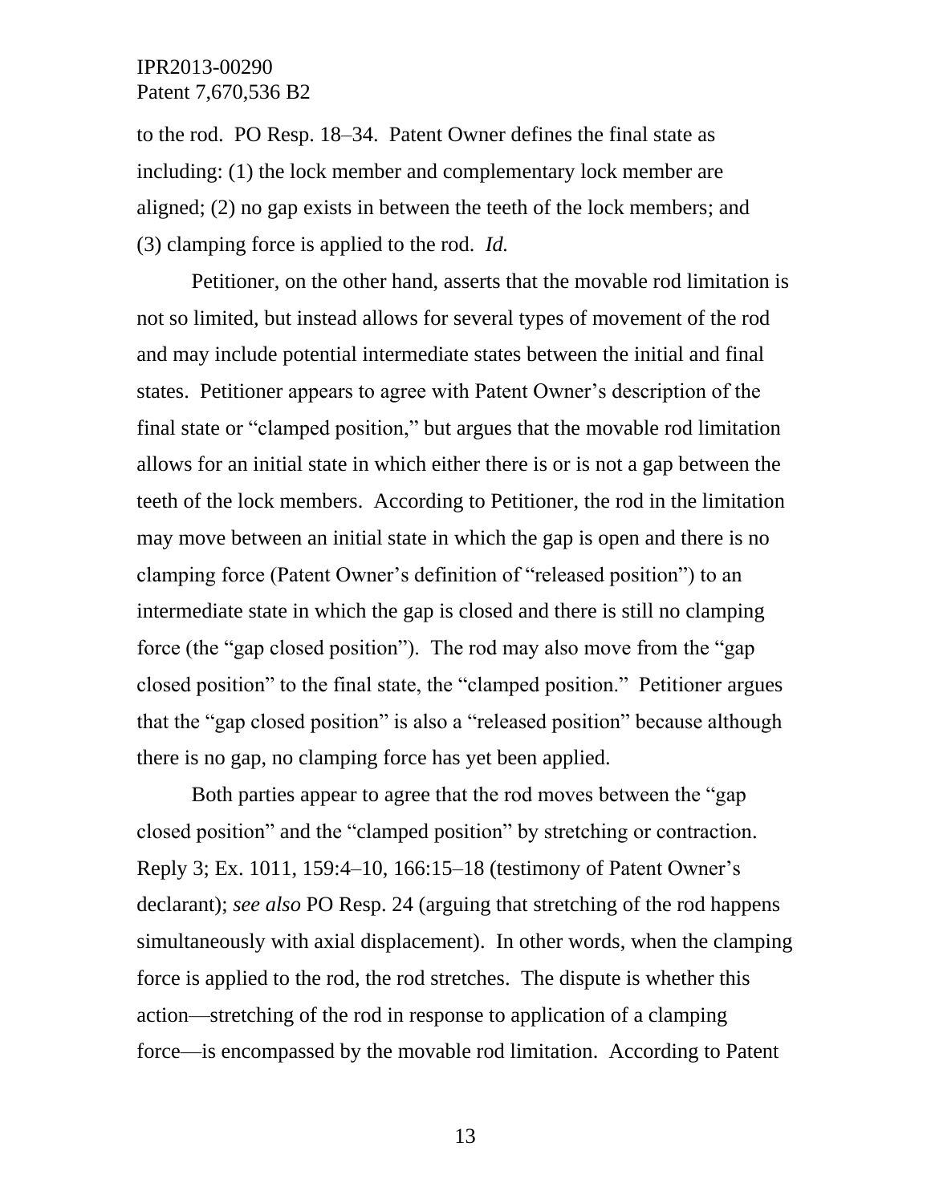to the rod. PO Resp. 18–34. Patent Owner defines the final state as including: (1) the lock member and complementary lock member are aligned; (2) no gap exists in between the teeth of the lock members; and (3) clamping force is applied to the rod. *Id.*

Petitioner, on the other hand, asserts that the movable rod limitation is not so limited, but instead allows for several types of movement of the rod and may include potential intermediate states between the initial and final states. Petitioner appears to agree with Patent Owner's description of the final state or "clamped position," but argues that the movable rod limitation allows for an initial state in which either there is or is not a gap between the teeth of the lock members. According to Petitioner, the rod in the limitation may move between an initial state in which the gap is open and there is no clamping force (Patent Owner's definition of "released position") to an intermediate state in which the gap is closed and there is still no clamping force (the "gap closed position"). The rod may also move from the "gap closed position" to the final state, the "clamped position." Petitioner argues that the "gap closed position" is also a "released position" because although there is no gap, no clamping force has yet been applied.

Both parties appear to agree that the rod moves between the "gap closed position" and the "clamped position" by stretching or contraction. Reply 3; Ex. 1011, 159:4–10, 166:15–18 (testimony of Patent Owner's declarant); *see also* PO Resp. 24 (arguing that stretching of the rod happens simultaneously with axial displacement). In other words, when the clamping force is applied to the rod, the rod stretches. The dispute is whether this action—stretching of the rod in response to application of a clamping force—is encompassed by the movable rod limitation. According to Patent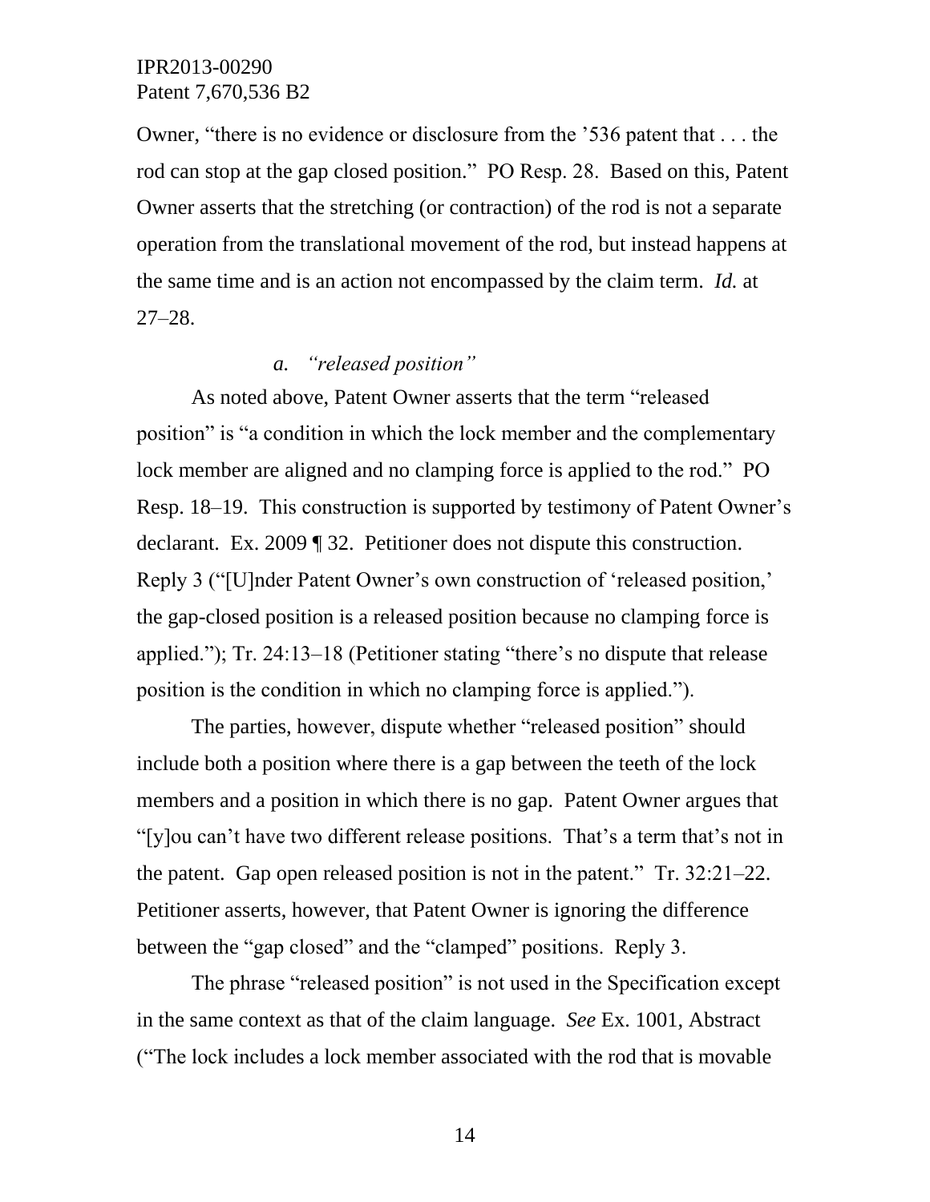Owner, "there is no evidence or disclosure from the '536 patent that . . . the rod can stop at the gap closed position." PO Resp. 28. Based on this, Patent Owner asserts that the stretching (or contraction) of the rod is not a separate operation from the translational movement of the rod, but instead happens at the same time and is an action not encompassed by the claim term. *Id.* at 27–28.

*a. "released position"*

As noted above, Patent Owner asserts that the term "released position" is "a condition in which the lock member and the complementary lock member are aligned and no clamping force is applied to the rod." PO Resp. 18–19. This construction is supported by testimony of Patent Owner's declarant. Ex. 2009 ¶ 32. Petitioner does not dispute this construction. Reply 3 ("[U]nder Patent Owner's own construction of 'released position,' the gap-closed position is a released position because no clamping force is applied."); Tr. 24:13–18 (Petitioner stating "there's no dispute that release position is the condition in which no clamping force is applied.").

The parties, however, dispute whether "released position" should include both a position where there is a gap between the teeth of the lock members and a position in which there is no gap. Patent Owner argues that "[y]ou can't have two different release positions. That's a term that's not in the patent. Gap open released position is not in the patent." Tr. 32:21–22. Petitioner asserts, however, that Patent Owner is ignoring the difference between the "gap closed" and the "clamped" positions. Reply 3.

The phrase "released position" is not used in the Specification except in the same context as that of the claim language. *See* Ex. 1001, Abstract ("The lock includes a lock member associated with the rod that is movable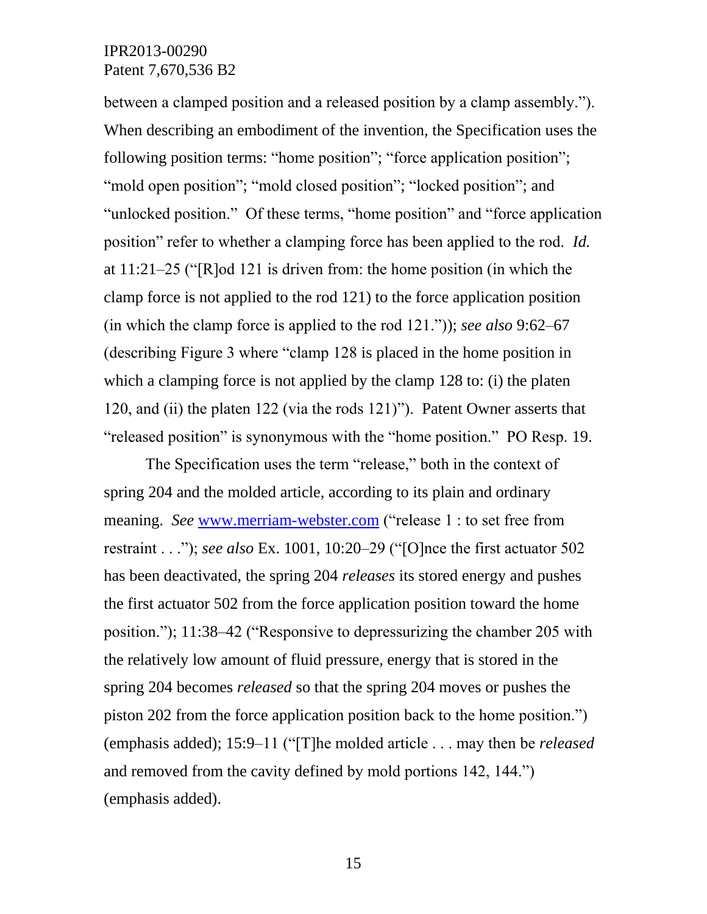between a clamped position and a released position by a clamp assembly."). When describing an embodiment of the invention, the Specification uses the following position terms: "home position"; "force application position"; "mold open position"; "mold closed position"; "locked position"; and "unlocked position." Of these terms, "home position" and "force application position" refer to whether a clamping force has been applied to the rod. *Id.* at 11:21–25 ("[R]od 121 is driven from: the home position (in which the clamp force is not applied to the rod 121) to the force application position (in which the clamp force is applied to the rod 121.")); *see also* 9:62–67 (describing Figure 3 where "clamp 128 is placed in the home position in which a clamping force is not applied by the clamp 128 to: (i) the platen 120, and (ii) the platen 122 (via the rods 121)"). Patent Owner asserts that "released position" is synonymous with the "home position." PO Resp. 19.

The Specification uses the term "release," both in the context of spring 204 and the molded article, according to its plain and ordinary meaning. *See* www.merriam-webster.com ("release 1 : to set free from restraint . . ."); *see also* Ex. 1001, 10:20–29 ("[O]nce the first actuator 502 has been deactivated, the spring 204 *releases* its stored energy and pushes the first actuator 502 from the force application position toward the home position."); 11:38–42 ("Responsive to depressurizing the chamber 205 with the relatively low amount of fluid pressure, energy that is stored in the spring 204 becomes *released* so that the spring 204 moves or pushes the piston 202 from the force application position back to the home position.") (emphasis added); 15:9–11 ("[T]he molded article . . . may then be *released* and removed from the cavity defined by mold portions 142, 144.") (emphasis added).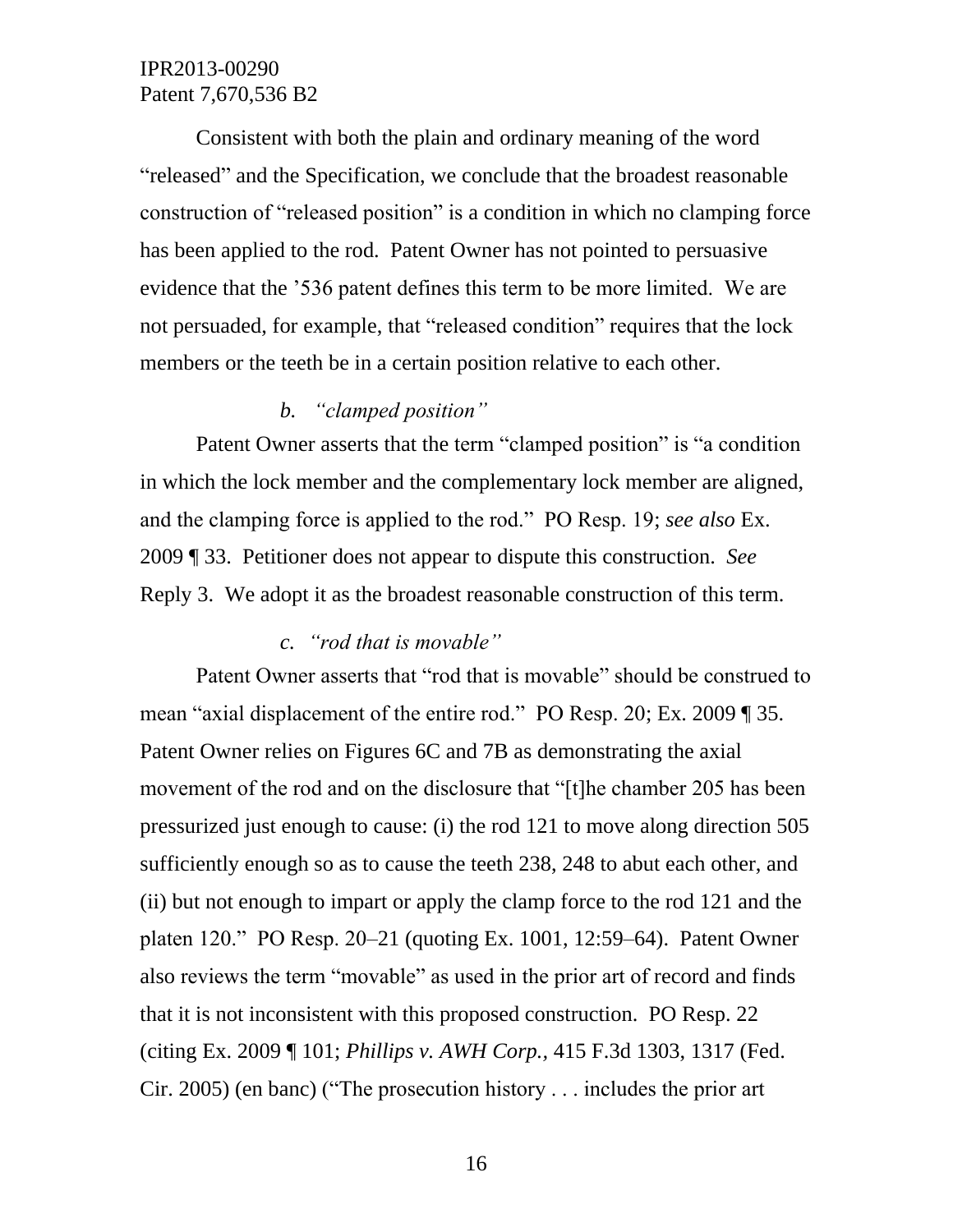Consistent with both the plain and ordinary meaning of the word "released" and the Specification, we conclude that the broadest reasonable construction of "released position" is a condition in which no clamping force has been applied to the rod. Patent Owner has not pointed to persuasive evidence that the '536 patent defines this term to be more limited. We are not persuaded, for example, that "released condition" requires that the lock members or the teeth be in a certain position relative to each other.

#### *b. "clamped position"*

Patent Owner asserts that the term "clamped position" is "a condition in which the lock member and the complementary lock member are aligned, and the clamping force is applied to the rod." PO Resp. 19; *see also* Ex. 2009 ¶ 33. Petitioner does not appear to dispute this construction. *See* Reply 3. We adopt it as the broadest reasonable construction of this term.

#### *c. "rod that is movable"*

Patent Owner asserts that "rod that is movable" should be construed to mean "axial displacement of the entire rod." PO Resp. 20; Ex. 2009 ¶ 35. Patent Owner relies on Figures 6C and 7B as demonstrating the axial movement of the rod and on the disclosure that "[t]he chamber 205 has been pressurized just enough to cause: (i) the rod 121 to move along direction 505 sufficiently enough so as to cause the teeth 238, 248 to abut each other, and (ii) but not enough to impart or apply the clamp force to the rod 121 and the platen 120." PO Resp. 20–21 (quoting Ex. 1001, 12:59–64). Patent Owner also reviews the term "movable" as used in the prior art of record and finds that it is not inconsistent with this proposed construction. PO Resp. 22 (citing Ex. 2009 ¶ 101; *Phillips v. AWH Corp.,* 415 F.3d 1303, 1317 (Fed. Cir. 2005) (en banc) ("The prosecution history . . . includes the prior art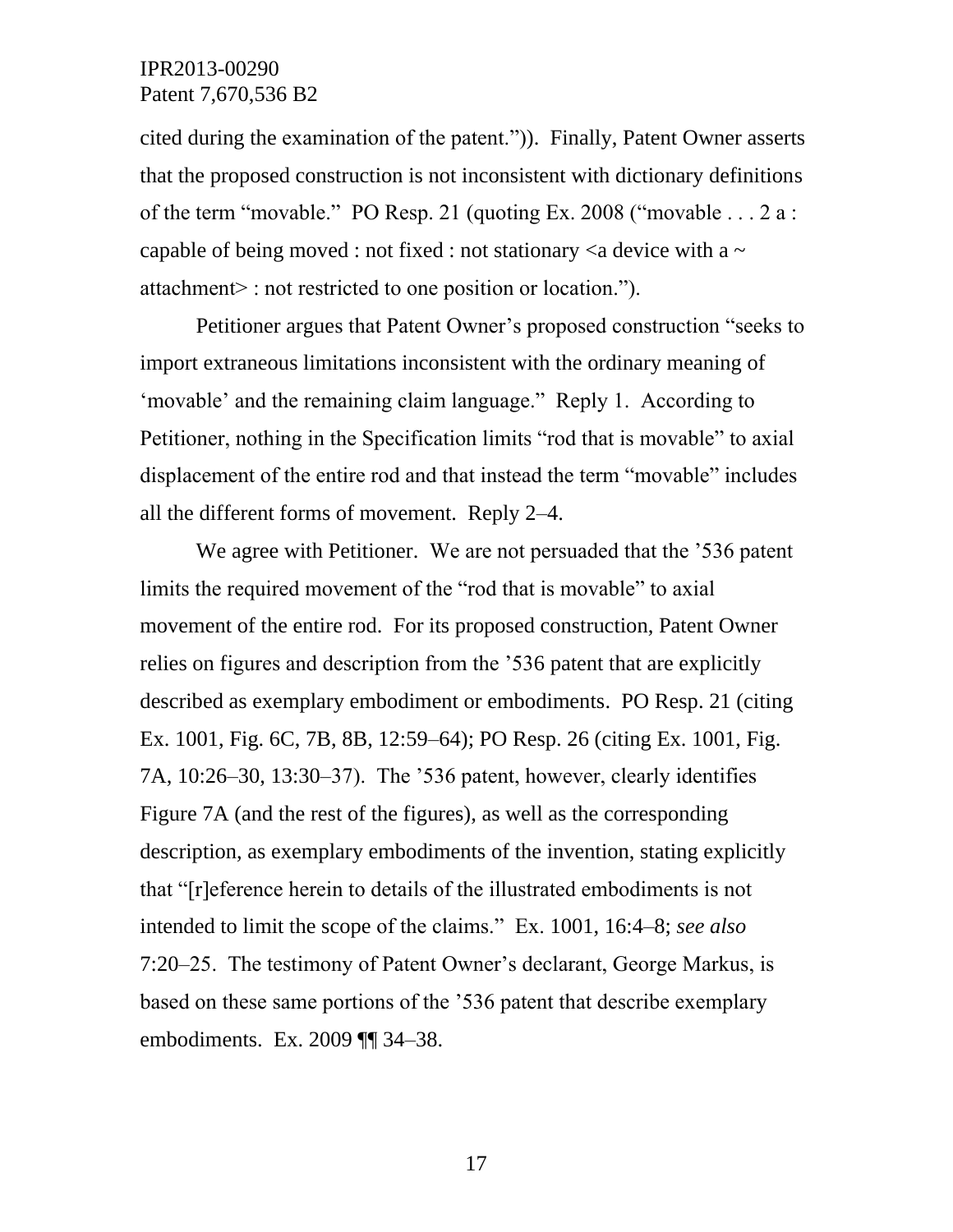cited during the examination of the patent.”)). Finally, Patent Owner asserts that the proposed construction is not inconsistent with dictionary definitions of the term “movable.” PO Resp. 21 (quoting Ex. 2008 (“movable . . . 2 a : capable of being moved : not fixed : not stationary <a device with a ~ attachment> : not restricted to one position or location.”).

Petitioner argues that Patent Owner’s proposed construction “seeks to import extraneous limitations inconsistent with the ordinary meaning of ‘movable’ and the remaining claim language.” Reply 1. According to Petitioner, nothing in the Specification limits “rod that is movable” to axial displacement of the entire rod and that instead the term “movable” includes all the different forms of movement. Reply 2–4.

We agree with Petitioner. We are not persuaded that the ’536 patent limits the required movement of the “rod that is movable” to axial movement of the entire rod. For its proposed construction, Patent Owner relies on figures and description from the ’536 patent that are explicitly described as exemplary embodiment or embodiments. PO Resp. 21 (citing Ex. 1001, Fig. 6C, 7B, 8B, 12:59–64); PO Resp. 26 (citing Ex. 1001, Fig. 7A, 10:26–30, 13:30–37). The ’536 patent, however, clearly identifies Figure 7A (and the rest of the figures), as well as the corresponding description, as exemplary embodiments of the invention, stating explicitly that “[r]eference herein to details of the illustrated embodiments is not intended to limit the scope of the claims.” Ex. 1001, 16:4–8; *see also* 7:20–25. The testimony of Patent Owner’s declarant, George Markus, is based on these same portions of the ’536 patent that describe exemplary embodiments. Ex. 2009 ¶¶ 34–38.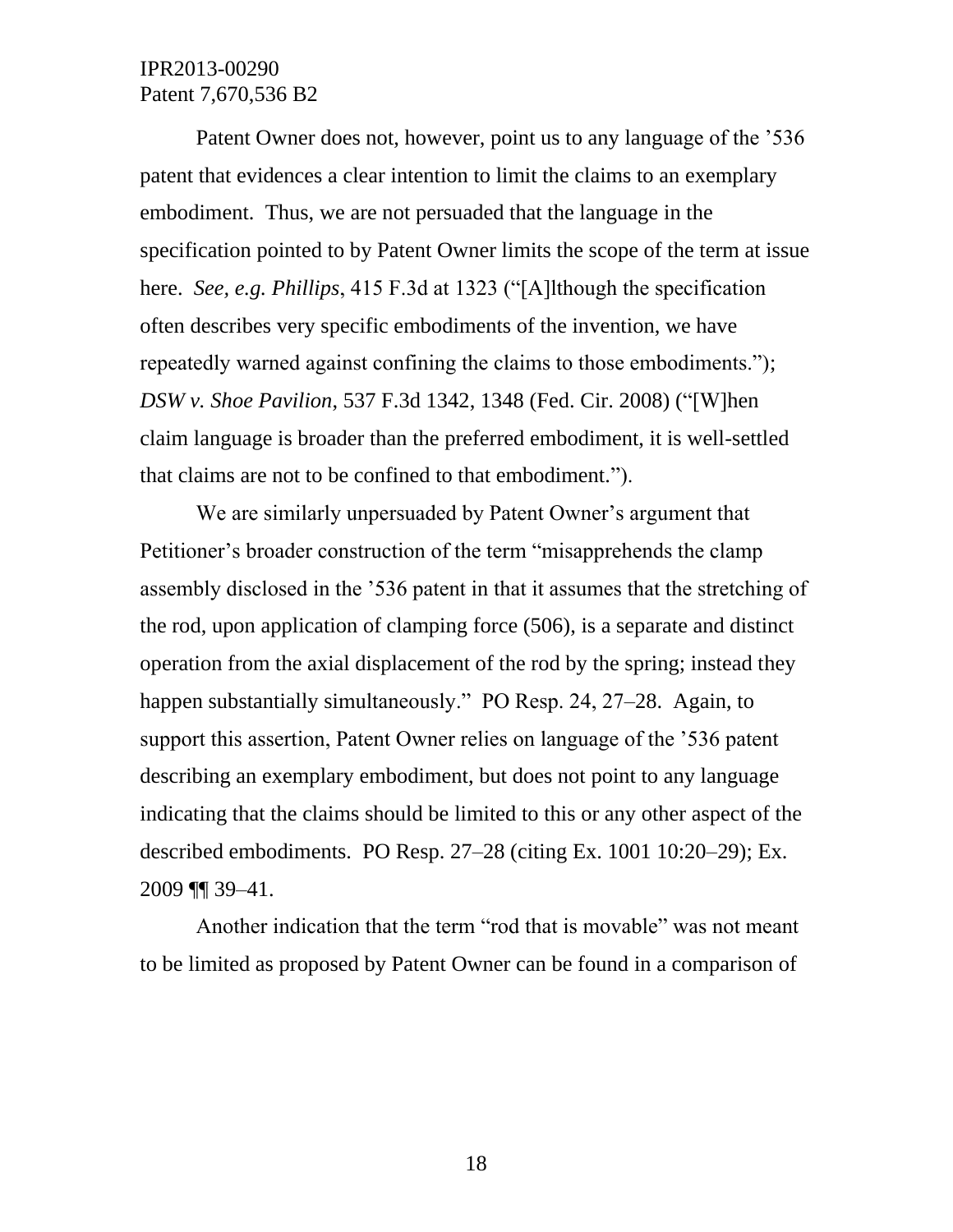Patent Owner does not, however, point us to any language of the '536 patent that evidences a clear intention to limit the claims to an exemplary embodiment. Thus, we are not persuaded that the language in the specification pointed to by Patent Owner limits the scope of the term at issue here. *See, e.g. Phillips*, 415 F.3d at 1323 ("[A]lthough the specification often describes very specific embodiments of the invention, we have repeatedly warned against confining the claims to those embodiments."); *DSW v. Shoe Pavilion*, 537 F.3d 1342, 1348 (Fed. Cir. 2008) ("[W]hen claim language is broader than the preferred embodiment, it is well-settled that claims are not to be confined to that embodiment.").

We are similarly unpersuaded by Patent Owner's argument that Petitioner's broader construction of the term "misapprehends the clamp assembly disclosed in the '536 patent in that it assumes that the stretching of the rod, upon application of clamping force (506), is a separate and distinct operation from the axial displacement of the rod by the spring; instead they happen substantially simultaneously." PO Resp. 24, 27–28. Again, to support this assertion, Patent Owner relies on language of the '536 patent describing an exemplary embodiment, but does not point to any language indicating that the claims should be limited to this or any other aspect of the described embodiments. PO Resp. 27–28 (citing Ex. 1001 10:20–29); Ex. 2009 ¶¶ 39–41.

Another indication that the term "rod that is movable" was not meant to be limited as proposed by Patent Owner can be found in a comparison of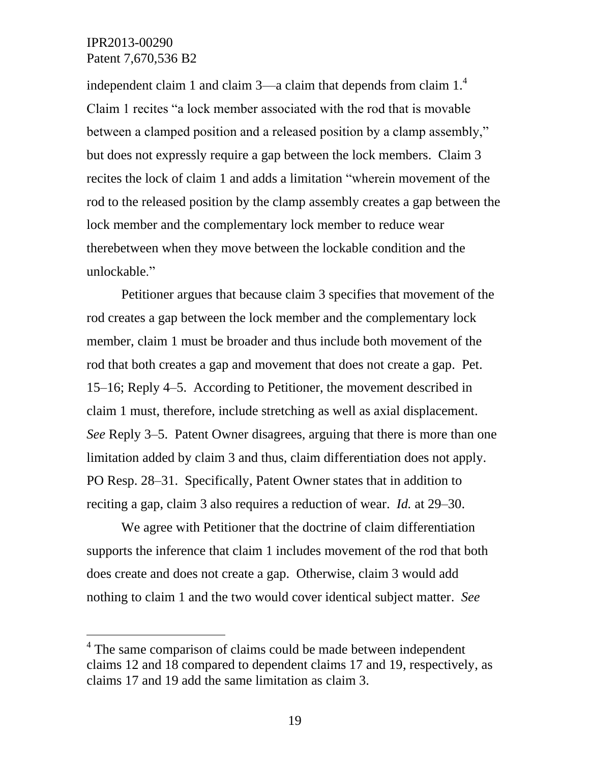independent claim 1 and claim 3—a claim that depends from claim 1.[4] Claim 1 recites "a lock member associated with the rod that is movable between a clamped position and a released position by a clamp assembly," but does not expressly require a gap between the lock members. Claim 3 recites the lock of claim 1 and adds a limitation "wherein movement of the rod to the released position by the clamp assembly creates a gap between the lock member and the complementary lock member to reduce wear therebetween when they move between the lockable condition and the unlockable."

Petitioner argues that because claim 3 specifies that movement of the rod creates a gap between the lock member and the complementary lock member, claim 1 must be broader and thus include both movement of the rod that both creates a gap and movement that does not create a gap. Pet. 15–16; Reply 4–5. According to Petitioner, the movement described in claim 1 must, therefore, include stretching as well as axial displacement. *See* Reply 3–5. Patent Owner disagrees, arguing that there is more than one limitation added by claim 3 and thus, claim differentiation does not apply. PO Resp. 28–31. Specifically, Patent Owner states that in addition to reciting a gap, claim 3 also requires a reduction of wear. *Id.* at 29–30.

We agree with Petitioner that the doctrine of claim differentiation supports the inference that claim 1 includes movement of the rod that both does create and does not create a gap. Otherwise, claim 3 would add nothing to claim 1 and the two would cover identical subject matter. *See*

[4] The same comparison of claims could be made between independent claims 12 and 18 compared to dependent claims 17 and 19, respectively, as claims 17 and 19 add the same limitation as claim 3.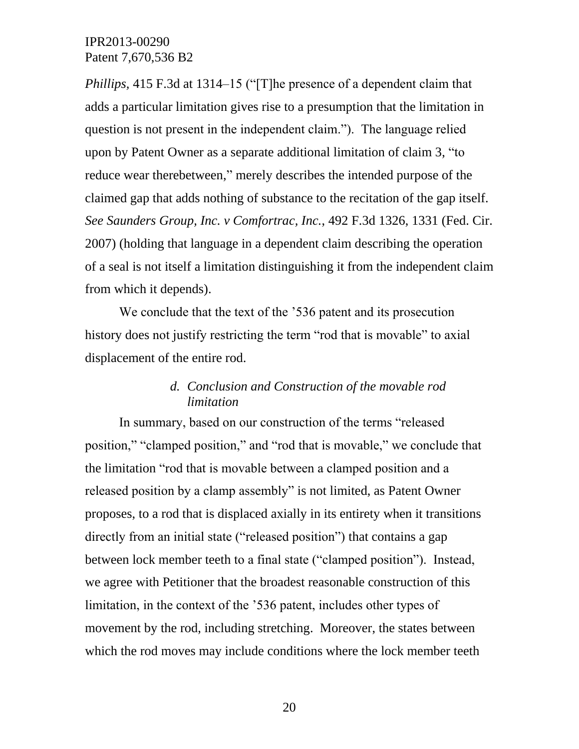*Phillips*, 415 F.3d at 1314–15 ("[T]he presence of a dependent claim that adds a particular limitation gives rise to a presumption that the limitation in question is not present in the independent claim."). The language relied upon by Patent Owner as a separate additional limitation of claim 3, "to reduce wear therebetween," merely describes the intended purpose of the claimed gap that adds nothing of substance to the recitation of the gap itself. *See Saunders Group, Inc. v Comfortrac, Inc.*, 492 F.3d 1326, 1331 (Fed. Cir. 2007) (holding that language in a dependent claim describing the operation of a seal is not itself a limitation distinguishing it from the independent claim from which it depends).

We conclude that the text of the '536 patent and its prosecution history does not justify restricting the term "rod that is movable" to axial displacement of the entire rod.

#### *d. Conclusion and Construction of the movable rod limitation*

In summary, based on our construction of the terms "released position," "clamped position," and "rod that is movable," we conclude that the limitation "rod that is movable between a clamped position and a released position by a clamp assembly" is not limited, as Patent Owner proposes, to a rod that is displaced axially in its entirety when it transitions directly from an initial state ("released position") that contains a gap between lock member teeth to a final state ("clamped position"). Instead, we agree with Petitioner that the broadest reasonable construction of this limitation, in the context of the '536 patent, includes other types of movement by the rod, including stretching. Moreover, the states between which the rod moves may include conditions where the lock member teeth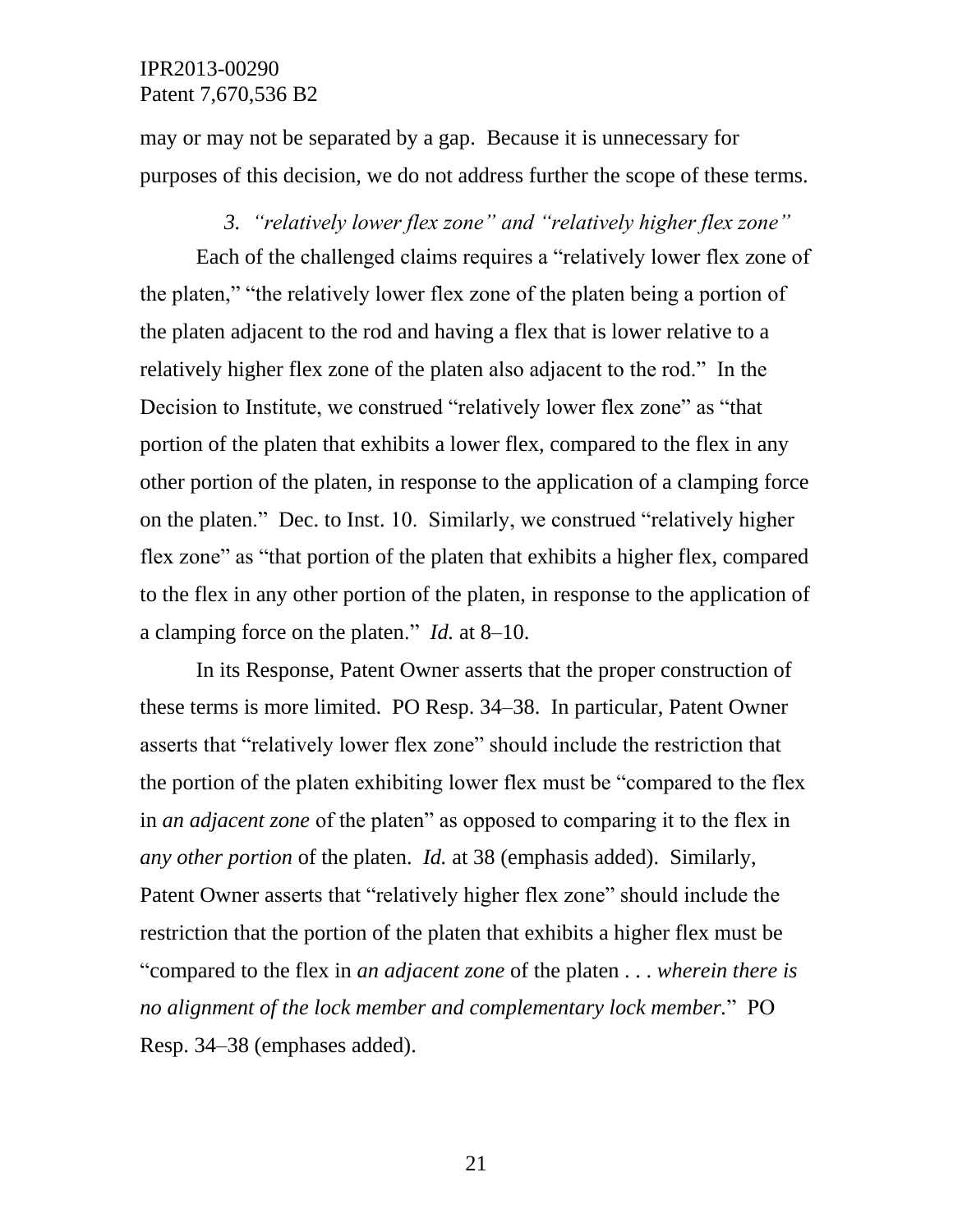may or may not be separated by a gap. Because it is unnecessary for purposes of this decision, we do not address further the scope of these terms.

### 3. *"relatively lower flex zone" and "relatively higher flex zone"*

Each of the challenged claims requires a "relatively lower flex zone of the platen," "the relatively lower flex zone of the platen being a portion of the platen adjacent to the rod and having a flex that is lower relative to a relatively higher flex zone of the platen also adjacent to the rod." In the Decision to Institute, we construed "relatively lower flex zone" as "that portion of the platen that exhibits a lower flex, compared to the flex in any other portion of the platen, in response to the application of a clamping force on the platen." Dec. to Inst. 10. Similarly, we construed "relatively higher flex zone" as "that portion of the platen that exhibits a higher flex, compared to the flex in any other portion of the platen, in response to the application of a clamping force on the platen." *Id.* at 8–10.

In its Response, Patent Owner asserts that the proper construction of these terms is more limited. PO Resp. 34–38. In particular, Patent Owner asserts that "relatively lower flex zone" should include the restriction that the portion of the platen exhibiting lower flex must be "compared to the flex in *an adjacent zone* of the platen" as opposed to comparing it to the flex in *any other portion* of the platen. *Id.* at 38 (emphasis added). Similarly, Patent Owner asserts that "relatively higher flex zone" should include the restriction that the portion of the platen that exhibits a higher flex must be "compared to the flex in *an adjacent zone* of the platen . . . *wherein there is no alignment of the lock member and complementary lock member.*" PO Resp. 34–38 (emphases added).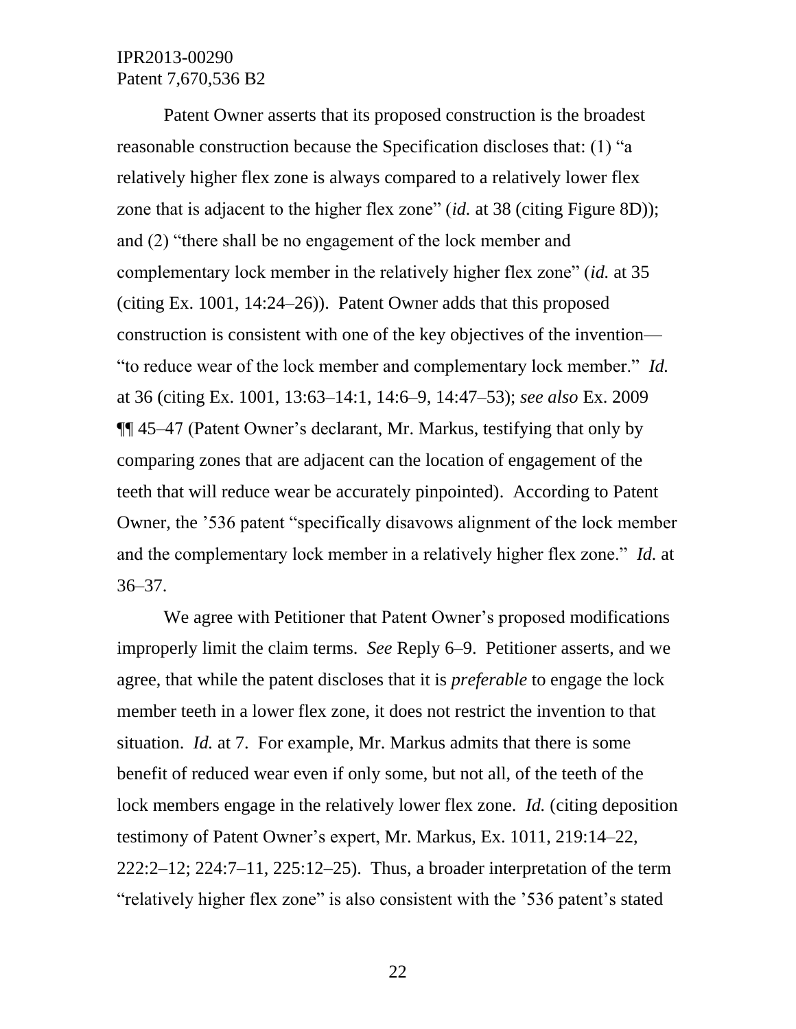Patent Owner asserts that its proposed construction is the broadest reasonable construction because the Specification discloses that: (1) "a relatively higher flex zone is always compared to a relatively lower flex zone that is adjacent to the higher flex zone" (*id.* at 38 (citing Figure 8D)); and (2) "there shall be no engagement of the lock member and complementary lock member in the relatively higher flex zone" (*id.* at 35 (citing Ex. 1001, 14:24–26)). Patent Owner adds that this proposed construction is consistent with one of the key objectives of the invention—"to reduce wear of the lock member and complementary lock member." *Id.* at 36 (citing Ex. 1001, 13:63–14:1, 14:6–9, 14:47–53); *see also* Ex. 2009 ¶¶ 45–47 (Patent Owner's declarant, Mr. Markus, testifying that only by comparing zones that are adjacent can the location of engagement of the teeth that will reduce wear be accurately pinpointed). According to Patent Owner, the '536 patent "specifically disavows alignment of the lock member and the complementary lock member in a relatively higher flex zone." *Id.* at 36–37.

We agree with Petitioner that Patent Owner's proposed modifications improperly limit the claim terms. *See* Reply 6–9. Petitioner asserts, and we agree, that while the patent discloses that it is *preferable* to engage the lock member teeth in a lower flex zone, it does not restrict the invention to that situation. *Id.* at 7. For example, Mr. Markus admits that there is some benefit of reduced wear even if only some, but not all, of the teeth of the lock members engage in the relatively lower flex zone. *Id.* (citing deposition testimony of Patent Owner's expert, Mr. Markus, Ex. 1011, 219:14–22, 222:2–12; 224:7–11, 225:12–25). Thus, a broader interpretation of the term "relatively higher flex zone" is also consistent with the '536 patent's stated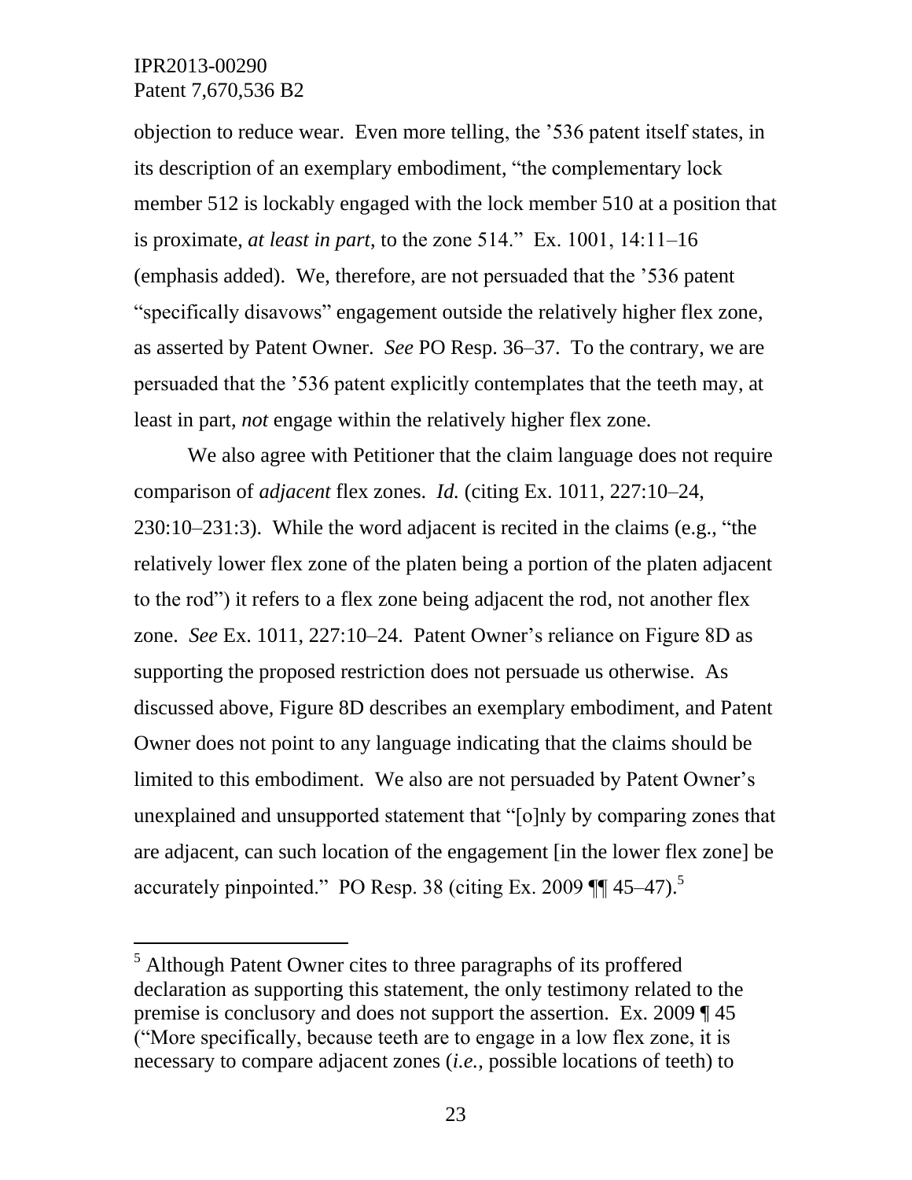objection to reduce wear. Even more telling, the '536 patent itself states, in its description of an exemplary embodiment, "the complementary lock member 512 is lockably engaged with the lock member 510 at a position that is proximate, *at least in part*, to the zone 514." Ex. 1001, 14:11–16 (emphasis added). We, therefore, are not persuaded that the '536 patent "specifically disavows" engagement outside the relatively higher flex zone, as asserted by Patent Owner. *See* PO Resp. 36–37. To the contrary, we are persuaded that the '536 patent explicitly contemplates that the teeth may, at least in part, *not* engage within the relatively higher flex zone.

We also agree with Petitioner that the claim language does not require comparison of *adjacent* flex zones. *Id.* (citing Ex. 1011, 227:10–24, 230:10–231:3). While the word adjacent is recited in the claims (e.g., "the relatively lower flex zone of the platen being a portion of the platen adjacent to the rod") it refers to a flex zone being adjacent the rod, not another flex zone. *See* Ex. 1011, 227:10–24. Patent Owner's reliance on Figure 8D as supporting the proposed restriction does not persuade us otherwise. As discussed above, Figure 8D describes an exemplary embodiment, and Patent Owner does not point to any language indicating that the claims should be limited to this embodiment. We also are not persuaded by Patent Owner's unexplained and unsupported statement that "[o]nly by comparing zones that are adjacent, can such location of the engagement [in the lower flex zone] be accurately pinpointed." PO Resp. 38 (citing Ex. 2009 ¶¶ 45–47).[5]

---

[5] Although Patent Owner cites to three paragraphs of its proffered declaration as supporting this statement, the only testimony related to the premise is conclusory and does not support the assertion. Ex. 2009 ¶ 45 ("More specifically, because teeth are to engage in a low flex zone, it is necessary to compare adjacent zones (*i.e.*, possible locations of teeth) to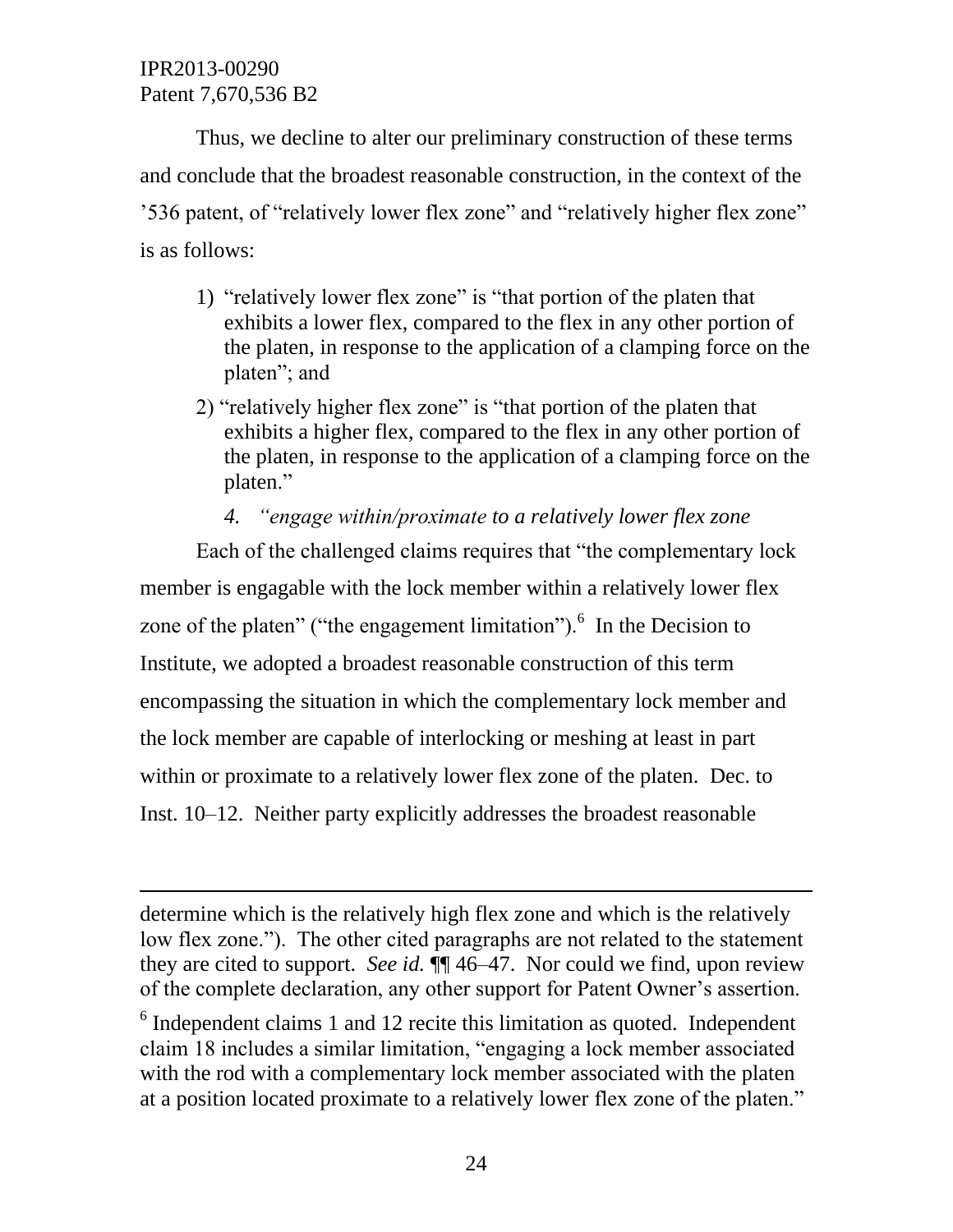Thus, we decline to alter our preliminary construction of these terms and conclude that the broadest reasonable construction, in the context of the ’536 patent, of “relatively lower flex zone” and “relatively higher flex zone” is as follows:

1) “relatively lower flex zone” is “that portion of the platen that exhibits a lower flex, compared to the flex in any other portion of the platen, in response to the application of a clamping force on the platen”; and

2) “relatively higher flex zone” is “that portion of the platen that exhibits a higher flex, compared to the flex in any other portion of the platen, in response to the application of a clamping force on the platen.”

#### *4. “engage within/proximate to a relatively lower flex zone*

Each of the challenged claims requires that “the complementary lock member is engagable with the lock member within a relatively lower flex zone of the platen” (“the engagement limitation”).[6] In the Decision to Institute, we adopted a broadest reasonable construction of this term encompassing the situation in which the complementary lock member and the lock member are capable of interlocking or meshing at least in part within or proximate to a relatively lower flex zone of the platen. Dec. to Inst. 10–12. Neither party explicitly addresses the broadest reasonable

---

determine which is the relatively high flex zone and which is the relatively low flex zone.”). The other cited paragraphs are not related to the statement they are cited to support. *See id.* ¶¶ 46–47. Nor could we find, upon review of the complete declaration, any other support for Patent Owner’s assertion.

[6] Independent claims 1 and 12 recite this limitation as quoted. Independent claim 18 includes a similar limitation, “engaging a lock member associated with the rod with a complementary lock member associated with the platen at a position located proximate to a relatively lower flex zone of the platen.”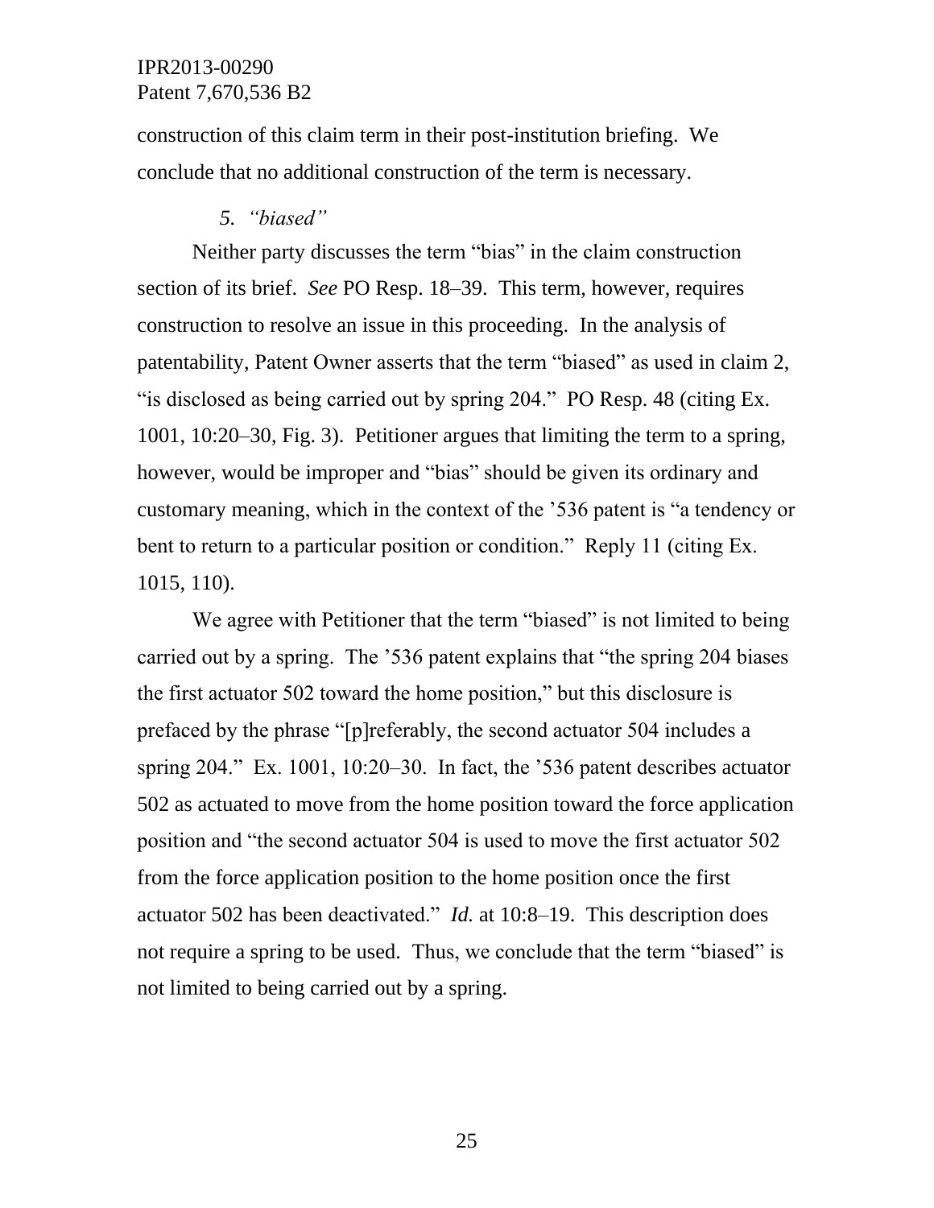construction of this claim term in their post-institution briefing. We conclude that no additional construction of the term is necessary.

### 5. *"biased"*

Neither party discusses the term "bias" in the claim construction section of its brief. *See* PO Resp. 18–39. This term, however, requires construction to resolve an issue in this proceeding. In the analysis of patentability, Patent Owner asserts that the term "biased" as used in claim 2, "is disclosed as being carried out by spring 204." PO Resp. 48 (citing Ex. 1001, 10:20–30, Fig. 3). Petitioner argues that limiting the term to a spring, however, would be improper and "bias" should be given its ordinary and customary meaning, which in the context of the '536 patent is "a tendency or bent to return to a particular position or condition." Reply 11 (citing Ex. 1015, 110).

We agree with Petitioner that the term "biased" is not limited to being carried out by a spring. The '536 patent explains that "the spring 204 biases the first actuator 502 toward the home position," but this disclosure is prefaced by the phrase "[p]referably, the second actuator 504 includes a spring 204." Ex. 1001, 10:20–30. In fact, the '536 patent describes actuator 502 as actuated to move from the home position toward the force application position and "the second actuator 504 is used to move the first actuator 502 from the force application position to the home position once the first actuator 502 has been deactivated." *Id.* at 10:8–19. This description does not require a spring to be used. Thus, we conclude that the term "biased" is not limited to being carried out by a spring.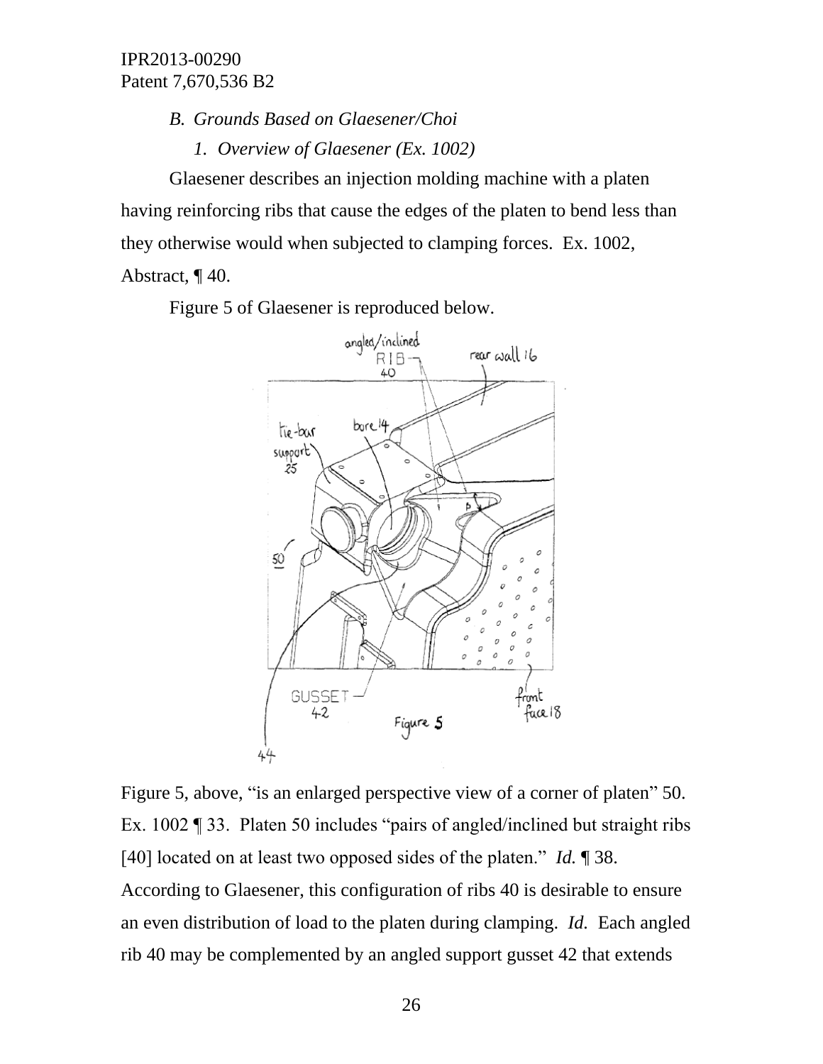### *B. Grounds Based on Glaesener/Choi*

#### *1. Overview of Glaesener (Ex. 1002)*

Glaesener describes an injection molding machine with a platen having reinforcing ribs that cause the edges of the platen to bend less than they otherwise would when subjected to clamping forces. Ex. 1002, Abstract, ¶ 40.

Figure 5 of Glaesener is reproduced below.

Figure 5, above, "is an enlarged perspective view of a corner of platen" 50. Ex. 1002 ¶ 33. Platen 50 includes "pairs of angled/inclined but straight ribs [40] located on at least two opposed sides of the platen." *Id.* ¶ 38. According to Glaesener, this configuration of ribs 40 is desirable to ensure an even distribution of load to the platen during clamping. *Id.* Each angled rib 40 may be complemented by an angled support gusset 42 that extends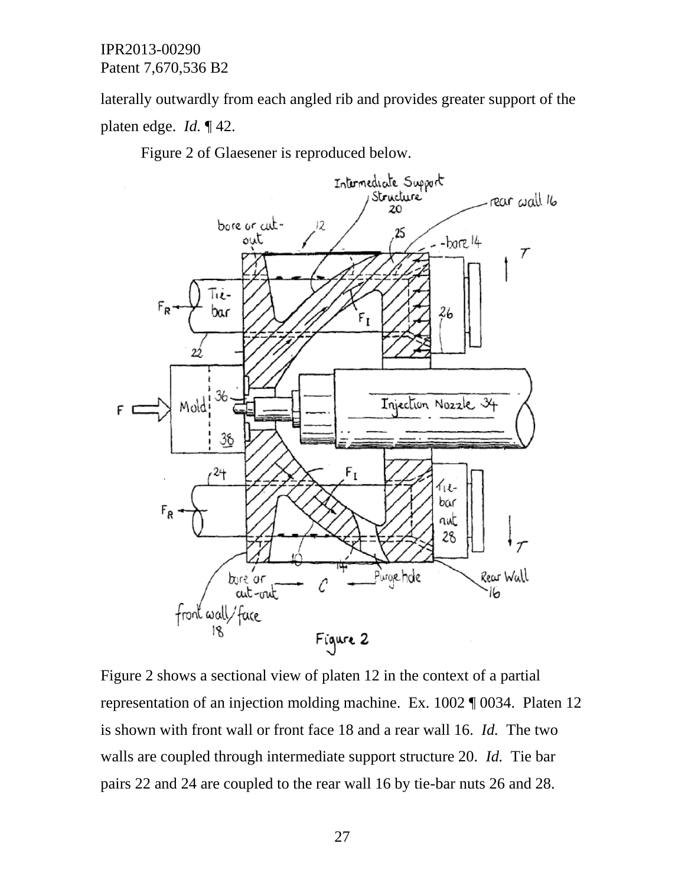laterally outwardly from each angled rib and provides greater support of the platen edge. *Id.* ¶ 42.

Figure 2 of Glaesener is reproduced below.

Figure 2 shows a sectional view of platen 12 in the context of a partial representation of an injection molding machine. Ex. 1002 ¶ 0034. Platen 12 is shown with front wall or front face 18 and a rear wall 16. *Id.* The two walls are coupled through intermediate support structure 20. *Id.* Tie bar pairs 22 and 24 are coupled to the rear wall 16 by tie-bar nuts 26 and 28.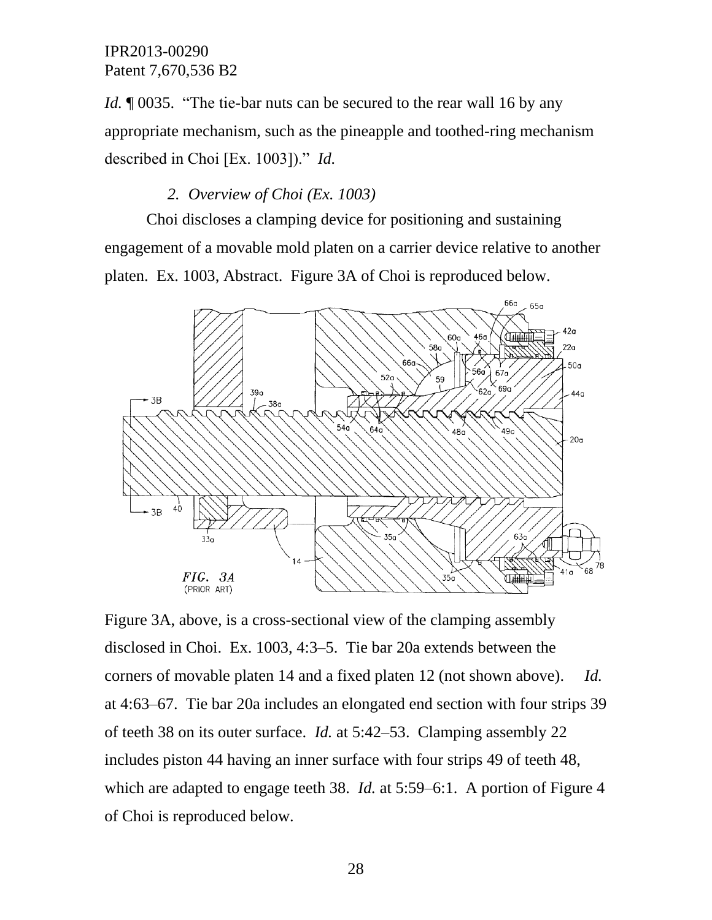*Id.* ¶ 0035. "The tie-bar nuts can be secured to the rear wall 16 by any appropriate mechanism, such as the pineapple and toothed-ring mechanism described in Choi [Ex. 1003])." *Id.*

### *2. Overview of Choi (Ex. 1003)*

Choi discloses a clamping device for positioning and sustaining engagement of a movable mold platen on a carrier device relative to another platen. Ex. 1003, Abstract. Figure 3A of Choi is reproduced below.

Figure 3A, above, is a cross-sectional view of the clamping assembly disclosed in Choi. Ex. 1003, 4:3–5. Tie bar 20a extends between the corners of movable platen 14 and a fixed platen 12 (not shown above). *Id.* at 4:63–67. Tie bar 20a includes an elongated end section with four strips 39 of teeth 38 on its outer surface. *Id.* at 5:42–53. Clamping assembly 22 includes piston 44 having an inner surface with four strips 49 of teeth 48, which are adapted to engage teeth 38. *Id.* at 5:59–6:1. A portion of Figure 4 of Choi is reproduced below.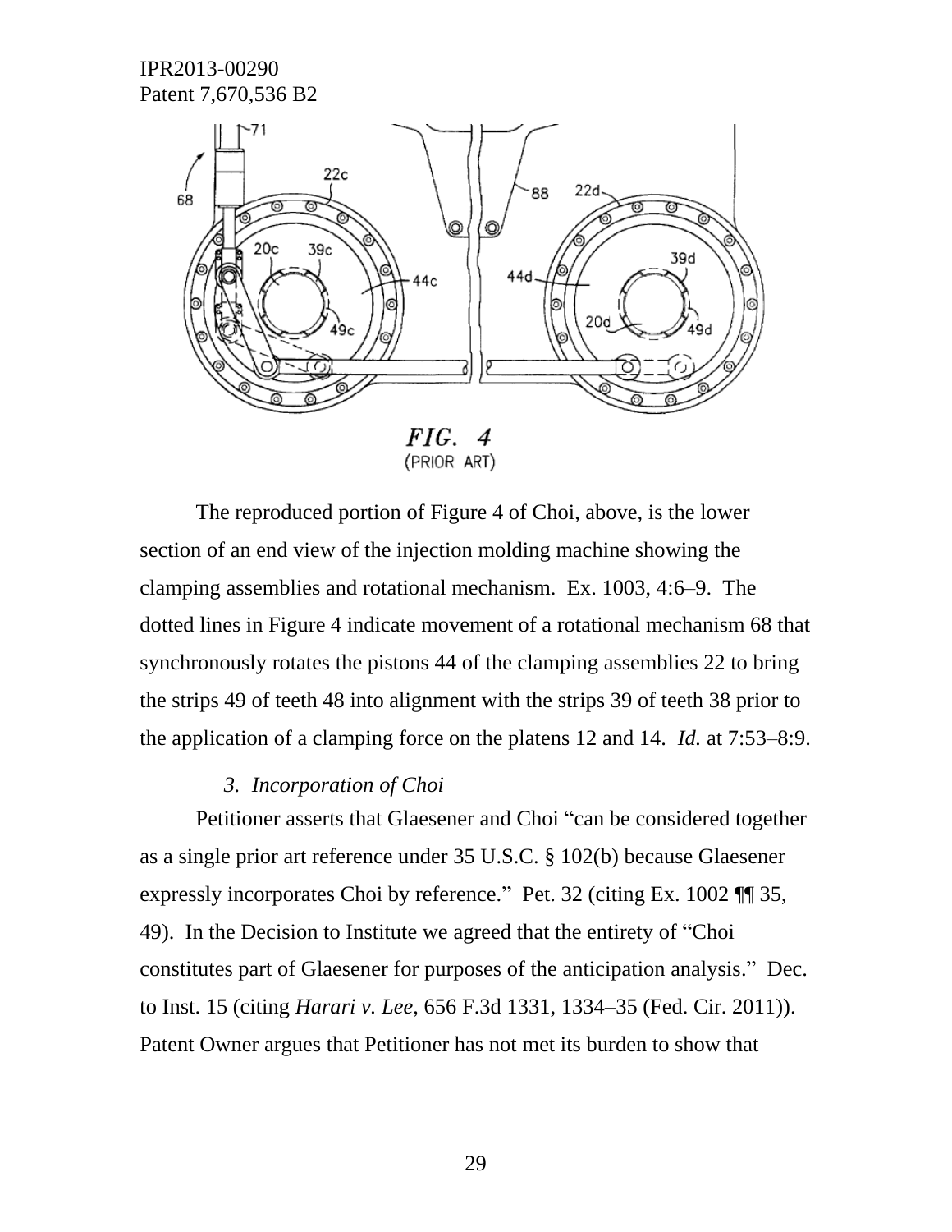FIG. 4
(PRIOR ART)

The reproduced portion of Figure 4 of Choi, above, is the lower section of an end view of the injection molding machine showing the clamping assemblies and rotational mechanism. Ex. 1003, 4:6–9. The dotted lines in Figure 4 indicate movement of a rotational mechanism 68 that synchronously rotates the pistons 44 of the clamping assemblies 22 to bring the strips 49 of teeth 48 into alignment with the strips 39 of teeth 38 prior to the application of a clamping force on the platens 12 and 14. *Id.* at 7:53–8:9.

### *3. Incorporation of Choi*

Petitioner asserts that Glaesener and Choi "can be considered together as a single prior art reference under 35 U.S.C. § 102(b) because Glaesener expressly incorporates Choi by reference." Pet. 32 (citing Ex. 1002 ¶¶ 35, 49). In the Decision to Institute we agreed that the entirety of "Choi constitutes part of Glaesener for purposes of the anticipation analysis." Dec. to Inst. 15 (citing *Harari v. Lee*, 656 F.3d 1331, 1334–35 (Fed. Cir. 2011)). Patent Owner argues that Petitioner has not met its burden to show that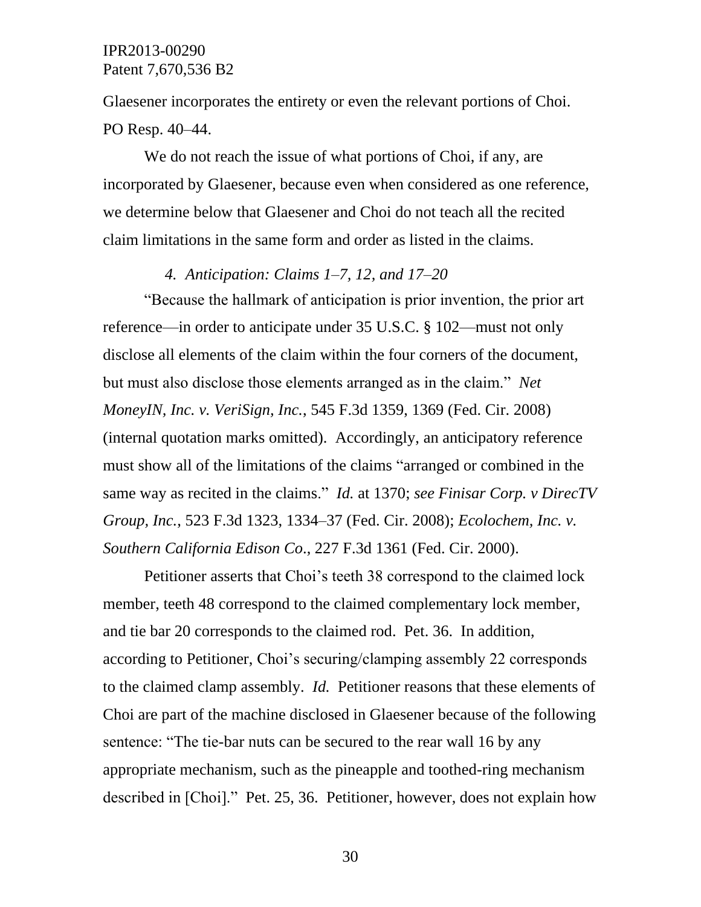Glaesener incorporates the entirety or even the relevant portions of Choi. PO Resp. 40–44.

We do not reach the issue of what portions of Choi, if any, are incorporated by Glaesener, because even when considered as one reference, we determine below that Glaesener and Choi do not teach all the recited claim limitations in the same form and order as listed in the claims.

### *4. Anticipation: Claims 1–7, 12, and 17–20*

"Because the hallmark of anticipation is prior invention, the prior art reference—in order to anticipate under 35 U.S.C. § 102—must not only disclose all elements of the claim within the four corners of the document, but must also disclose those elements arranged as in the claim." *Net MoneyIN, Inc. v. VeriSign, Inc.*, 545 F.3d 1359, 1369 (Fed. Cir. 2008) (internal quotation marks omitted). Accordingly, an anticipatory reference must show all of the limitations of the claims "arranged or combined in the same way as recited in the claims." *Id.* at 1370; *see Finisar Corp. v DirecTV Group, Inc.*, 523 F.3d 1323, 1334–37 (Fed. Cir. 2008); *Ecolochem, Inc. v. Southern California Edison Co*., 227 F.3d 1361 (Fed. Cir. 2000).

Petitioner asserts that Choi's teeth 38 correspond to the claimed lock member, teeth 48 correspond to the claimed complementary lock member, and tie bar 20 corresponds to the claimed rod. Pet. 36. In addition, according to Petitioner, Choi's securing/clamping assembly 22 corresponds to the claimed clamp assembly. *Id.* Petitioner reasons that these elements of Choi are part of the machine disclosed in Glaesener because of the following sentence: "The tie-bar nuts can be secured to the rear wall 16 by any appropriate mechanism, such as the pineapple and toothed-ring mechanism described in [Choi]." Pet. 25, 36. Petitioner, however, does not explain how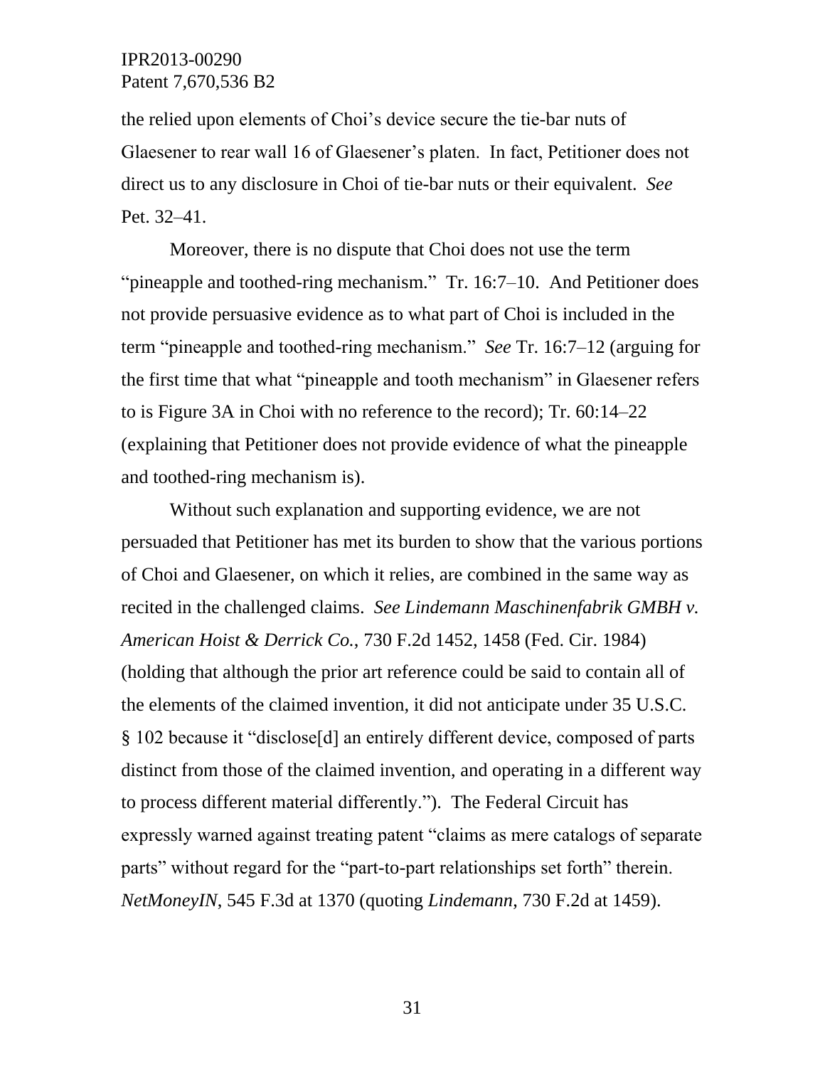the relied upon elements of Choi's device secure the tie-bar nuts of Glaesener to rear wall 16 of Glaesener's platen. In fact, Petitioner does not direct us to any disclosure in Choi of tie-bar nuts or their equivalent. *See* Pet. 32–41.

Moreover, there is no dispute that Choi does not use the term "pineapple and toothed-ring mechanism." Tr. 16:7–10. And Petitioner does not provide persuasive evidence as to what part of Choi is included in the term "pineapple and toothed-ring mechanism." *See* Tr. 16:7–12 (arguing for the first time that what "pineapple and tooth mechanism" in Glaesener refers to is Figure 3A in Choi with no reference to the record); Tr. 60:14–22 (explaining that Petitioner does not provide evidence of what the pineapple and toothed-ring mechanism is).

Without such explanation and supporting evidence, we are not persuaded that Petitioner has met its burden to show that the various portions of Choi and Glaesener, on which it relies, are combined in the same way as recited in the challenged claims. *See Lindemann Maschinenfabrik GMBH v. American Hoist & Derrick Co.*, 730 F.2d 1452, 1458 (Fed. Cir. 1984) (holding that although the prior art reference could be said to contain all of the elements of the claimed invention, it did not anticipate under 35 U.S.C. § 102 because it "disclose[d] an entirely different device, composed of parts distinct from those of the claimed invention, and operating in a different way to process different material differently."). The Federal Circuit has expressly warned against treating patent "claims as mere catalogs of separate parts" without regard for the "part-to-part relationships set forth" therein. *NetMoneyIN*, 545 F.3d at 1370 (quoting *Lindemann*, 730 F.2d at 1459).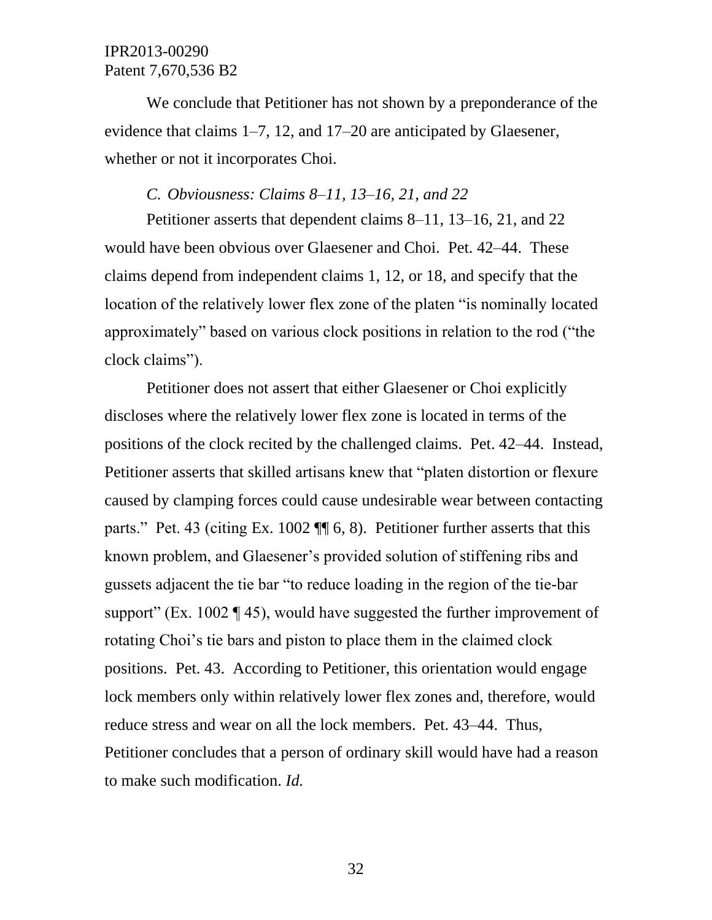We conclude that Petitioner has not shown by a preponderance of the evidence that claims 1–7, 12, and 17–20 are anticipated by Glaesener, whether or not it incorporates Choi.

### *C. Obviousness: Claims 8–11, 13–16, 21, and 22*

Petitioner asserts that dependent claims 8–11, 13–16, 21, and 22 would have been obvious over Glaesener and Choi. Pet. 42–44. These claims depend from independent claims 1, 12, or 18, and specify that the location of the relatively lower flex zone of the platen "is nominally located approximately" based on various clock positions in relation to the rod ("the clock claims").

Petitioner does not assert that either Glaesener or Choi explicitly discloses where the relatively lower flex zone is located in terms of the positions of the clock recited by the challenged claims. Pet. 42–44. Instead, Petitioner asserts that skilled artisans knew that "platen distortion or flexure caused by clamping forces could cause undesirable wear between contacting parts." Pet. 43 (citing Ex. 1002 ¶¶ 6, 8). Petitioner further asserts that this known problem, and Glaesener's provided solution of stiffening ribs and gussets adjacent the tie bar "to reduce loading in the region of the tie-bar support" (Ex. 1002 ¶ 45), would have suggested the further improvement of rotating Choi's tie bars and piston to place them in the claimed clock positions. Pet. 43. According to Petitioner, this orientation would engage lock members only within relatively lower flex zones and, therefore, would reduce stress and wear on all the lock members. Pet. 43–44. Thus, Petitioner concludes that a person of ordinary skill would have had a reason to make such modification. *Id.*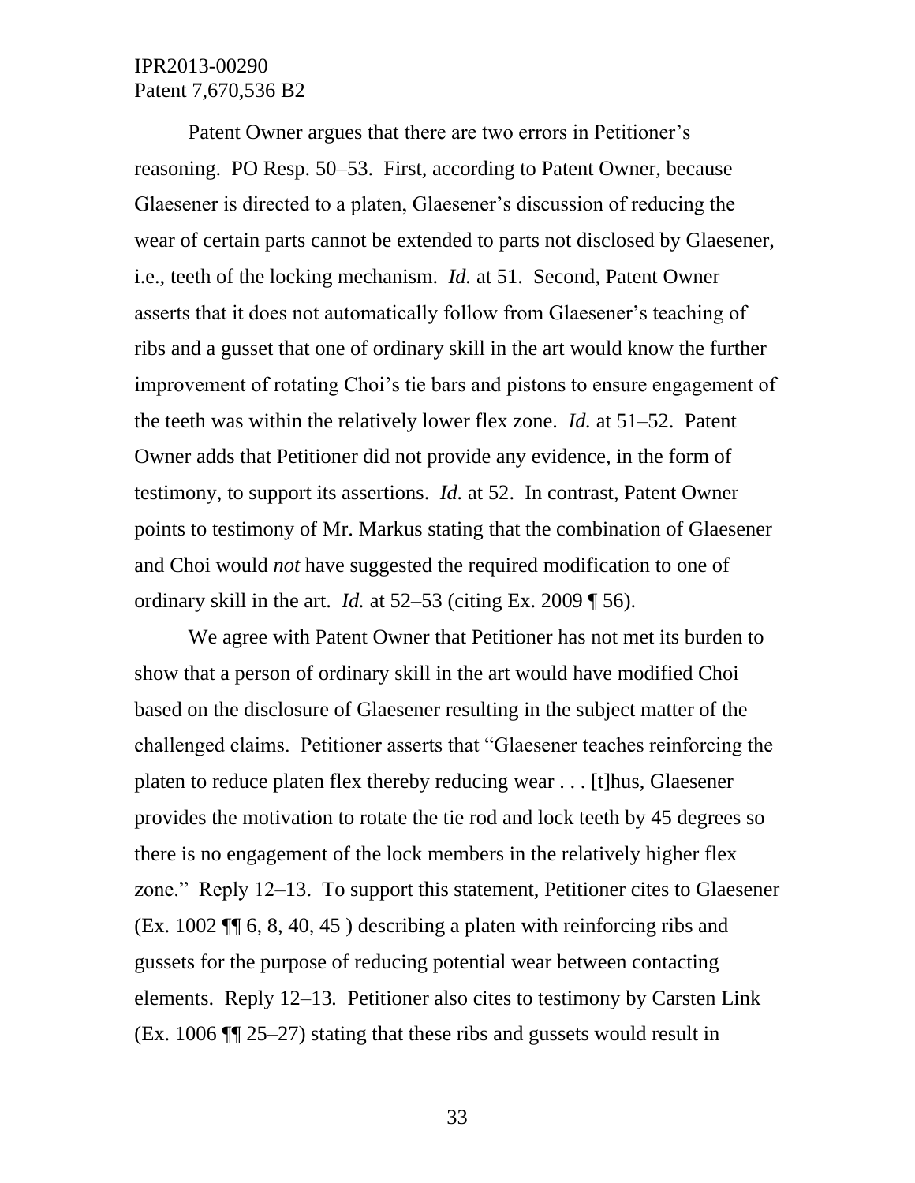Patent Owner argues that there are two errors in Petitioner's reasoning. PO Resp. 50–53. First, according to Patent Owner, because Glaesener is directed to a platen, Glaesener's discussion of reducing the wear of certain parts cannot be extended to parts not disclosed by Glaesener, i.e., teeth of the locking mechanism. *Id.* at 51. Second, Patent Owner asserts that it does not automatically follow from Glaesener's teaching of ribs and a gusset that one of ordinary skill in the art would know the further improvement of rotating Choi's tie bars and pistons to ensure engagement of the teeth was within the relatively lower flex zone. *Id.* at 51–52. Patent Owner adds that Petitioner did not provide any evidence, in the form of testimony, to support its assertions. *Id.* at 52. In contrast, Patent Owner points to testimony of Mr. Markus stating that the combination of Glaesener and Choi would *not* have suggested the required modification to one of ordinary skill in the art. *Id.* at 52–53 (citing Ex. 2009 ¶ 56).

We agree with Patent Owner that Petitioner has not met its burden to show that a person of ordinary skill in the art would have modified Choi based on the disclosure of Glaesener resulting in the subject matter of the challenged claims. Petitioner asserts that "Glaesener teaches reinforcing the platen to reduce platen flex thereby reducing wear . . . [t]hus, Glaesener provides the motivation to rotate the tie rod and lock teeth by 45 degrees so there is no engagement of the lock members in the relatively higher flex zone." Reply 12–13. To support this statement, Petitioner cites to Glaesener (Ex. 1002 ¶¶ 6, 8, 40, 45 ) describing a platen with reinforcing ribs and gussets for the purpose of reducing potential wear between contacting elements. Reply 12–13. Petitioner also cites to testimony by Carsten Link (Ex. 1006 ¶¶ 25–27) stating that these ribs and gussets would result in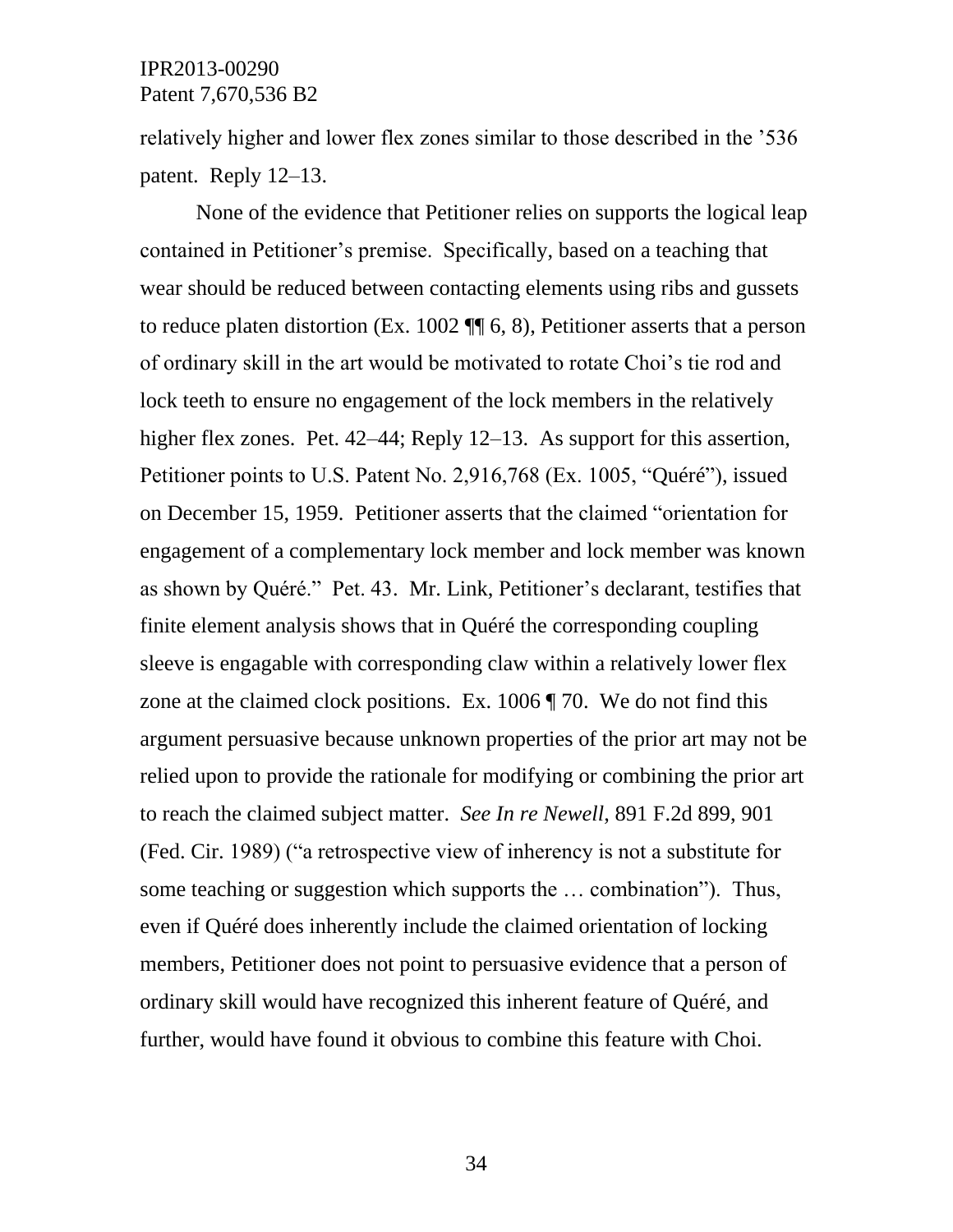relatively higher and lower flex zones similar to those described in the ’536 patent. Reply 12–13.

None of the evidence that Petitioner relies on supports the logical leap contained in Petitioner’s premise. Specifically, based on a teaching that wear should be reduced between contacting elements using ribs and gussets to reduce platen distortion (Ex. 1002 ¶¶ 6, 8), Petitioner asserts that a person of ordinary skill in the art would be motivated to rotate Choi’s tie rod and lock teeth to ensure no engagement of the lock members in the relatively higher flex zones. Pet. 42–44; Reply 12–13. As support for this assertion, Petitioner points to U.S. Patent No. 2,916,768 (Ex. 1005, “Quéré”), issued on December 15, 1959. Petitioner asserts that the claimed “orientation for engagement of a complementary lock member and lock member was known as shown by Quéré.” Pet. 43. Mr. Link, Petitioner’s declarant, testifies that finite element analysis shows that in Quéré the corresponding coupling sleeve is engagable with corresponding claw within a relatively lower flex zone at the claimed clock positions. Ex. 1006 ¶ 70. We do not find this argument persuasive because unknown properties of the prior art may not be relied upon to provide the rationale for modifying or combining the prior art to reach the claimed subject matter. *See In re Newell,* 891 F.2d 899, 901 (Fed. Cir. 1989) (“a retrospective view of inherency is not a substitute for some teaching or suggestion which supports the … combination”). Thus, even if Quéré does inherently include the claimed orientation of locking members, Petitioner does not point to persuasive evidence that a person of ordinary skill would have recognized this inherent feature of Quéré, and further, would have found it obvious to combine this feature with Choi.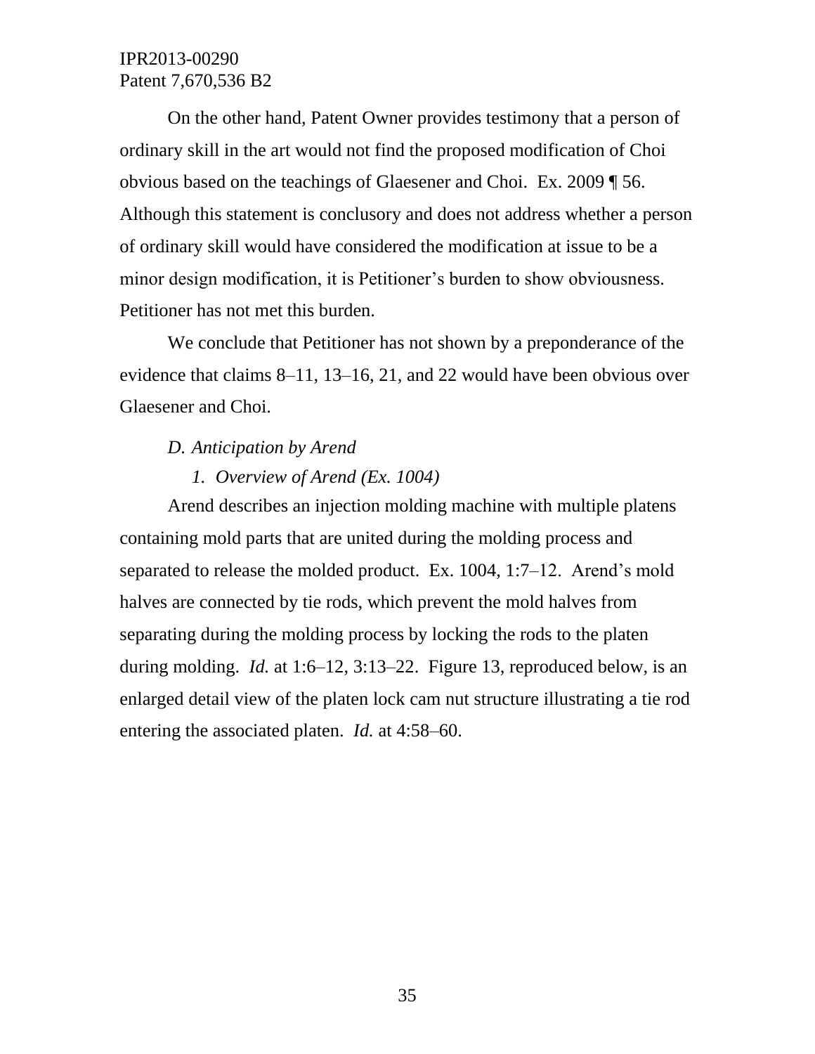On the other hand, Patent Owner provides testimony that a person of ordinary skill in the art would not find the proposed modification of Choi obvious based on the teachings of Glaesener and Choi. Ex. 2009 ¶ 56. Although this statement is conclusory and does not address whether a person of ordinary skill would have considered the modification at issue to be a minor design modification, it is Petitioner's burden to show obviousness. Petitioner has not met this burden.

We conclude that Petitioner has not shown by a preponderance of the evidence that claims 8–11, 13–16, 21, and 22 would have been obvious over Glaesener and Choi.

*D. Anticipation by Arend*

*1. Overview of Arend (Ex. 1004)*

Arend describes an injection molding machine with multiple platens containing mold parts that are united during the molding process and separated to release the molded product. Ex. 1004, 1:7–12. Arend's mold halves are connected by tie rods, which prevent the mold halves from separating during the molding process by locking the rods to the platen during molding. *Id.* at 1:6–12, 3:13–22. Figure 13, reproduced below, is an enlarged detail view of the platen lock cam nut structure illustrating a tie rod entering the associated platen. *Id.* at 4:58–60.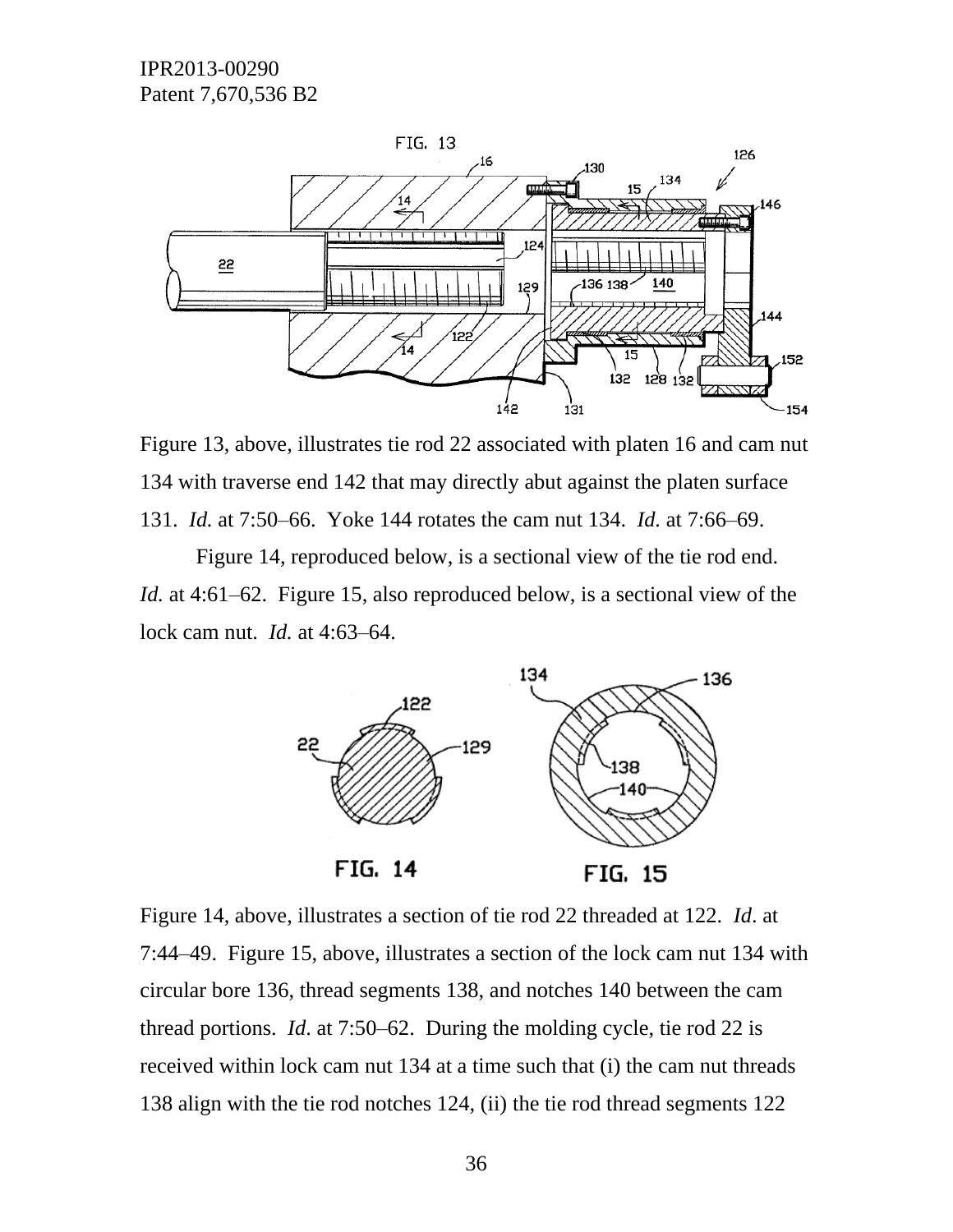Figure 13, above, illustrates tie rod 22 associated with platen 16 and cam nut 134 with traverse end 142 that may directly abut against the platen surface 131. *Id.* at 7:50–66. Yoke 144 rotates the cam nut 134. *Id.* at 7:66–69.

Figure 14, reproduced below, is a sectional view of the tie rod end. *Id.* at 4:61–62. Figure 15, also reproduced below, is a sectional view of the lock cam nut. *Id.* at 4:63–64.

Figure 14, above, illustrates a section of tie rod 22 threaded at 122. *Id*. at 7:44–49. Figure 15, above, illustrates a section of the lock cam nut 134 with circular bore 136, thread segments 138, and notches 140 between the cam thread portions. *Id*. at 7:50–62. During the molding cycle, tie rod 22 is received within lock cam nut 134 at a time such that (i) the cam nut threads 138 align with the tie rod notches 124, (ii) the tie rod thread segments 122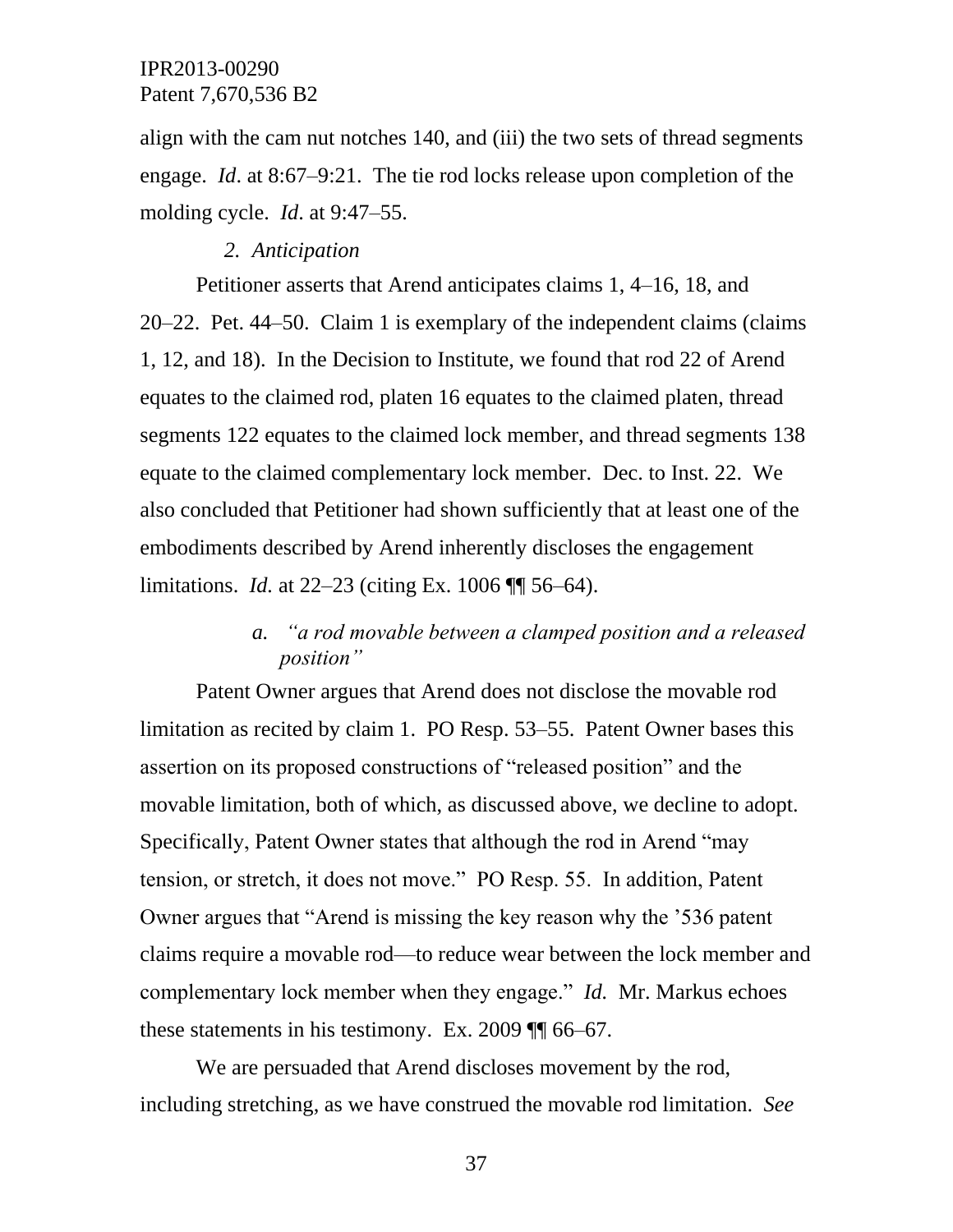align with the cam nut notches 140, and (iii) the two sets of thread segments engage. *Id*. at 8:67–9:21. The tie rod locks release upon completion of the molding cycle. *Id*. at 9:47–55.

### *2. Anticipation*

Petitioner asserts that Arend anticipates claims 1, 4–16, 18, and 20–22. Pet. 44–50. Claim 1 is exemplary of the independent claims (claims 1, 12, and 18). In the Decision to Institute, we found that rod 22 of Arend equates to the claimed rod, platen 16 equates to the claimed platen, thread segments 122 equates to the claimed lock member, and thread segments 138 equate to the claimed complementary lock member. Dec. to Inst. 22. We also concluded that Petitioner had shown sufficiently that at least one of the embodiments described by Arend inherently discloses the engagement limitations. *Id.* at 22–23 (citing Ex. 1006 ¶¶ 56–64).

#### *a. "a rod movable between a clamped position and a released position"*

Patent Owner argues that Arend does not disclose the movable rod limitation as recited by claim 1. PO Resp. 53–55. Patent Owner bases this assertion on its proposed constructions of "released position" and the movable limitation, both of which, as discussed above, we decline to adopt. Specifically, Patent Owner states that although the rod in Arend "may tension, or stretch, it does not move." PO Resp. 55. In addition, Patent Owner argues that "Arend is missing the key reason why the '536 patent claims require a movable rod—to reduce wear between the lock member and complementary lock member when they engage." *Id.* Mr. Markus echoes these statements in his testimony. Ex. 2009 ¶¶ 66–67.

We are persuaded that Arend discloses movement by the rod, including stretching, as we have construed the movable rod limitation. *See*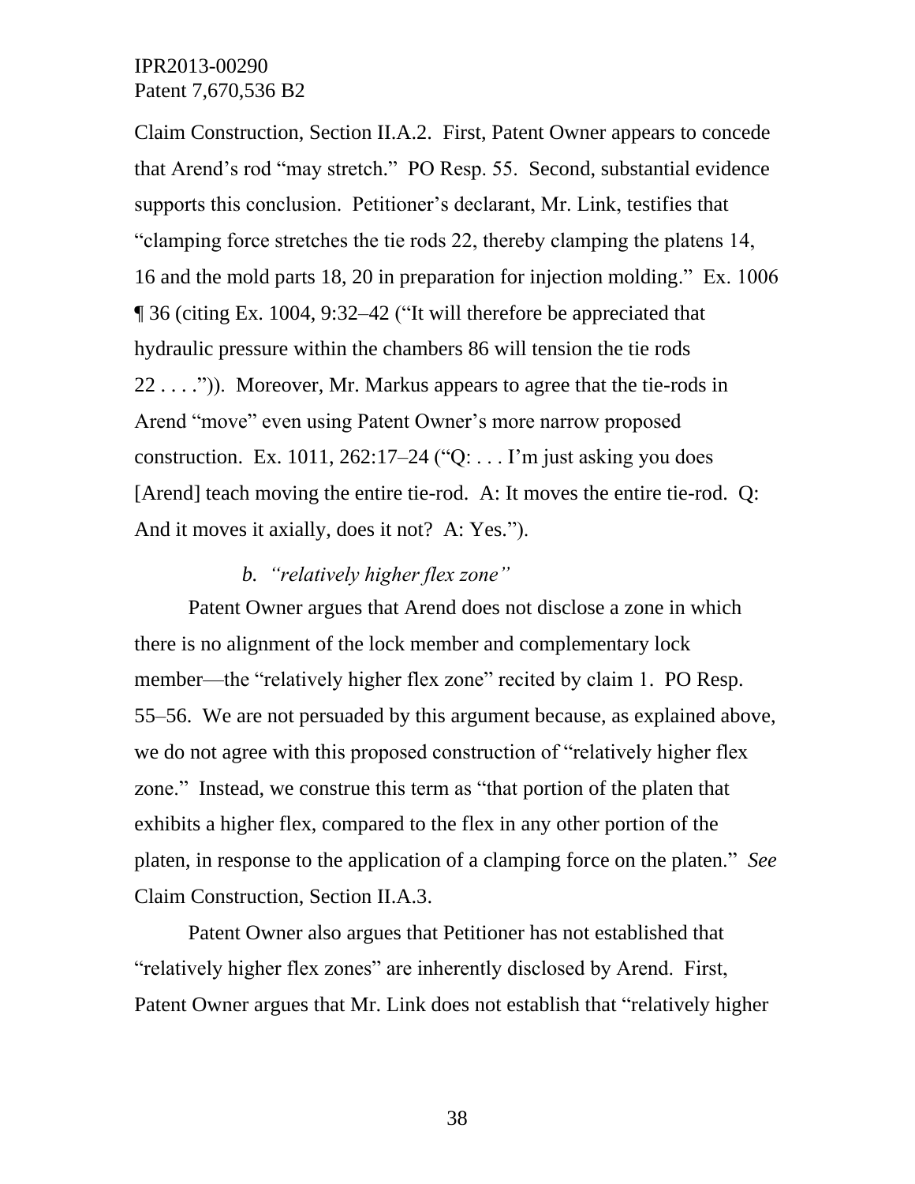Claim Construction, Section II.A.2. First, Patent Owner appears to concede that Arend's rod "may stretch." PO Resp. 55. Second, substantial evidence supports this conclusion. Petitioner's declarant, Mr. Link, testifies that "clamping force stretches the tie rods 22, thereby clamping the platens 14, 16 and the mold parts 18, 20 in preparation for injection molding." Ex. 1006 ¶ 36 (citing Ex. 1004, 9:32–42 ("It will therefore be appreciated that hydraulic pressure within the chambers 86 will tension the tie rods 22 . . . .")). Moreover, Mr. Markus appears to agree that the tie-rods in Arend "move" even using Patent Owner's more narrow proposed construction. Ex. 1011, 262:17–24 ("Q: . . . I'm just asking you does [Arend] teach moving the entire tie-rod. A: It moves the entire tie-rod. Q: And it moves it axially, does it not? A: Yes.").

*b. "relatively higher flex zone"*

Patent Owner argues that Arend does not disclose a zone in which there is no alignment of the lock member and complementary lock member—the "relatively higher flex zone" recited by claim 1. PO Resp. 55–56. We are not persuaded by this argument because, as explained above, we do not agree with this proposed construction of "relatively higher flex zone." Instead, we construe this term as "that portion of the platen that exhibits a higher flex, compared to the flex in any other portion of the platen, in response to the application of a clamping force on the platen." *See* Claim Construction, Section II.A.3.

Patent Owner also argues that Petitioner has not established that "relatively higher flex zones" are inherently disclosed by Arend. First, Patent Owner argues that Mr. Link does not establish that "relatively higher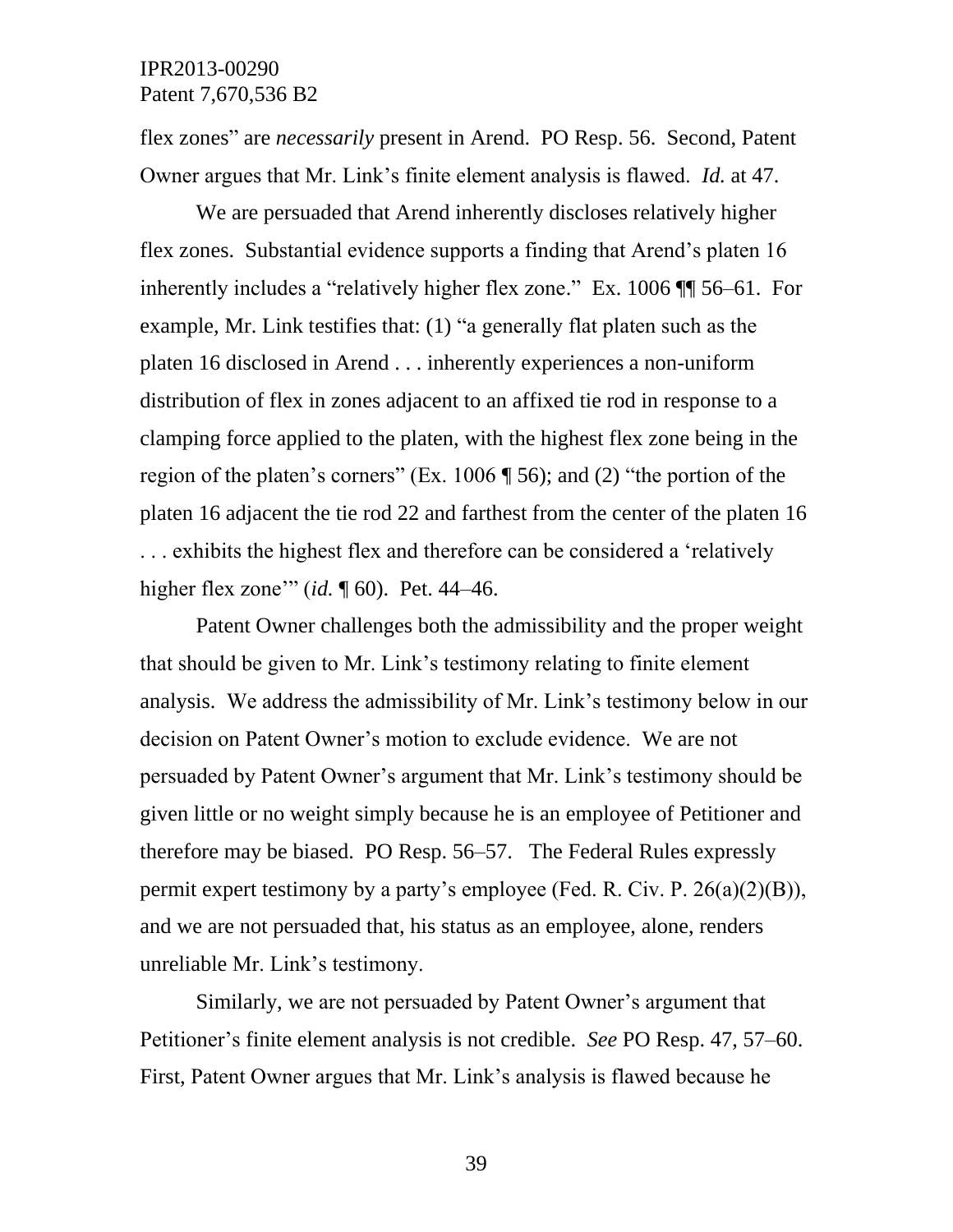flex zones" are *necessarily* present in Arend. PO Resp. 56. Second, Patent Owner argues that Mr. Link's finite element analysis is flawed. *Id.* at 47.

We are persuaded that Arend inherently discloses relatively higher flex zones. Substantial evidence supports a finding that Arend's platen 16 inherently includes a "relatively higher flex zone." Ex. 1006 ¶¶ 56–61. For example, Mr. Link testifies that: (1) "a generally flat platen such as the platen 16 disclosed in Arend . . . inherently experiences a non-uniform distribution of flex in zones adjacent to an affixed tie rod in response to a clamping force applied to the platen, with the highest flex zone being in the region of the platen's corners" (Ex. 1006 ¶ 56); and (2) "the portion of the platen 16 adjacent the tie rod 22 and farthest from the center of the platen 16 . . . exhibits the highest flex and therefore can be considered a 'relatively higher flex zone'" (*id.* ¶ 60). Pet. 44–46.

Patent Owner challenges both the admissibility and the proper weight that should be given to Mr. Link's testimony relating to finite element analysis. We address the admissibility of Mr. Link's testimony below in our decision on Patent Owner's motion to exclude evidence. We are not persuaded by Patent Owner's argument that Mr. Link's testimony should be given little or no weight simply because he is an employee of Petitioner and therefore may be biased. PO Resp. 56–57. The Federal Rules expressly permit expert testimony by a party's employee (Fed. R. Civ. P. 26(a)(2)(B)), and we are not persuaded that, his status as an employee, alone, renders unreliable Mr. Link's testimony.

Similarly, we are not persuaded by Patent Owner's argument that Petitioner's finite element analysis is not credible. *See* PO Resp. 47, 57–60. First, Patent Owner argues that Mr. Link's analysis is flawed because he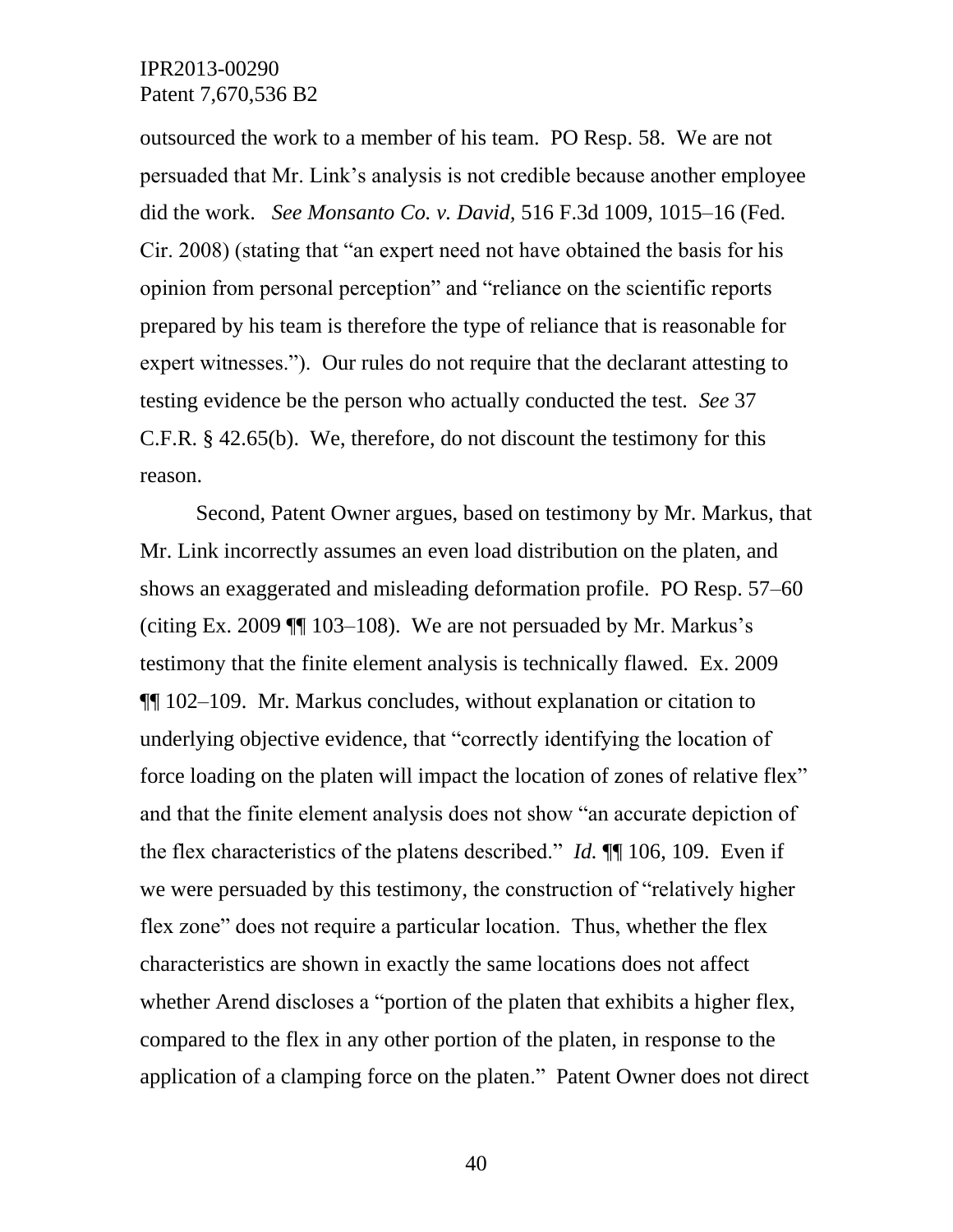outsourced the work to a member of his team. PO Resp. 58. We are not persuaded that Mr. Link's analysis is not credible because another employee did the work. *See Monsanto Co. v. David,* 516 F.3d 1009, 1015–16 (Fed. Cir. 2008) (stating that "an expert need not have obtained the basis for his opinion from personal perception" and "reliance on the scientific reports prepared by his team is therefore the type of reliance that is reasonable for expert witnesses."). Our rules do not require that the declarant attesting to testing evidence be the person who actually conducted the test. *See* 37 C.F.R. § 42.65(b). We, therefore, do not discount the testimony for this reason.

Second, Patent Owner argues, based on testimony by Mr. Markus, that Mr. Link incorrectly assumes an even load distribution on the platen, and shows an exaggerated and misleading deformation profile. PO Resp. 57–60 (citing Ex. 2009 ¶¶ 103–108). We are not persuaded by Mr. Markus's testimony that the finite element analysis is technically flawed. Ex. 2009 ¶¶ 102–109. Mr. Markus concludes, without explanation or citation to underlying objective evidence, that "correctly identifying the location of force loading on the platen will impact the location of zones of relative flex" and that the finite element analysis does not show "an accurate depiction of the flex characteristics of the platens described." *Id.* ¶¶ 106, 109. Even if we were persuaded by this testimony, the construction of "relatively higher flex zone" does not require a particular location. Thus, whether the flex characteristics are shown in exactly the same locations does not affect whether Arend discloses a "portion of the platen that exhibits a higher flex, compared to the flex in any other portion of the platen, in response to the application of a clamping force on the platen." Patent Owner does not direct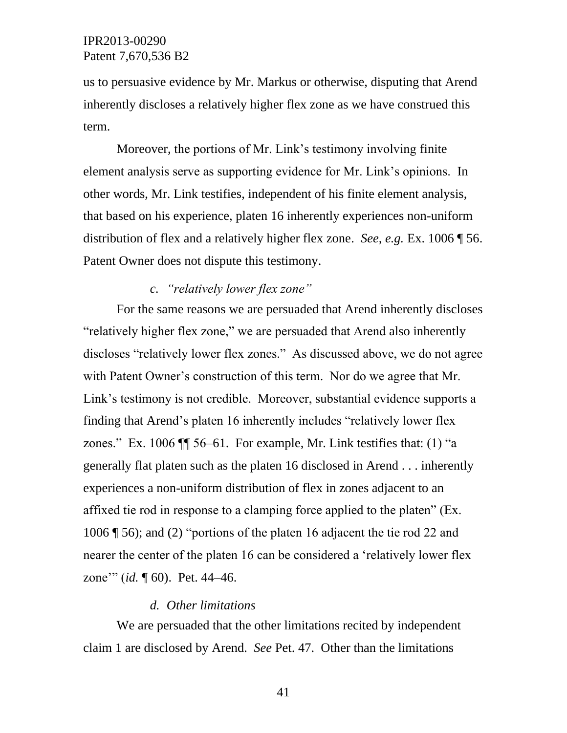us to persuasive evidence by Mr. Markus or otherwise, disputing that Arend inherently discloses a relatively higher flex zone as we have construed this term.

Moreover, the portions of Mr. Link's testimony involving finite element analysis serve as supporting evidence for Mr. Link's opinions. In other words, Mr. Link testifies, independent of his finite element analysis, that based on his experience, platen 16 inherently experiences non-uniform distribution of flex and a relatively higher flex zone. *See, e.g.* Ex. 1006 ¶ 56. Patent Owner does not dispute this testimony.

*c. "relatively lower flex zone"*

For the same reasons we are persuaded that Arend inherently discloses "relatively higher flex zone," we are persuaded that Arend also inherently discloses "relatively lower flex zones." As discussed above, we do not agree with Patent Owner's construction of this term. Nor do we agree that Mr. Link's testimony is not credible. Moreover, substantial evidence supports a finding that Arend's platen 16 inherently includes "relatively lower flex zones." Ex. 1006 ¶¶ 56–61. For example, Mr. Link testifies that: (1) "a generally flat platen such as the platen 16 disclosed in Arend . . . inherently experiences a non-uniform distribution of flex in zones adjacent to an affixed tie rod in response to a clamping force applied to the platen" (Ex. 1006 ¶ 56); and (2) "portions of the platen 16 adjacent the tie rod 22 and nearer the center of the platen 16 can be considered a 'relatively lower flex zone'" (*id.* ¶ 60). Pet. 44–46.

*d. Other limitations*

We are persuaded that the other limitations recited by independent claim 1 are disclosed by Arend. *See* Pet. 47. Other than the limitations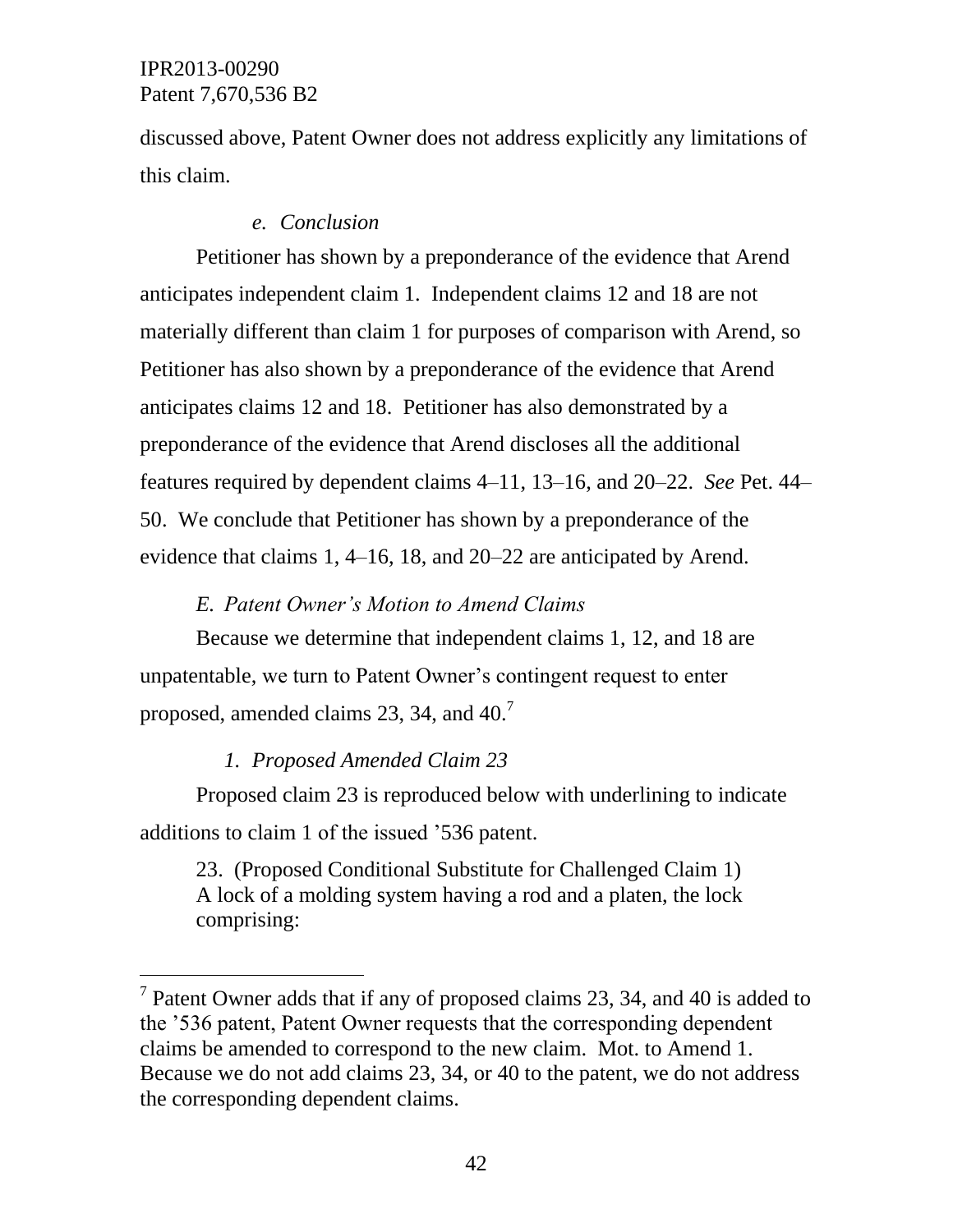discussed above, Patent Owner does not address explicitly any limitations of this claim.

#### *e. Conclusion*

Petitioner has shown by a preponderance of the evidence that Arend anticipates independent claim 1. Independent claims 12 and 18 are not materially different than claim 1 for purposes of comparison with Arend, so Petitioner has also shown by a preponderance of the evidence that Arend anticipates claims 12 and 18. Petitioner has also demonstrated by a preponderance of the evidence that Arend discloses all the additional features required by dependent claims 4–11, 13–16, and 20–22. *See* Pet. 44–50. We conclude that Petitioner has shown by a preponderance of the evidence that claims 1, 4–16, 18, and 20–22 are anticipated by Arend.

### *E. Patent Owner's Motion to Amend Claims*

Because we determine that independent claims 1, 12, and 18 are unpatentable, we turn to Patent Owner's contingent request to enter proposed, amended claims 23, 34, and 40.[7]

#### *1. Proposed Amended Claim 23*

Proposed claim 23 is reproduced below with underlining to indicate additions to claim 1 of the issued '536 patent.

> 23. (Proposed Conditional Substitute for Challenged Claim 1) A lock of a molding system having a rod and a platen, the lock comprising:

[7] Patent Owner adds that if any of proposed claims 23, 34, and 40 is added to the '536 patent, Patent Owner requests that the corresponding dependent claims be amended to correspond to the new claim. Mot. to Amend 1. Because we do not add claims 23, 34, or 40 to the patent, we do not address the corresponding dependent claims.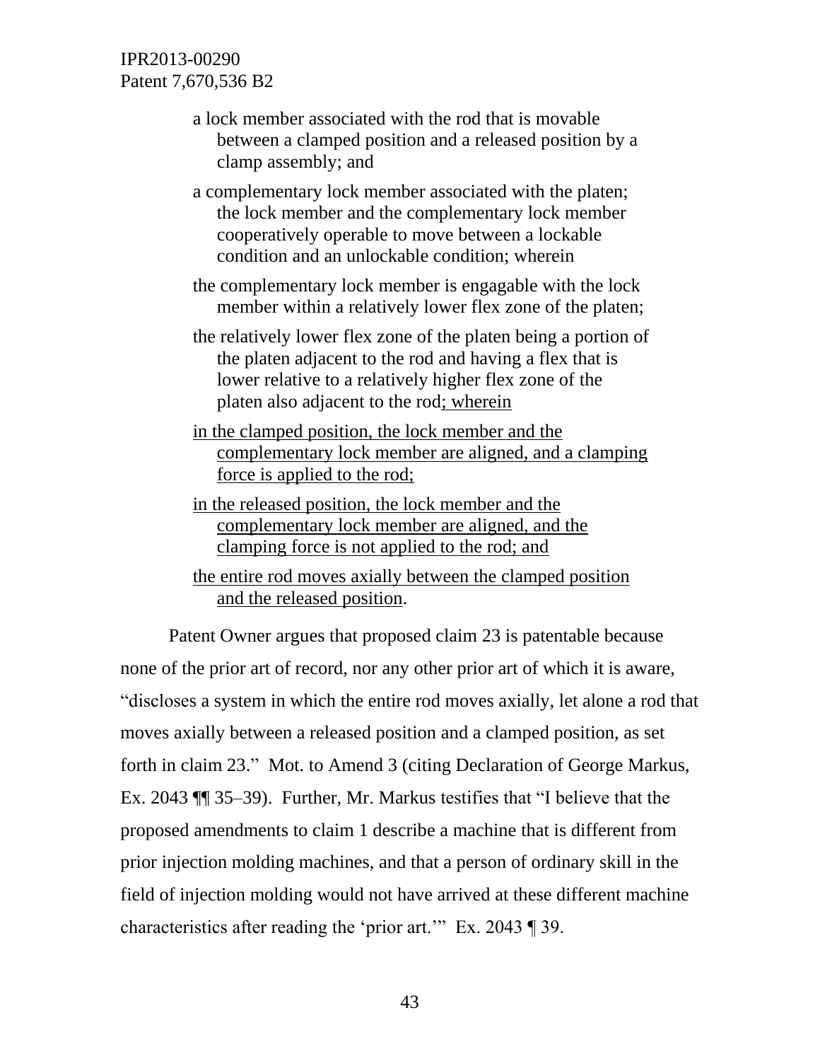a lock member associated with the rod that is movable between a clamped position and a released position by a clamp assembly; and

a complementary lock member associated with the platen; the lock member and the complementary lock member cooperatively operable to move between a lockable condition and an unlockable condition; wherein

the complementary lock member is engagable with the lock member within a relatively lower flex zone of the platen;

the relatively lower flex zone of the platen being a portion of the platen adjacent to the rod and having a flex that is lower relative to a relatively higher flex zone of the platen also adjacent to the rod<u>; wherein</u>

<u>in the clamped position, the lock member and the complementary lock member are aligned, and a clamping force is applied to the rod;</u>

<u>in the released position, the lock member and the complementary lock member are aligned, and the clamping force is not applied to the rod; and</u>

<u>the entire rod moves axially between the clamped position and the released position</u>.

Patent Owner argues that proposed claim 23 is patentable because none of the prior art of record, nor any other prior art of which it is aware, "discloses a system in which the entire rod moves axially, let alone a rod that moves axially between a released position and a clamped position, as set forth in claim 23." Mot. to Amend 3 (citing Declaration of George Markus, Ex. 2043 ¶¶ 35–39). Further, Mr. Markus testifies that "I believe that the proposed amendments to claim 1 describe a machine that is different from prior injection molding machines, and that a person of ordinary skill in the field of injection molding would not have arrived at these different machine characteristics after reading the 'prior art.'" Ex. 2043 ¶ 39.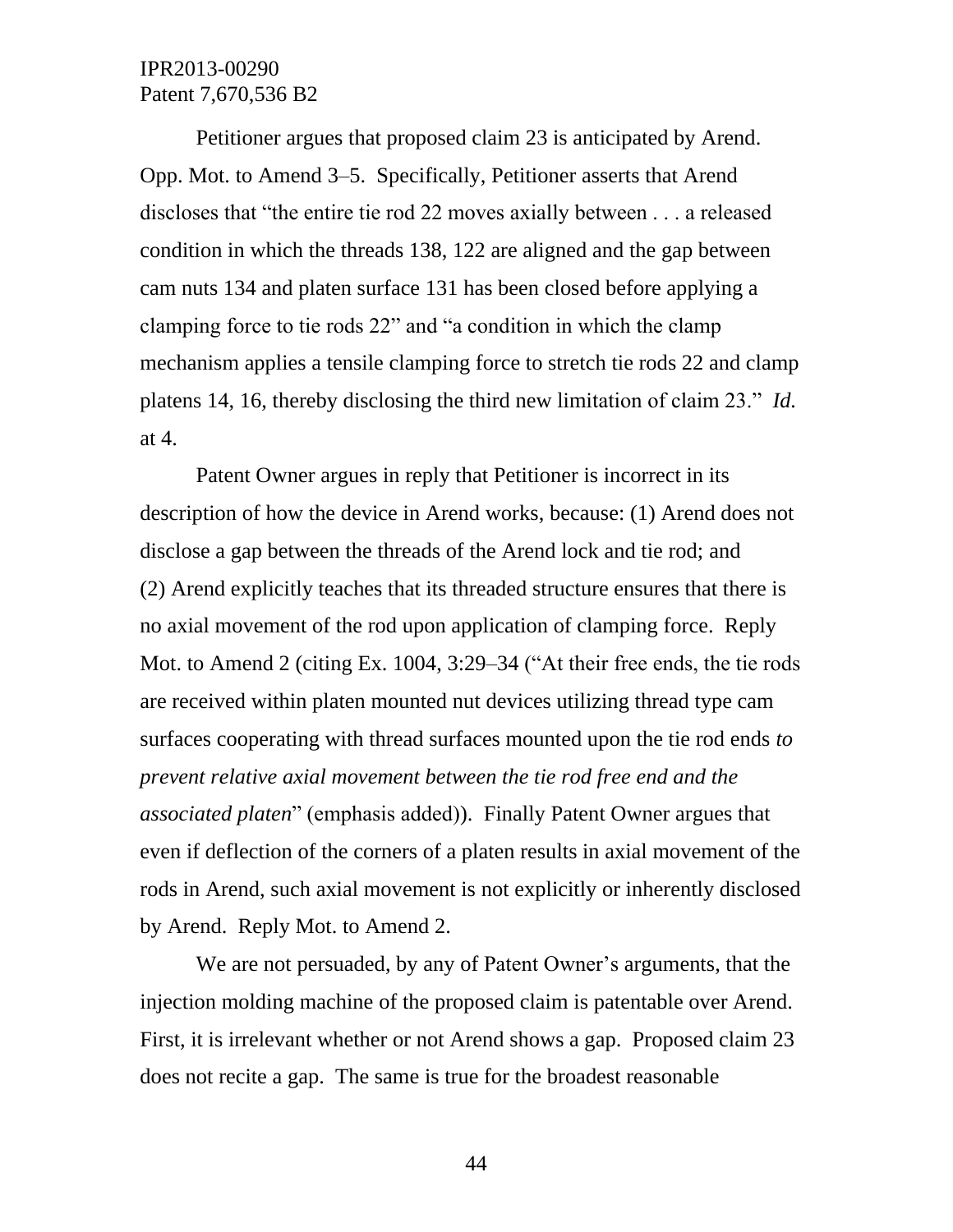Petitioner argues that proposed claim 23 is anticipated by Arend. Opp. Mot. to Amend 3–5. Specifically, Petitioner asserts that Arend discloses that "the entire tie rod 22 moves axially between . . . a released condition in which the threads 138, 122 are aligned and the gap between cam nuts 134 and platen surface 131 has been closed before applying a clamping force to tie rods 22" and "a condition in which the clamp mechanism applies a tensile clamping force to stretch tie rods 22 and clamp platens 14, 16, thereby disclosing the third new limitation of claim 23." *Id.* at 4.

Patent Owner argues in reply that Petitioner is incorrect in its description of how the device in Arend works, because: (1) Arend does not disclose a gap between the threads of the Arend lock and tie rod; and (2) Arend explicitly teaches that its threaded structure ensures that there is no axial movement of the rod upon application of clamping force. Reply Mot. to Amend 2 (citing Ex. 1004, 3:29–34 ("At their free ends, the tie rods are received within platen mounted nut devices utilizing thread type cam surfaces cooperating with thread surfaces mounted upon the tie rod ends *to prevent relative axial movement between the tie rod free end and the associated platen*" (emphasis added)). Finally Patent Owner argues that even if deflection of the corners of a platen results in axial movement of the rods in Arend, such axial movement is not explicitly or inherently disclosed by Arend. Reply Mot. to Amend 2.

We are not persuaded, by any of Patent Owner's arguments, that the injection molding machine of the proposed claim is patentable over Arend. First, it is irrelevant whether or not Arend shows a gap. Proposed claim 23 does not recite a gap. The same is true for the broadest reasonable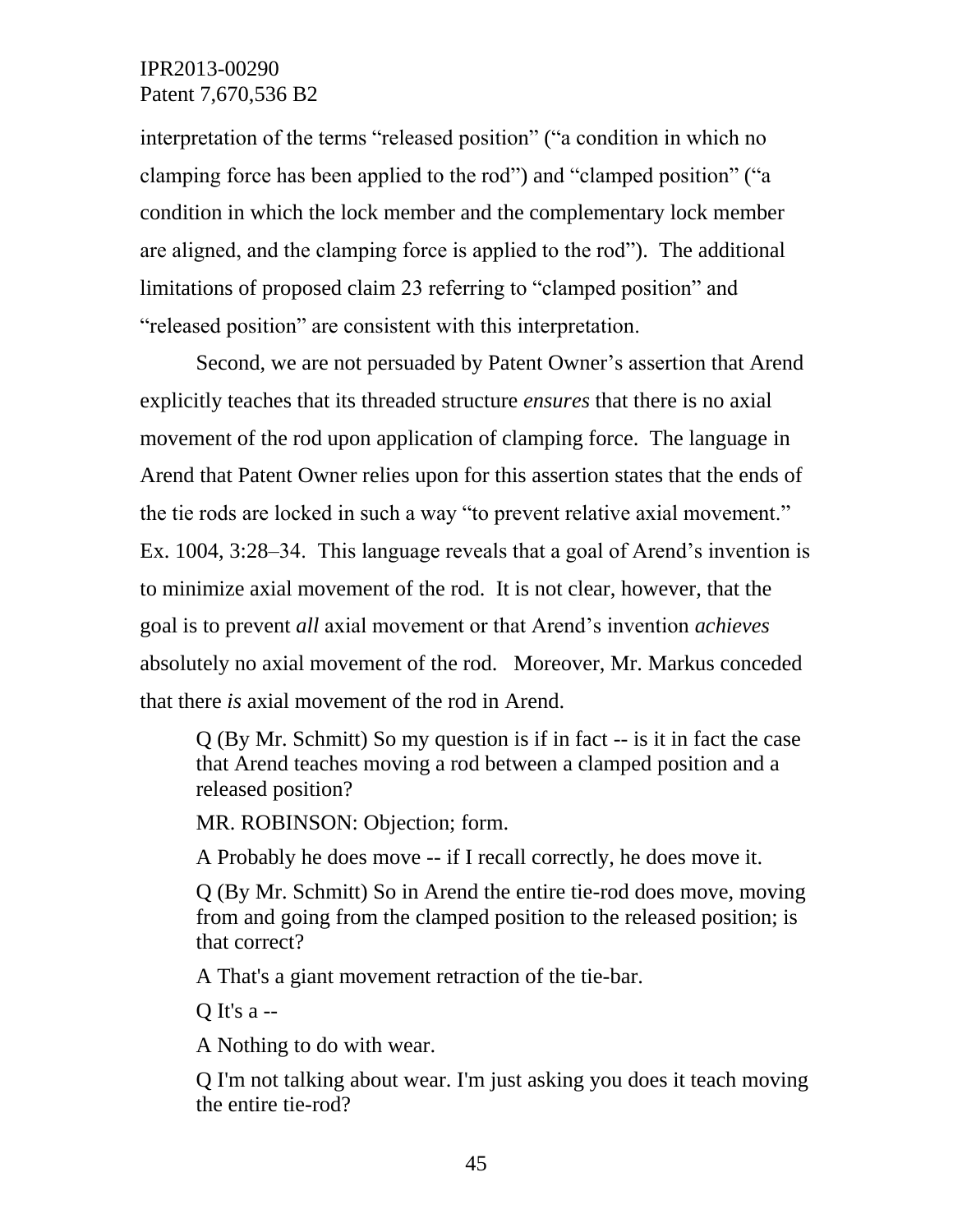interpretation of the terms "released position" ("a condition in which no clamping force has been applied to the rod") and "clamped position" ("a condition in which the lock member and the complementary lock member are aligned, and the clamping force is applied to the rod"). The additional limitations of proposed claim 23 referring to "clamped position" and "released position" are consistent with this interpretation.

Second, we are not persuaded by Patent Owner's assertion that Arend explicitly teaches that its threaded structure *ensures* that there is no axial movement of the rod upon application of clamping force. The language in Arend that Patent Owner relies upon for this assertion states that the ends of the tie rods are locked in such a way "to prevent relative axial movement." Ex. 1004, 3:28–34. This language reveals that a goal of Arend's invention is to minimize axial movement of the rod. It is not clear, however, that the goal is to prevent *all* axial movement or that Arend's invention *achieves* absolutely no axial movement of the rod. Moreover, Mr. Markus conceded that there *is* axial movement of the rod in Arend.

> Q (By Mr. Schmitt) So my question is if in fact -- is it in fact the case that Arend teaches moving a rod between a clamped position and a released position?
>
> MR. ROBINSON: Objection; form.
>
> A Probably he does move -- if I recall correctly, he does move it.
>
> Q (By Mr. Schmitt) So in Arend the entire tie-rod does move, moving from and going from the clamped position to the released position; is that correct?
>
> A That's a giant movement retraction of the tie-bar.
>
> Q It's a --
>
> A Nothing to do with wear.
>
> Q I'm not talking about wear. I'm just asking you does it teach moving the entire tie-rod?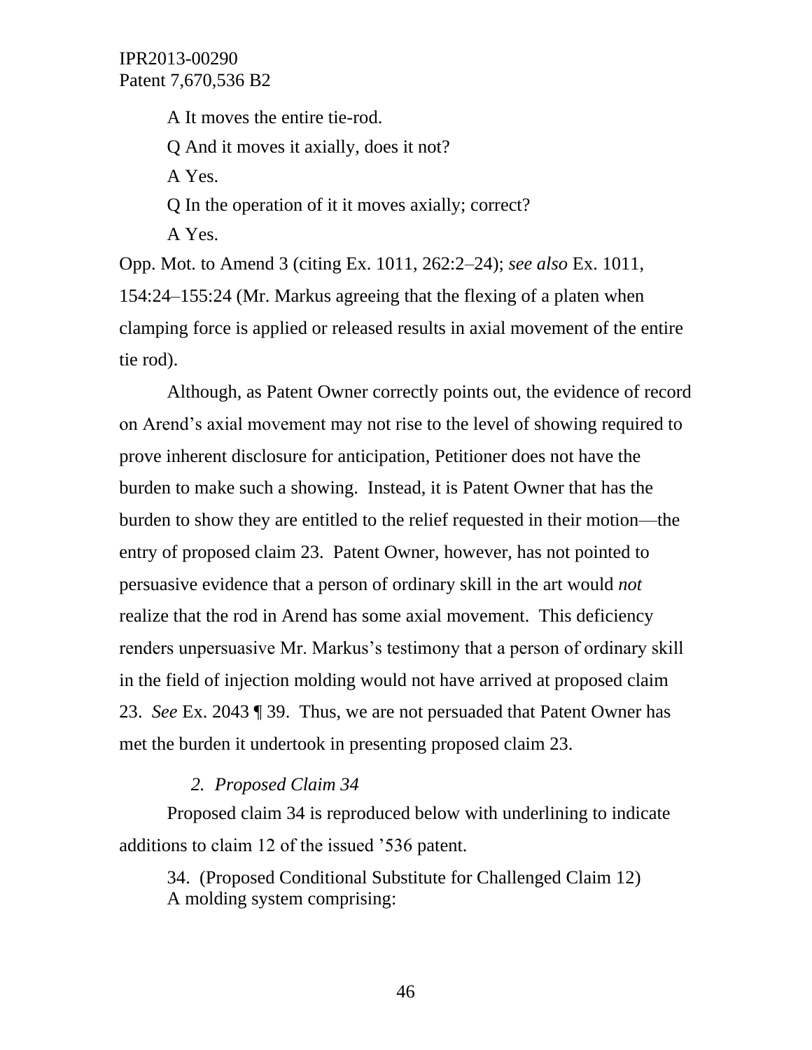A It moves the entire tie-rod.

Q And it moves it axially, does it not?

A Yes.

Q In the operation of it it moves axially; correct?

A Yes.

Opp. Mot. to Amend 3 (citing Ex. 1011, 262:2–24); *see also* Ex. 1011, 154:24–155:24 (Mr. Markus agreeing that the flexing of a platen when clamping force is applied or released results in axial movement of the entire tie rod).

Although, as Patent Owner correctly points out, the evidence of record on Arend's axial movement may not rise to the level of showing required to prove inherent disclosure for anticipation, Petitioner does not have the burden to make such a showing. Instead, it is Patent Owner that has the burden to show they are entitled to the relief requested in their motion—the entry of proposed claim 23. Patent Owner, however, has not pointed to persuasive evidence that a person of ordinary skill in the art would *not* realize that the rod in Arend has some axial movement. This deficiency renders unpersuasive Mr. Markus's testimony that a person of ordinary skill in the field of injection molding would not have arrived at proposed claim 23. *See* Ex. 2043 ¶ 39. Thus, we are not persuaded that Patent Owner has met the burden it undertook in presenting proposed claim 23.

*2. Proposed Claim 34*

Proposed claim 34 is reproduced below with underlining to indicate additions to claim 12 of the issued '536 patent.

> 34. (Proposed Conditional Substitute for Challenged Claim 12)
> A molding system comprising: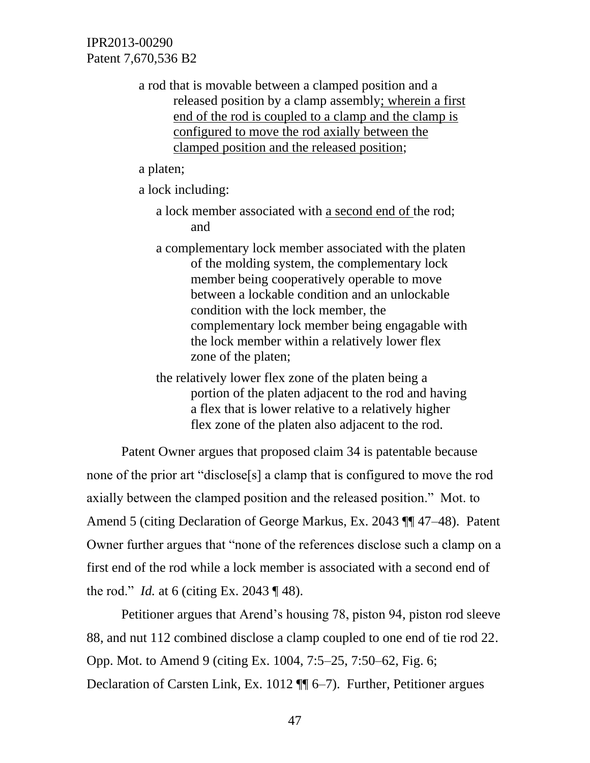a rod that is movable between a clamped position and a released position by a clamp assembly<u>; wherein a first end of the rod is coupled to a clamp and the clamp is configured to move the rod axially between the clamped position and the released position</u>;

a platen;

a lock including:

> a lock member associated with <u>a second end of</u> the rod; and
>
> a complementary lock member associated with the platen of the molding system, the complementary lock member being cooperatively operable to move between a lockable condition and an unlockable condition with the lock member, the complementary lock member being engagable with the lock member within a relatively lower flex zone of the platen;
>
> the relatively lower flex zone of the platen being a portion of the platen adjacent to the rod and having a flex that is lower relative to a relatively higher flex zone of the platen also adjacent to the rod.

Patent Owner argues that proposed claim 34 is patentable because none of the prior art "disclose[s] a clamp that is configured to move the rod axially between the clamped position and the released position." Mot. to Amend 5 (citing Declaration of George Markus, Ex. 2043 ¶¶ 47–48). Patent Owner further argues that "none of the references disclose such a clamp on a first end of the rod while a lock member is associated with a second end of the rod." *Id.* at 6 (citing Ex. 2043 ¶ 48).

Petitioner argues that Arend's housing 78, piston 94, piston rod sleeve 88, and nut 112 combined disclose a clamp coupled to one end of tie rod 22. Opp. Mot. to Amend 9 (citing Ex. 1004, 7:5–25, 7:50–62, Fig. 6; Declaration of Carsten Link, Ex. 1012 ¶¶ 6–7). Further, Petitioner argues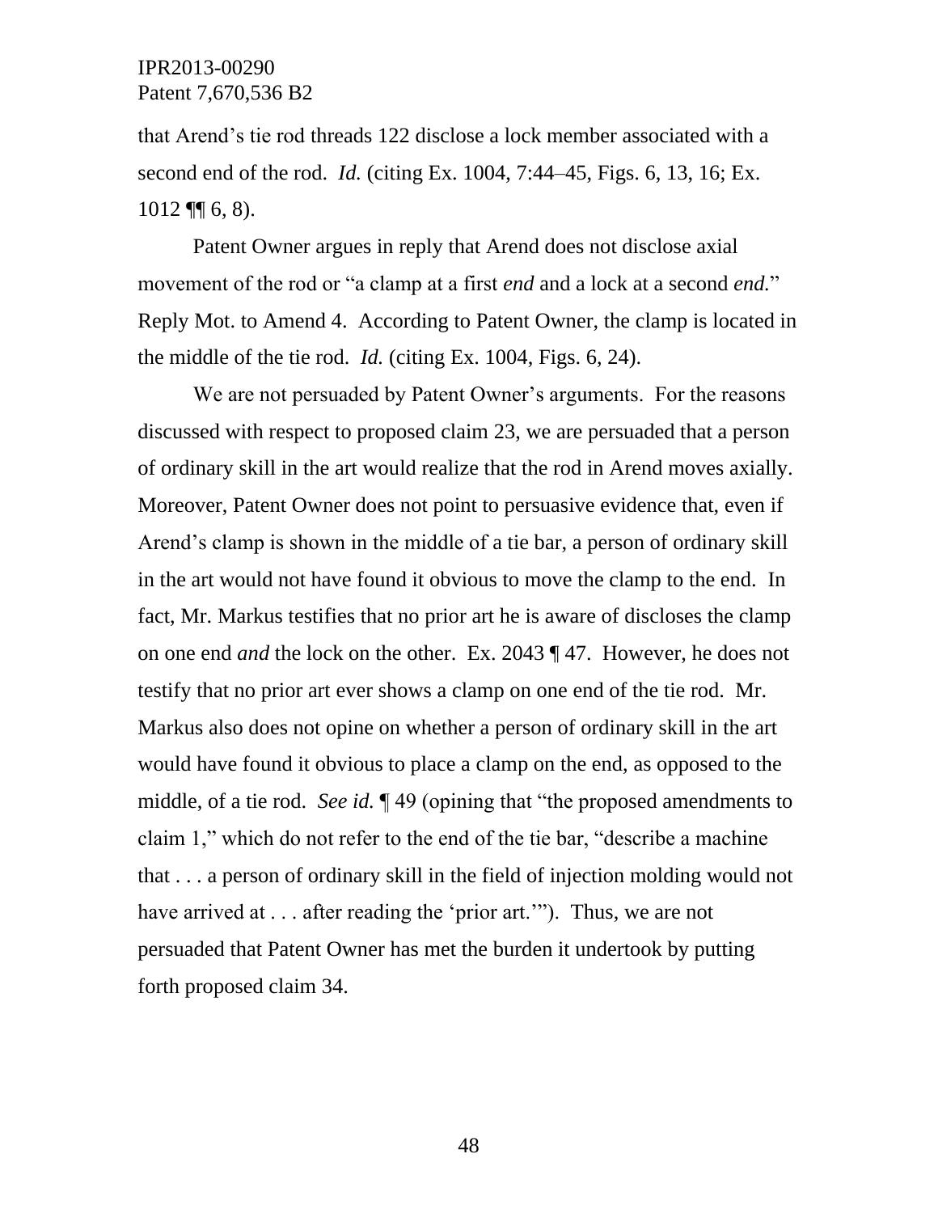that Arend's tie rod threads 122 disclose a lock member associated with a second end of the rod. *Id.* (citing Ex. 1004, 7:44–45, Figs. 6, 13, 16; Ex. 1012 ¶¶ 6, 8).

Patent Owner argues in reply that Arend does not disclose axial movement of the rod or "a clamp at a first *end* and a lock at a second *end.*" Reply Mot. to Amend 4. According to Patent Owner, the clamp is located in the middle of the tie rod. *Id.* (citing Ex. 1004, Figs. 6, 24).

We are not persuaded by Patent Owner's arguments. For the reasons discussed with respect to proposed claim 23, we are persuaded that a person of ordinary skill in the art would realize that the rod in Arend moves axially. Moreover, Patent Owner does not point to persuasive evidence that, even if Arend's clamp is shown in the middle of a tie bar, a person of ordinary skill in the art would not have found it obvious to move the clamp to the end. In fact, Mr. Markus testifies that no prior art he is aware of discloses the clamp on one end *and* the lock on the other. Ex. 2043 ¶ 47. However, he does not testify that no prior art ever shows a clamp on one end of the tie rod. Mr. Markus also does not opine on whether a person of ordinary skill in the art would have found it obvious to place a clamp on the end, as opposed to the middle, of a tie rod. *See id.* ¶ 49 (opining that "the proposed amendments to claim 1," which do not refer to the end of the tie bar, "describe a machine that . . . a person of ordinary skill in the field of injection molding would not have arrived at . . . after reading the 'prior art.'"). Thus, we are not persuaded that Patent Owner has met the burden it undertook by putting forth proposed claim 34.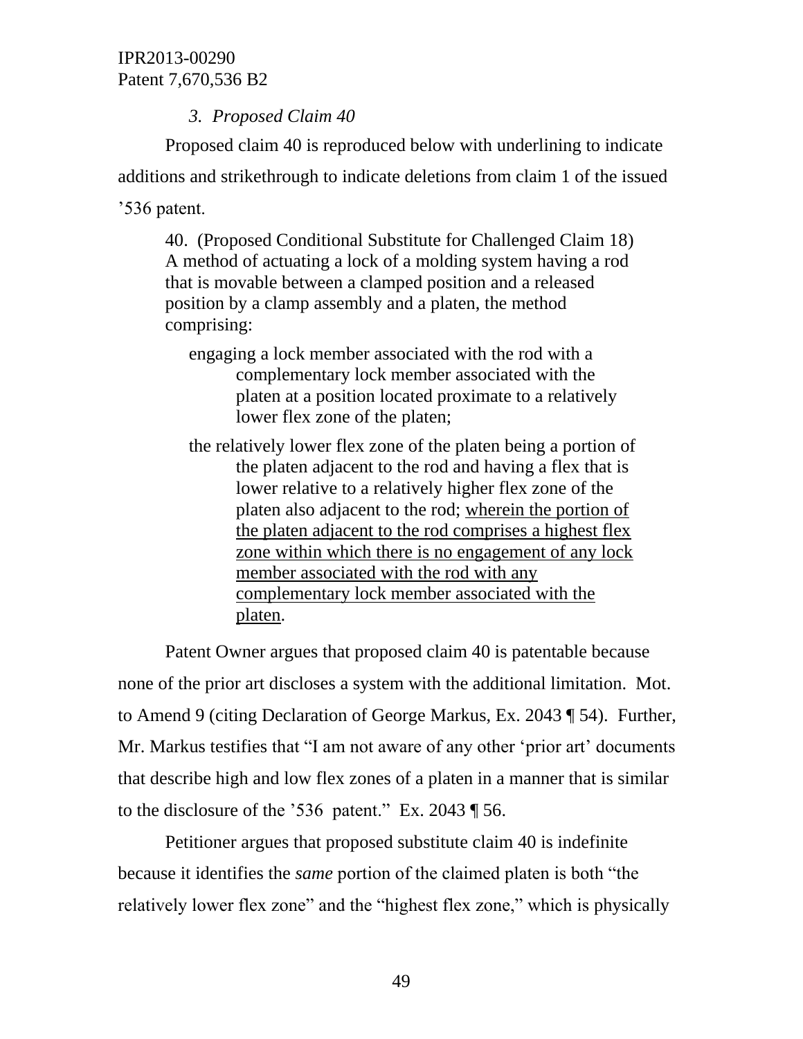### 3. *Proposed Claim 40*

Proposed claim 40 is reproduced below with underlining to indicate additions and strikethrough to indicate deletions from claim 1 of the issued '536 patent.

> 40. (Proposed Conditional Substitute for Challenged Claim 18) A method of actuating a lock of a molding system having a rod that is movable between a clamped position and a released position by a clamp assembly and a platen, the method comprising:
>
> engaging a lock member associated with the rod with a complementary lock member associated with the platen at a position located proximate to a relatively lower flex zone of the platen;
>
> the relatively lower flex zone of the platen being a portion of the platen adjacent to the rod and having a flex that is lower relative to a relatively higher flex zone of the platen also adjacent to the rod; <u>wherein the portion of the platen adjacent to the rod comprises a highest flex zone within which there is no engagement of any lock member associated with the rod with any complementary lock member associated with the platen</u>.

Patent Owner argues that proposed claim 40 is patentable because none of the prior art discloses a system with the additional limitation. Mot. to Amend 9 (citing Declaration of George Markus, Ex. 2043 ¶ 54). Further, Mr. Markus testifies that "I am not aware of any other 'prior art' documents that describe high and low flex zones of a platen in a manner that is similar to the disclosure of the '536 patent." Ex. 2043 ¶ 56.

Petitioner argues that proposed substitute claim 40 is indefinite because it identifies the *same* portion of the claimed platen is both "the relatively lower flex zone" and the "highest flex zone," which is physically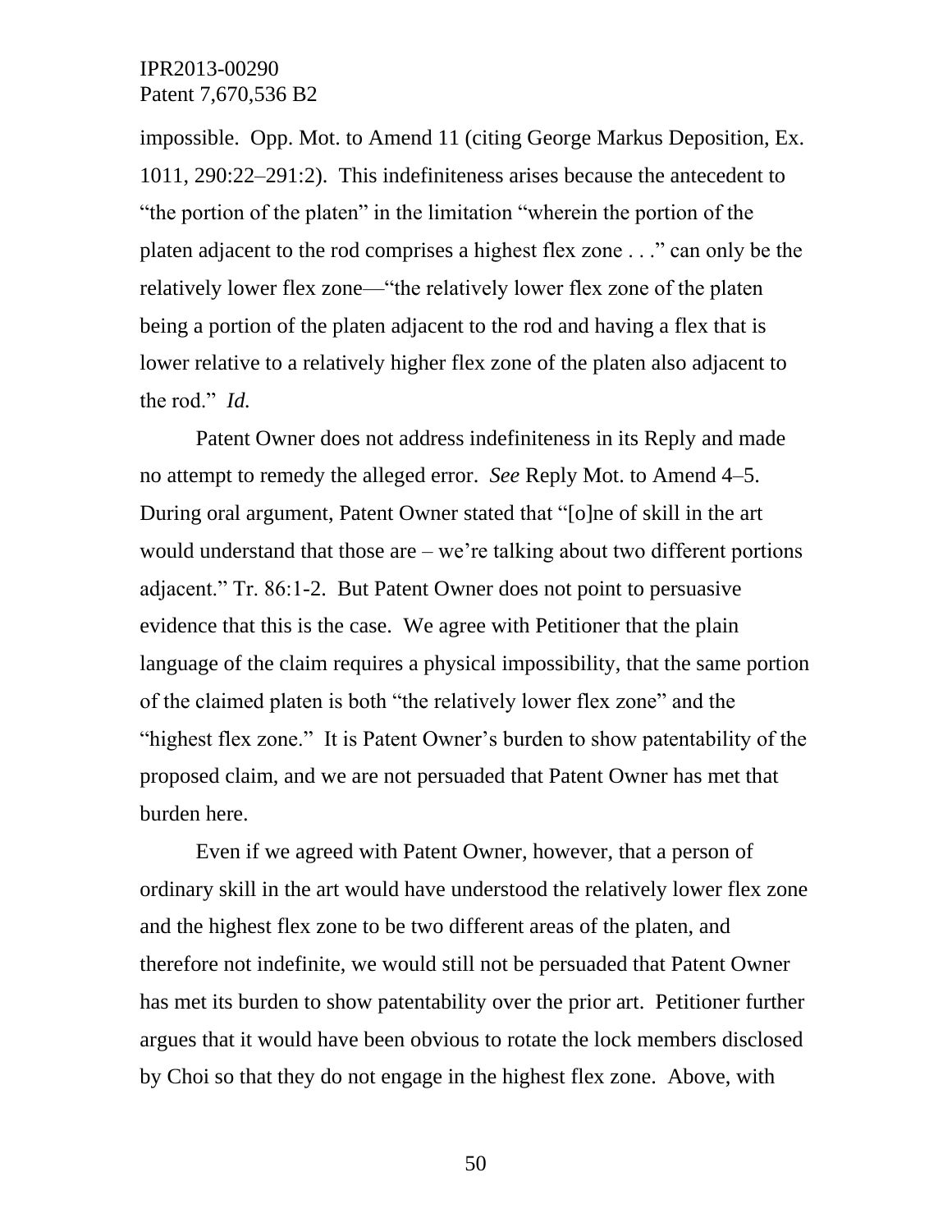impossible. Opp. Mot. to Amend 11 (citing George Markus Deposition, Ex. 1011, 290:22–291:2). This indefiniteness arises because the antecedent to "the portion of the platen" in the limitation "wherein the portion of the platen adjacent to the rod comprises a highest flex zone . . ." can only be the relatively lower flex zone—"the relatively lower flex zone of the platen being a portion of the platen adjacent to the rod and having a flex that is lower relative to a relatively higher flex zone of the platen also adjacent to the rod." *Id.*

Patent Owner does not address indefiniteness in its Reply and made no attempt to remedy the alleged error. *See* Reply Mot. to Amend 4–5. During oral argument, Patent Owner stated that "[o]ne of skill in the art would understand that those are – we're talking about two different portions adjacent." Tr. 86:1-2. But Patent Owner does not point to persuasive evidence that this is the case. We agree with Petitioner that the plain language of the claim requires a physical impossibility, that the same portion of the claimed platen is both "the relatively lower flex zone" and the "highest flex zone." It is Patent Owner's burden to show patentability of the proposed claim, and we are not persuaded that Patent Owner has met that burden here.

Even if we agreed with Patent Owner, however, that a person of ordinary skill in the art would have understood the relatively lower flex zone and the highest flex zone to be two different areas of the platen, and therefore not indefinite, we would still not be persuaded that Patent Owner has met its burden to show patentability over the prior art. Petitioner further argues that it would have been obvious to rotate the lock members disclosed by Choi so that they do not engage in the highest flex zone. Above, with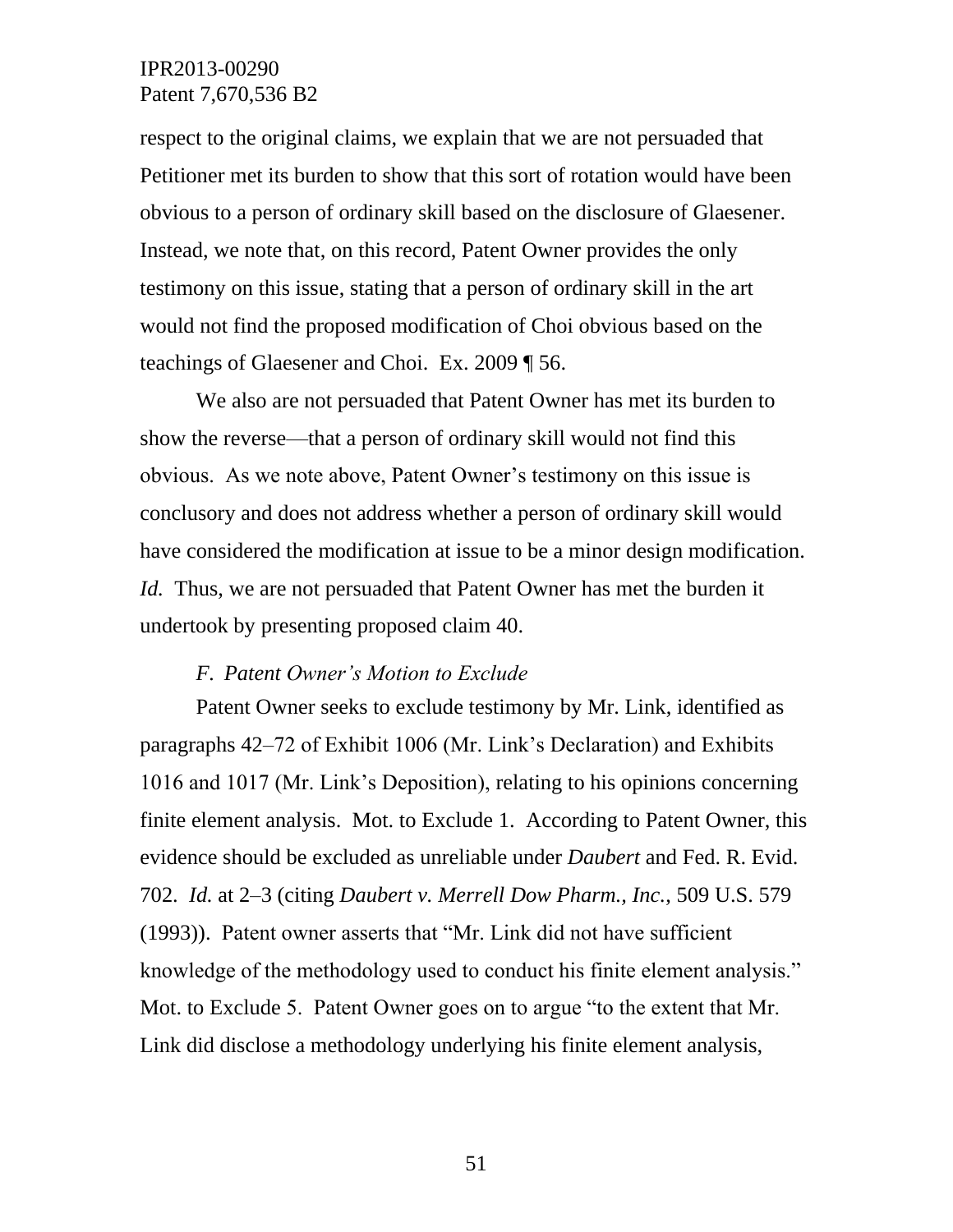respect to the original claims, we explain that we are not persuaded that Petitioner met its burden to show that this sort of rotation would have been obvious to a person of ordinary skill based on the disclosure of Glaesener. Instead, we note that, on this record, Patent Owner provides the only testimony on this issue, stating that a person of ordinary skill in the art would not find the proposed modification of Choi obvious based on the teachings of Glaesener and Choi. Ex. 2009 ¶ 56.

We also are not persuaded that Patent Owner has met its burden to show the reverse—that a person of ordinary skill would not find this obvious. As we note above, Patent Owner's testimony on this issue is conclusory and does not address whether a person of ordinary skill would have considered the modification at issue to be a minor design modification. *Id.* Thus, we are not persuaded that Patent Owner has met the burden it undertook by presenting proposed claim 40.

### *F. Patent Owner's Motion to Exclude*

Patent Owner seeks to exclude testimony by Mr. Link, identified as paragraphs 42–72 of Exhibit 1006 (Mr. Link's Declaration) and Exhibits 1016 and 1017 (Mr. Link's Deposition), relating to his opinions concerning finite element analysis. Mot. to Exclude 1. According to Patent Owner, this evidence should be excluded as unreliable under *Daubert* and Fed. R. Evid. 702. *Id.* at 2–3 (citing *Daubert v. Merrell Dow Pharm., Inc.*, 509 U.S. 579 (1993)). Patent owner asserts that "Mr. Link did not have sufficient knowledge of the methodology used to conduct his finite element analysis." Mot. to Exclude 5. Patent Owner goes on to argue "to the extent that Mr. Link did disclose a methodology underlying his finite element analysis,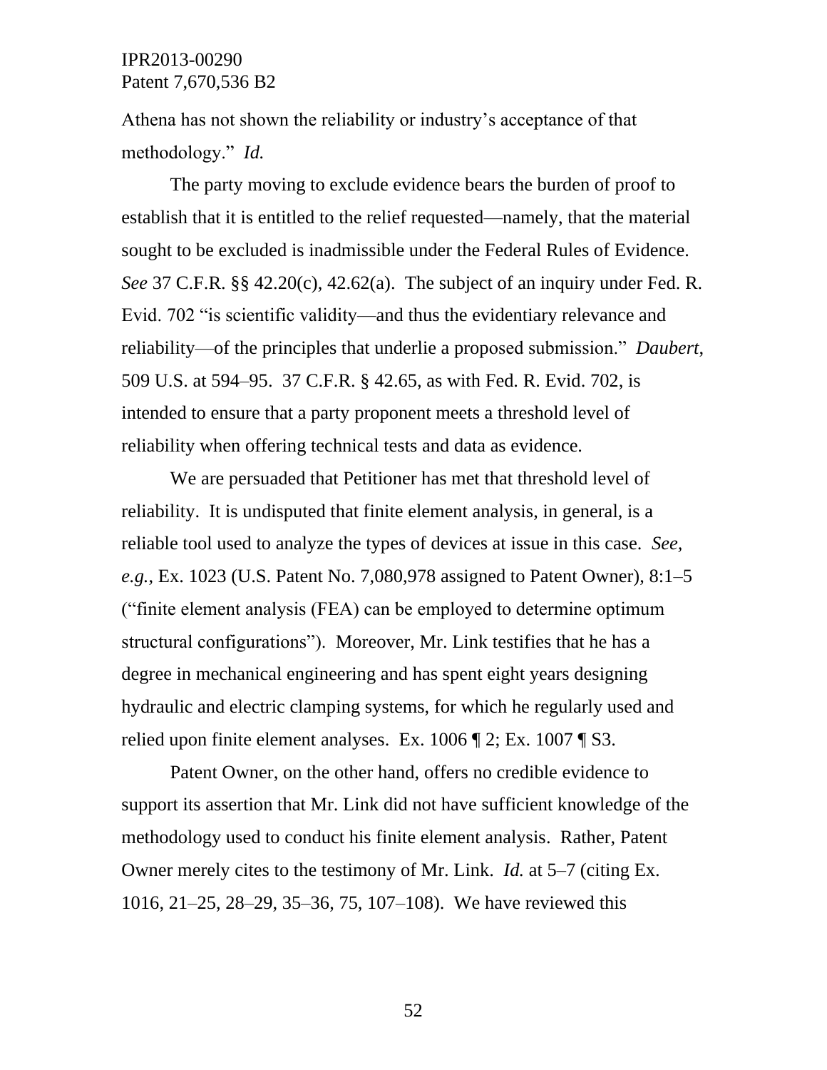Athena has not shown the reliability or industry's acceptance of that methodology." *Id.*

The party moving to exclude evidence bears the burden of proof to establish that it is entitled to the relief requested—namely, that the material sought to be excluded is inadmissible under the Federal Rules of Evidence. *See* 37 C.F.R. §§ 42.20(c), 42.62(a). The subject of an inquiry under Fed. R. Evid. 702 "is scientific validity—and thus the evidentiary relevance and reliability—of the principles that underlie a proposed submission." *Daubert*, 509 U.S. at 594–95. 37 C.F.R. § 42.65, as with Fed. R. Evid. 702, is intended to ensure that a party proponent meets a threshold level of reliability when offering technical tests and data as evidence.

We are persuaded that Petitioner has met that threshold level of reliability. It is undisputed that finite element analysis, in general, is a reliable tool used to analyze the types of devices at issue in this case. *See, e.g.*, Ex. 1023 (U.S. Patent No. 7,080,978 assigned to Patent Owner), 8:1–5 ("finite element analysis (FEA) can be employed to determine optimum structural configurations"). Moreover, Mr. Link testifies that he has a degree in mechanical engineering and has spent eight years designing hydraulic and electric clamping systems, for which he regularly used and relied upon finite element analyses. Ex. 1006 ¶ 2; Ex. 1007 ¶ S3.

Patent Owner, on the other hand, offers no credible evidence to support its assertion that Mr. Link did not have sufficient knowledge of the methodology used to conduct his finite element analysis. Rather, Patent Owner merely cites to the testimony of Mr. Link. *Id.* at 5–7 (citing Ex. 1016, 21–25, 28–29, 35–36, 75, 107–108). We have reviewed this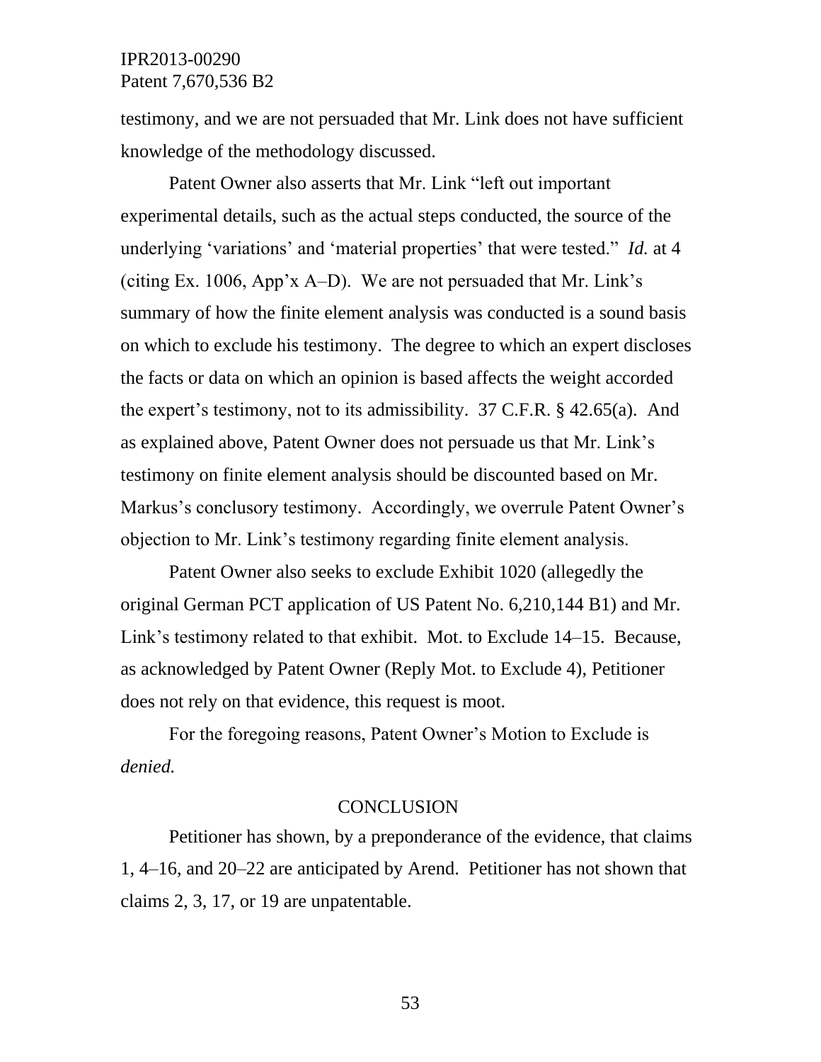testimony, and we are not persuaded that Mr. Link does not have sufficient knowledge of the methodology discussed.

Patent Owner also asserts that Mr. Link "left out important experimental details, such as the actual steps conducted, the source of the underlying 'variations' and 'material properties' that were tested." *Id.* at 4 (citing Ex. 1006, App'x A–D). We are not persuaded that Mr. Link's summary of how the finite element analysis was conducted is a sound basis on which to exclude his testimony. The degree to which an expert discloses the facts or data on which an opinion is based affects the weight accorded the expert's testimony, not to its admissibility. 37 C.F.R. § 42.65(a). And as explained above, Patent Owner does not persuade us that Mr. Link's testimony on finite element analysis should be discounted based on Mr. Markus's conclusory testimony. Accordingly, we overrule Patent Owner's objection to Mr. Link's testimony regarding finite element analysis.

Patent Owner also seeks to exclude Exhibit 1020 (allegedly the original German PCT application of US Patent No. 6,210,144 B1) and Mr. Link's testimony related to that exhibit. Mot. to Exclude 14–15. Because, as acknowledged by Patent Owner (Reply Mot. to Exclude 4), Petitioner does not rely on that evidence, this request is moot.

For the foregoing reasons, Patent Owner's Motion to Exclude is *denied.*

## CONCLUSION

Petitioner has shown, by a preponderance of the evidence, that claims 1, 4–16, and 20–22 are anticipated by Arend. Petitioner has not shown that claims 2, 3, 17, or 19 are unpatentable.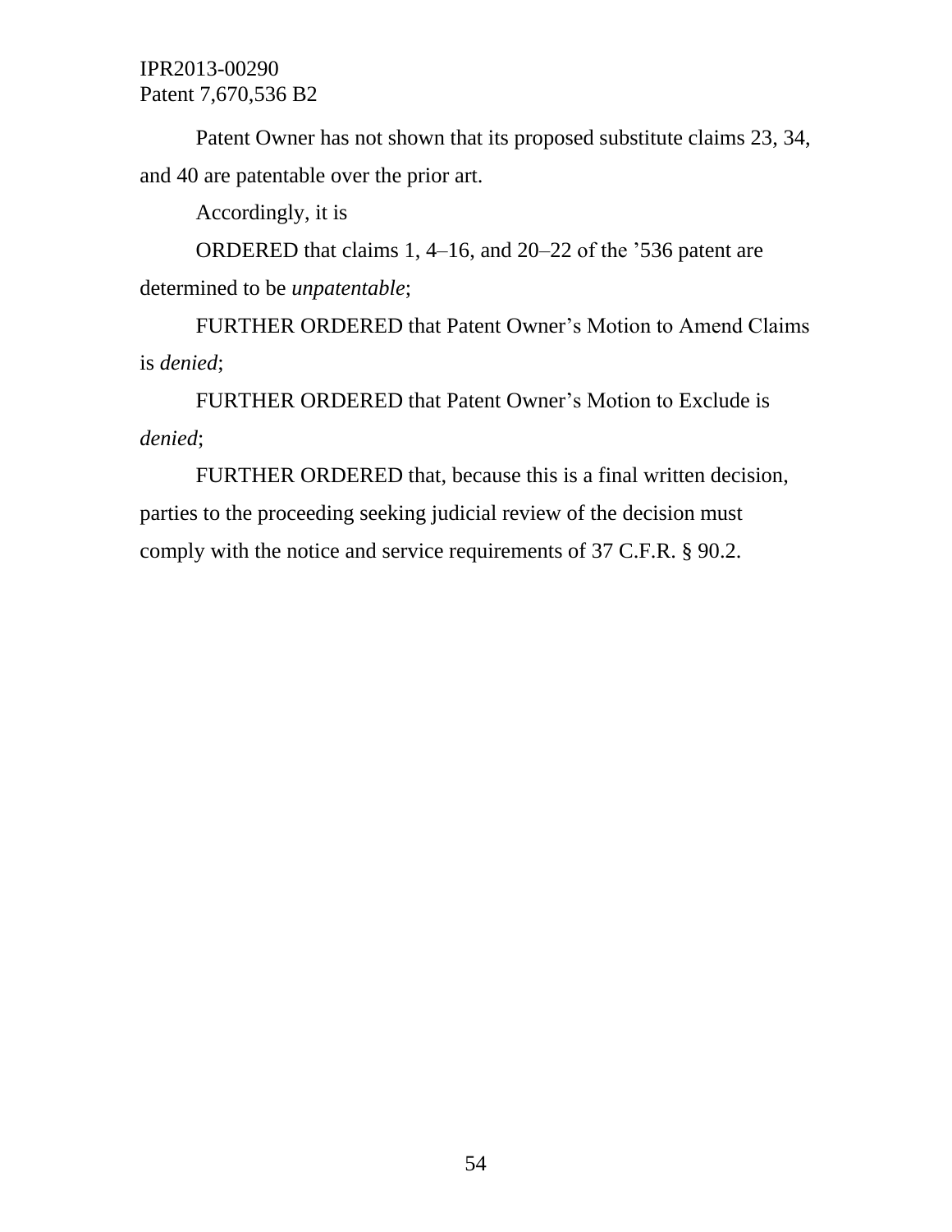Patent Owner has not shown that its proposed substitute claims 23, 34, and 40 are patentable over the prior art.

Accordingly, it is

ORDERED that claims 1, 4–16, and 20–22 of the ’536 patent are determined to be *unpatentable*;

FURTHER ORDERED that Patent Owner’s Motion to Amend Claims is *denied*;

FURTHER ORDERED that Patent Owner’s Motion to Exclude is *denied*;

FURTHER ORDERED that, because this is a final written decision, parties to the proceeding seeking judicial review of the decision must comply with the notice and service requirements of 37 C.F.R. § 90.2.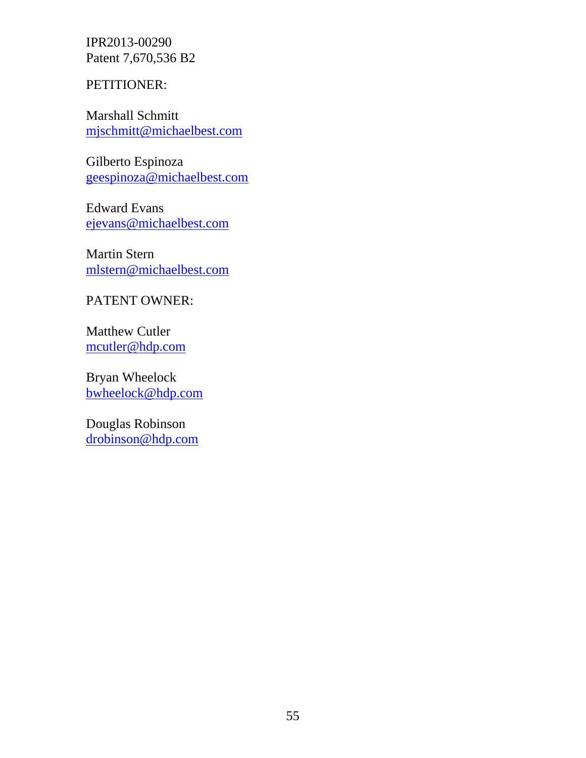IPR2013-00290
Patent 7,670,536 B2

PETITIONER:

Marshall Schmitt
mjschmitt@michaelbest.com

Gilberto Espinoza
geespinoza@michaelbest.com

Edward Evans
ejevans@michaelbest.com

Martin Stern
mlstern@michaelbest.com

PATENT OWNER:

Matthew Cutler
mcutler@hdp.com

Bryan Wheelock
bwheelock@hdp.com

Douglas Robinson
drobinson@hdp.com